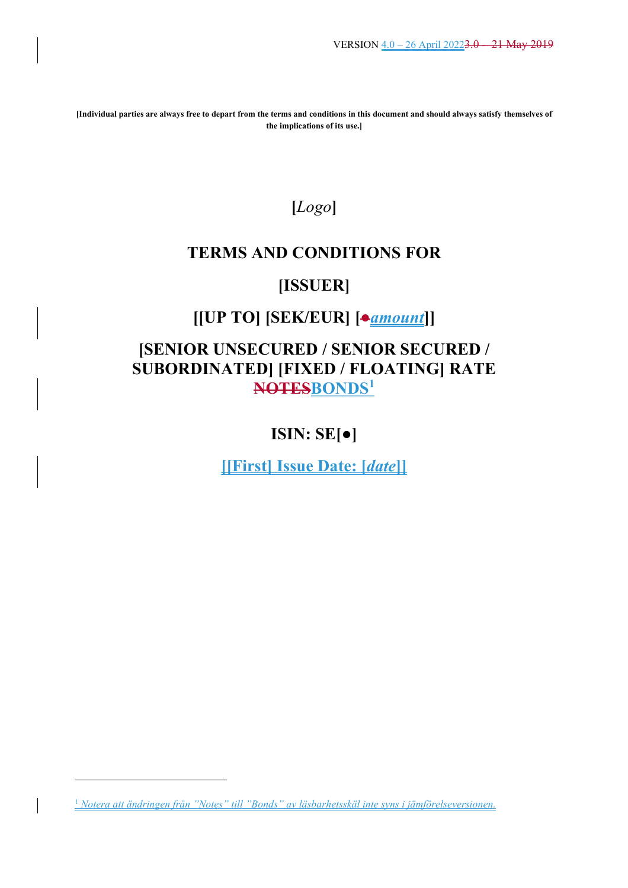VERSION 4.0 – 26 April 2022~~3.0 – 21 May 2019~~

**[Individual parties are always free to depart from the terms and conditions in this document and should always satisfy themselves of the implications of its use.]**

**[*Logo*]**

# TERMS AND CONDITIONS FOR

# [ISSUER]

# [[UP TO] [SEK/EUR] [~~●~~*amount*]]

# [SENIOR UNSECURED / SENIOR SECURED / SUBORDINATED] [FIXED / FLOATING] RATE ~~NOTES~~BONDS[1]

# ISIN: SE[●]

# [[First] Issue Date: [*date*]]

---

[1] *Notera att ändringen från "Notes" till "Bonds" av läsbarhetsskäl inte syns i jämförelseversionen.*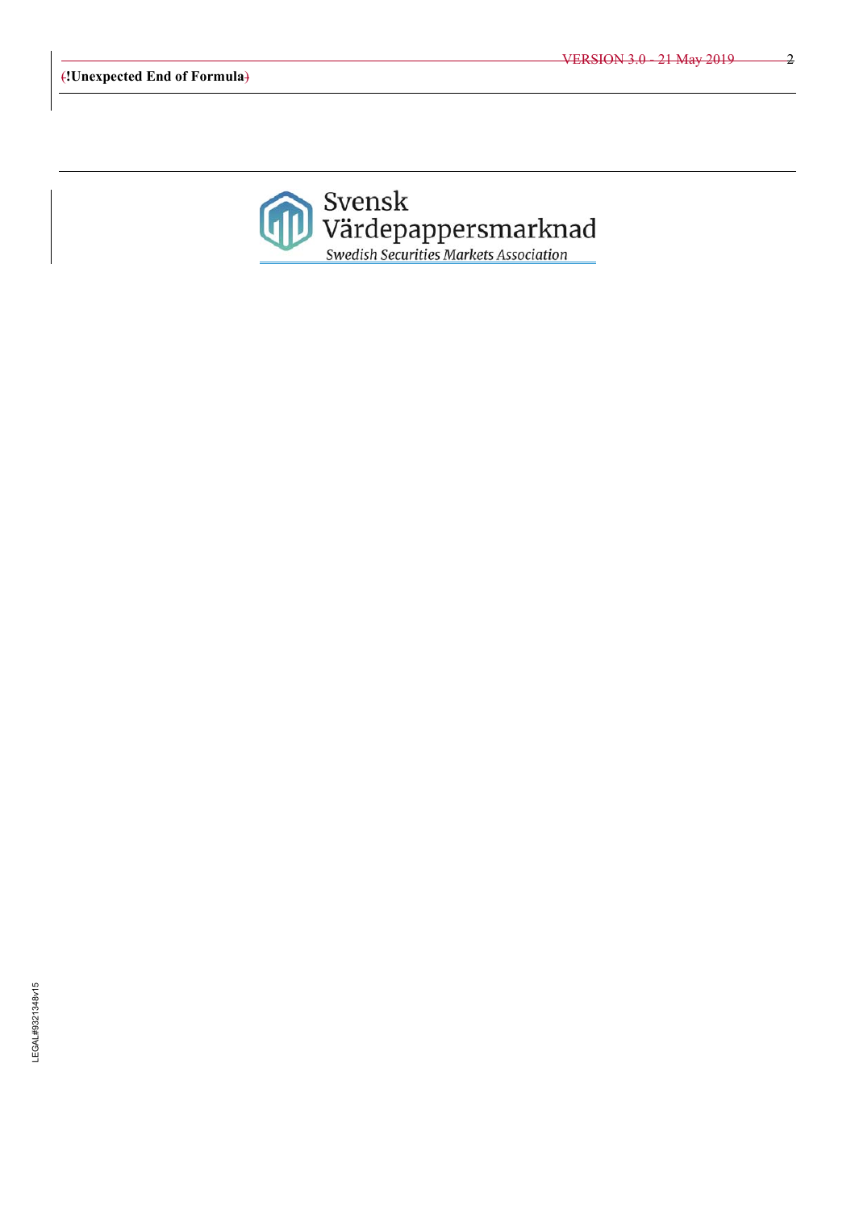(!Unexpected End of Formula)

Svensk Värdepappersmarknad

*Swedish Securities Markets Association*

LEGAL#9321348v15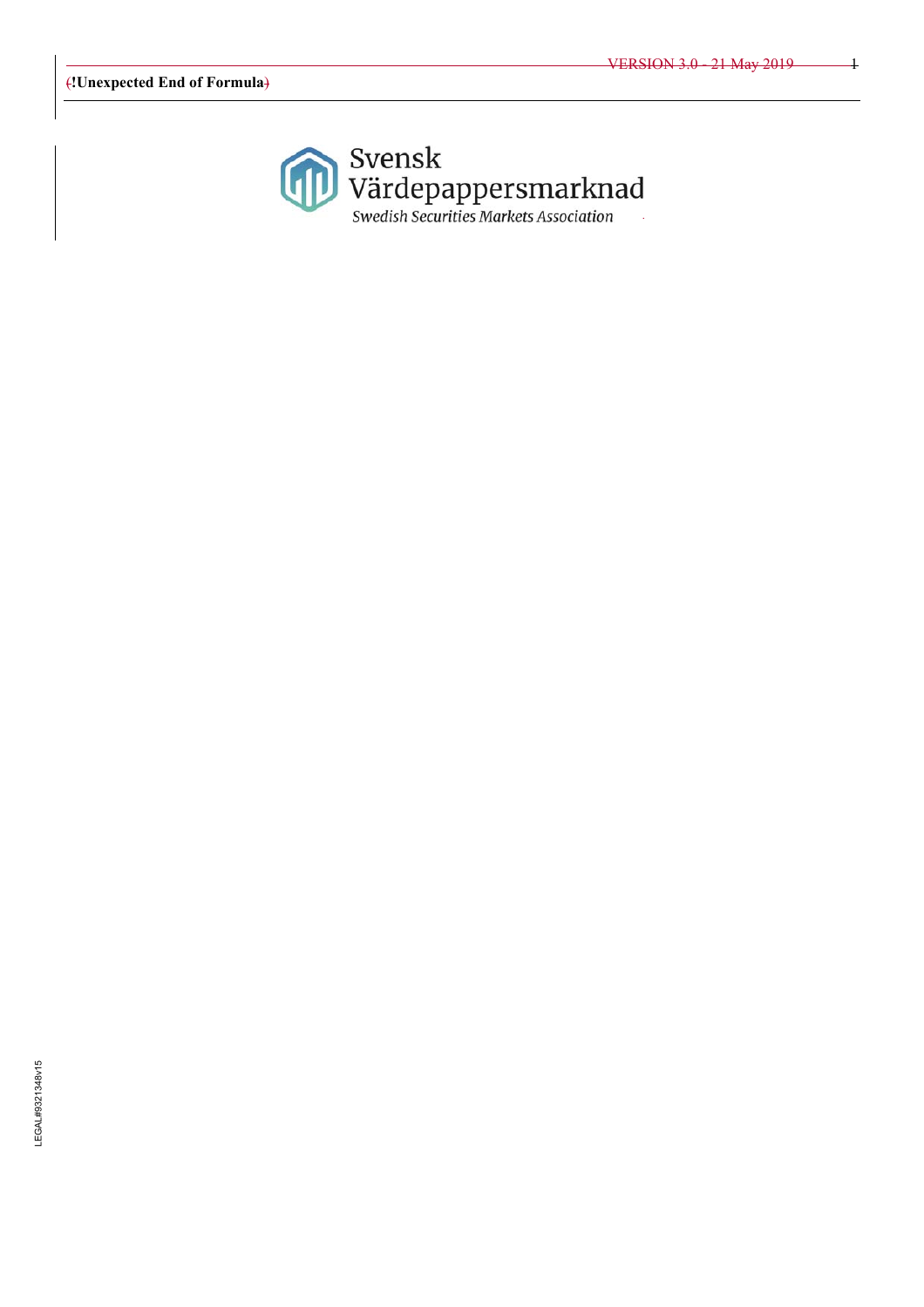Svensk Värdepappersmarknad

Swedish Securities Markets Association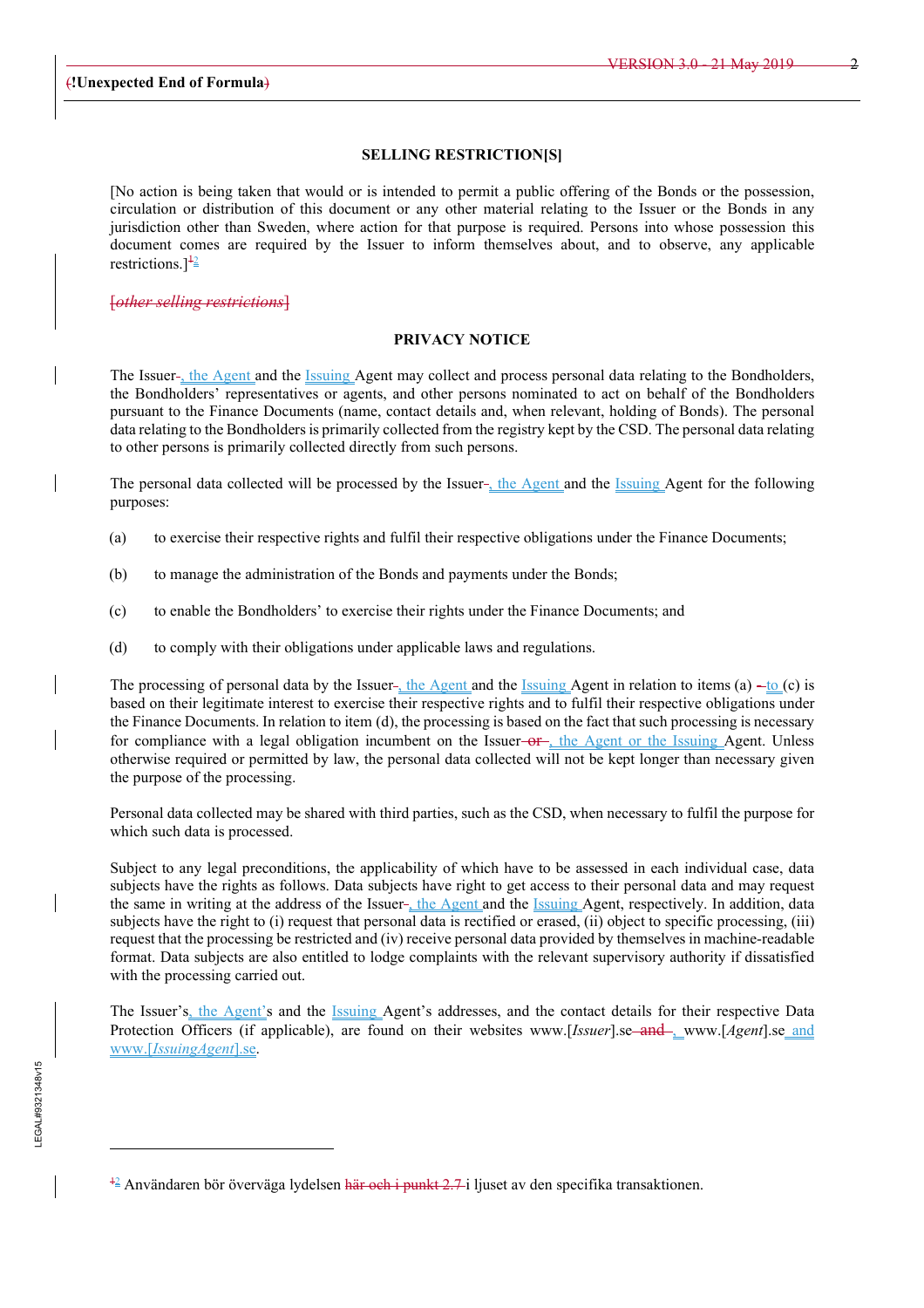(!Unexpected End of Formula)

## SELLING RESTRICTION[S]

[No action is being taken that would or is intended to permit a public offering of the Bonds or the possession, circulation or distribution of this document or any other material relating to the Issuer or the Bonds in any jurisdiction other than Sweden, where action for that purpose is required. Persons into whose possession this document comes are required by the Issuer to inform themselves about, and to observe, any applicable restrictions.][2]

[*other selling restrictions*]

## PRIVACY NOTICE

The Issuer, the Agent and the Issuing Agent may collect and process personal data relating to the Bondholders, the Bondholders' representatives or agents, and other persons nominated to act on behalf of the Bondholders pursuant to the Finance Documents (name, contact details and, when relevant, holding of Bonds). The personal data relating to the Bondholders is primarily collected from the registry kept by the CSD. The personal data relating to other persons is primarily collected directly from such persons.

The personal data collected will be processed by the Issuer, the Agent and the Issuing Agent for the following purposes:

(a) to exercise their respective rights and fulfil their respective obligations under the Finance Documents;

(b) to manage the administration of the Bonds and payments under the Bonds;

(c) to enable the Bondholders' to exercise their rights under the Finance Documents; and

(d) to comply with their obligations under applicable laws and regulations.

The processing of personal data by the Issuer, the Agent and the Issuing Agent in relation to items (a) to (c) is based on their legitimate interest to exercise their respective rights and to fulfil their respective obligations under the Finance Documents. In relation to item (d), the processing is based on the fact that such processing is necessary for compliance with a legal obligation incumbent on the Issuer, the Agent or the Issuing Agent. Unless otherwise required or permitted by law, the personal data collected will not be kept longer than necessary given the purpose of the processing.

Personal data collected may be shared with third parties, such as the CSD, when necessary to fulfil the purpose for which such data is processed.

Subject to any legal preconditions, the applicability of which have to be assessed in each individual case, data subjects have the rights as follows. Data subjects have right to get access to their personal data and may request the same in writing at the address of the Issuer, the Agent and the Issuing Agent, respectively. In addition, data subjects have the right to (i) request that personal data is rectified or erased, (ii) object to specific processing, (iii) request that the processing be restricted and (iv) receive personal data provided by themselves in machine-readable format. Data subjects are also entitled to lodge complaints with the relevant supervisory authority if dissatisfied with the processing carried out.

The Issuer's, the Agent's and the Issuing Agent's addresses, and the contact details for their respective Data Protection Officers (if applicable), are found on their websites www.[*Issuer*].se, www.[*Agent*].se and www.[*IssuingAgent*].se.

---

[2] Användaren bör överväga lydelsen i ljuset av den specifika transaktionen.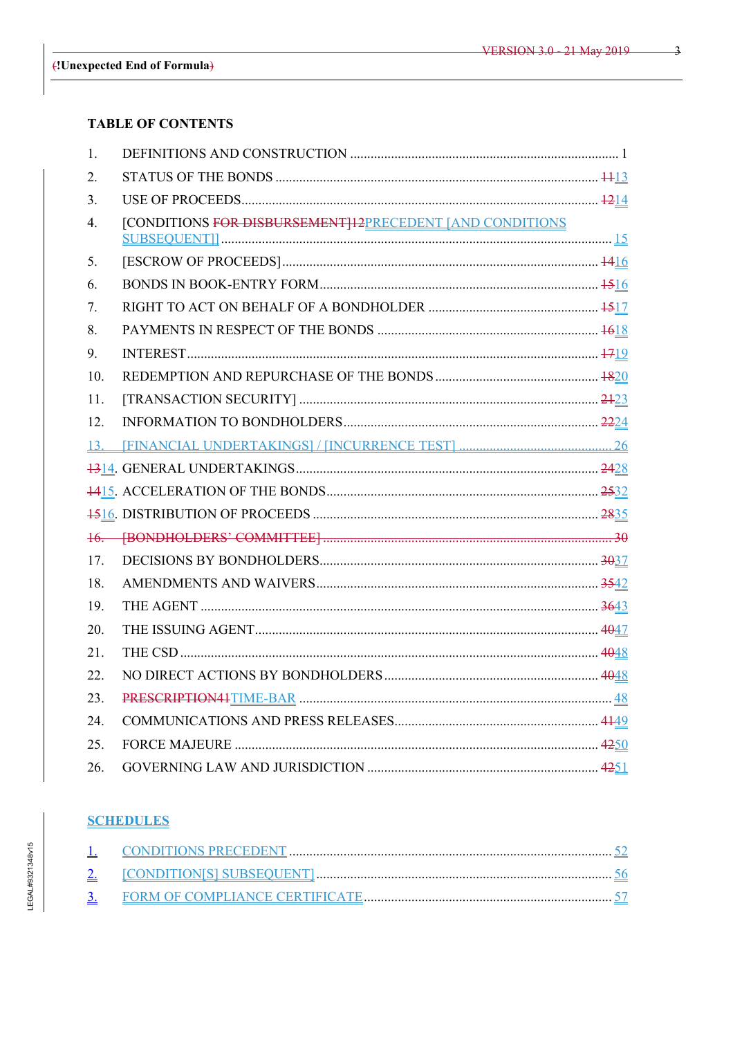## TABLE OF CONTENTS

| | | |
|---|---|---|
| 1. | DEFINITIONS AND CONSTRUCTION | 1 |
| 2. | STATUS OF THE BONDS | 1113 |
| 3. | USE OF PROCEEDS | 1214 |
| 4. | [CONDITIONS FOR DISBURSEMENT]12PRECEDENT [AND CONDITIONS SUBSEQUENT]] | 15 |
| 5. | [ESCROW OF PROCEEDS] | 1416 |
| 6. | BONDS IN BOOK-ENTRY FORM | 1516 |
| 7. | RIGHT TO ACT ON BEHALF OF A BONDHOLDER | 1517 |
| 8. | PAYMENTS IN RESPECT OF THE BONDS | 1618 |
| 9. | INTEREST | 1719 |
| 10. | REDEMPTION AND REPURCHASE OF THE BONDS | 1820 |
| 11. | [TRANSACTION SECURITY] | 2123 |
| 12. | INFORMATION TO BONDHOLDERS | 2224 |
| 13. | [FINANCIAL UNDERTAKINGS] / [INCURRENCE TEST] | 26 |
| 1314. | GENERAL UNDERTAKINGS | 2428 |
| 1415. | ACCELERATION OF THE BONDS | 2532 |
| 1516. | DISTRIBUTION OF PROCEEDS | 2835 |
| 16. | [BONDHOLDERS' COMMITTEE] | 30 |
| 17. | DECISIONS BY BONDHOLDERS | 3037 |
| 18. | AMENDMENTS AND WAIVERS | 3542 |
| 19. | THE AGENT | 3643 |
| 20. | THE ISSUING AGENT | 4047 |
| 21. | THE CSD | 4048 |
| 22. | NO DIRECT ACTIONS BY BONDHOLDERS | 4048 |
| 23. | PRESCRIPTION41TIME-BAR | 48 |
| 24. | COMMUNICATIONS AND PRESS RELEASES | 4149 |
| 25. | FORCE MAJEURE | 4250 |
| 26. | GOVERNING LAW AND JURISDICTION | 4251 |

## SCHEDULES

| | | |
|---|---|---|
| 1. | CONDITIONS PRECEDENT | 52 |
| 2. | [CONDITION[S] SUBSEQUENT] | 56 |
| 3. | FORM OF COMPLIANCE CERTIFICATE | 57 |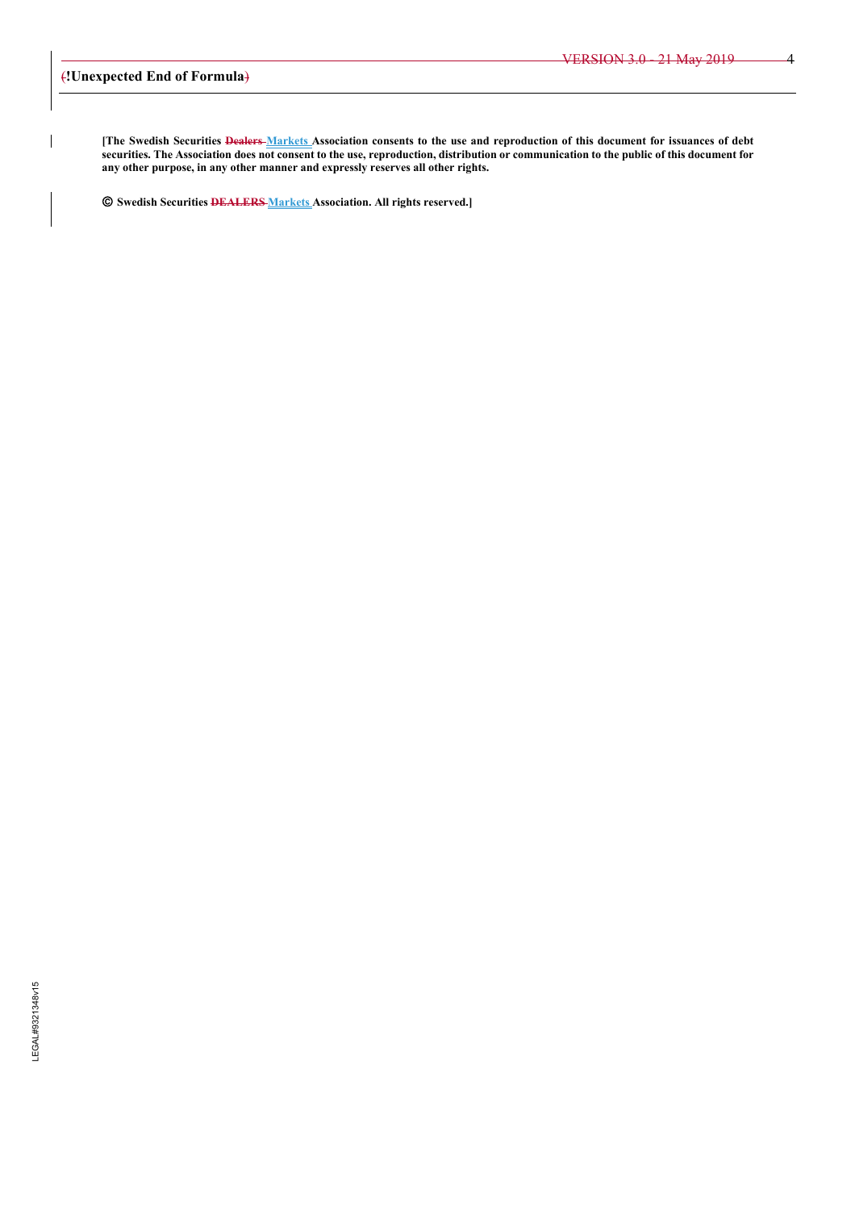**[The Swedish Securities ~~Dealers~~ Markets Association consents to the use and reproduction of this document for issuances of debt securities. The Association does not consent to the use, reproduction, distribution or communication to the public of this document for any other purpose, in any other manner and expressly reserves all other rights.**

**© Swedish Securities ~~DEALERS~~ Markets Association. All rights reserved.]**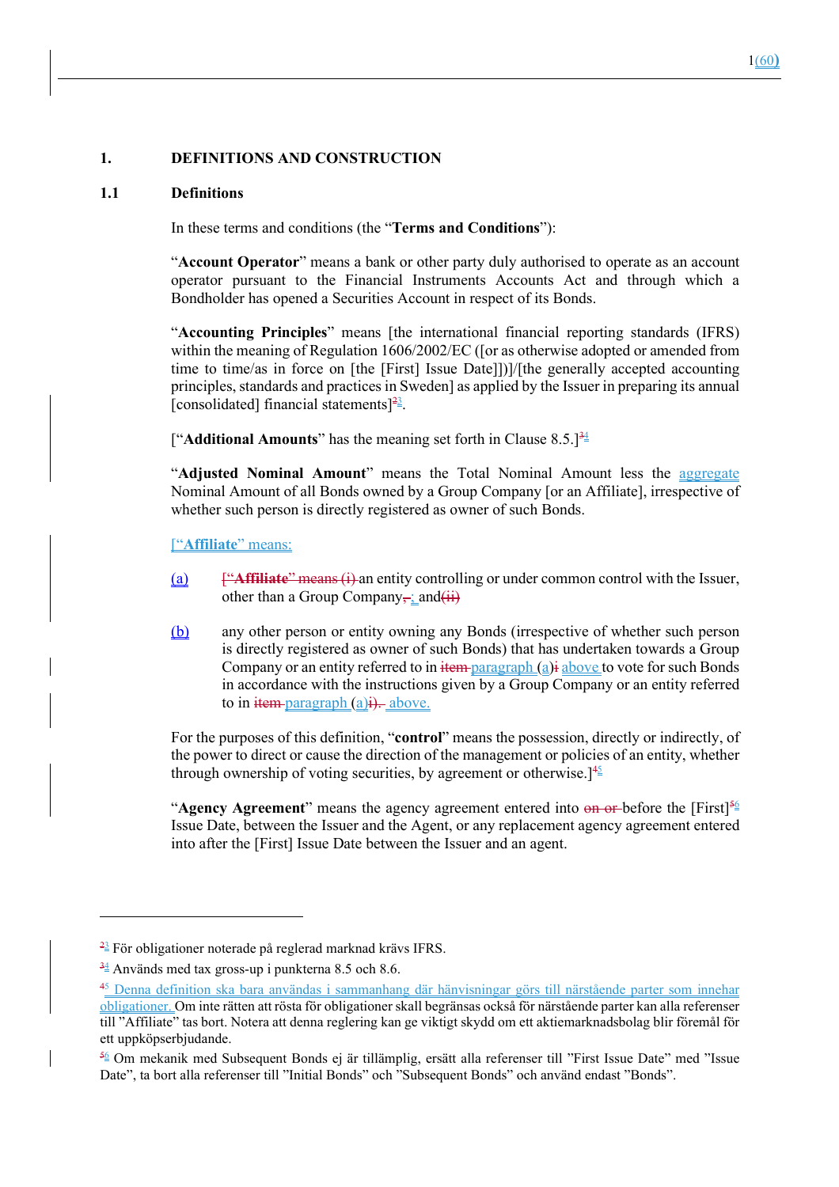## 1. DEFINITIONS AND CONSTRUCTION

### 1.1 Definitions

In these terms and conditions (the "**Terms and Conditions**"):

"**Account Operator**" means a bank or other party duly authorised to operate as an account operator pursuant to the Financial Instruments Accounts Act and through which a Bondholder has opened a Securities Account in respect of its Bonds.

"**Accounting Principles**" means [the international financial reporting standards (IFRS) within the meaning of Regulation 1606/2002/EC ([or as otherwise adopted or amended from time to time/as in force on [the [First] Issue Date]])]/[the generally accepted accounting principles, standards and practices in Sweden] as applied by the Issuer in preparing its annual [consolidated] financial statements][3].

["**Additional Amounts**" has the meaning set forth in Clause 8.5.][4]

"**Adjusted Nominal Amount**" means the Total Nominal Amount less the aggregate Nominal Amount of all Bonds owned by a Group Company [or an Affiliate], irrespective of whether such person is directly registered as owner of such Bonds.

["**Affiliate**" means:

(a) an entity controlling or under common control with the Issuer, other than a Group Company; and

(b) any other person or entity owning any Bonds (irrespective of whether such person is directly registered as owner of such Bonds) that has undertaken towards a Group Company or an entity referred to in paragraph (a) above to vote for such Bonds in accordance with the instructions given by a Group Company or an entity referred to in paragraph (a) above.

For the purposes of this definition, "**control**" means the possession, directly or indirectly, of the power to direct or cause the direction of the management or policies of an entity, whether through ownership of voting securities, by agreement or otherwise.][5]

"**Agency Agreement**" means the agency agreement entered into before the [First][6] Issue Date, between the Issuer and the Agent, or any replacement agency agreement entered into after the [First] Issue Date between the Issuer and an agent.

---

[3] För obligationer noterade på reglerad marknad krävs IFRS.

[4] Används med tax gross-up i punkterna 8.5 och 8.6.

[5] Denna definition ska bara användas i sammanhang där hänvisningar görs till närstående parter som innehar obligationer. Om inte rätten att rösta för obligationer skall begränsas också för närstående parter kan alla referenser till "Affiliate" tas bort. Notera att denna reglering kan ge viktigt skydd om ett aktiemarknadsbolag blir föremål för ett uppköpserbjudande.

[6] Om mekanik med Subsequent Bonds ej är tillämplig, ersätt alla referenser till "First Issue Date" med "Issue Date", ta bort alla referenser till "Initial Bonds" och "Subsequent Bonds" och använd endast "Bonds".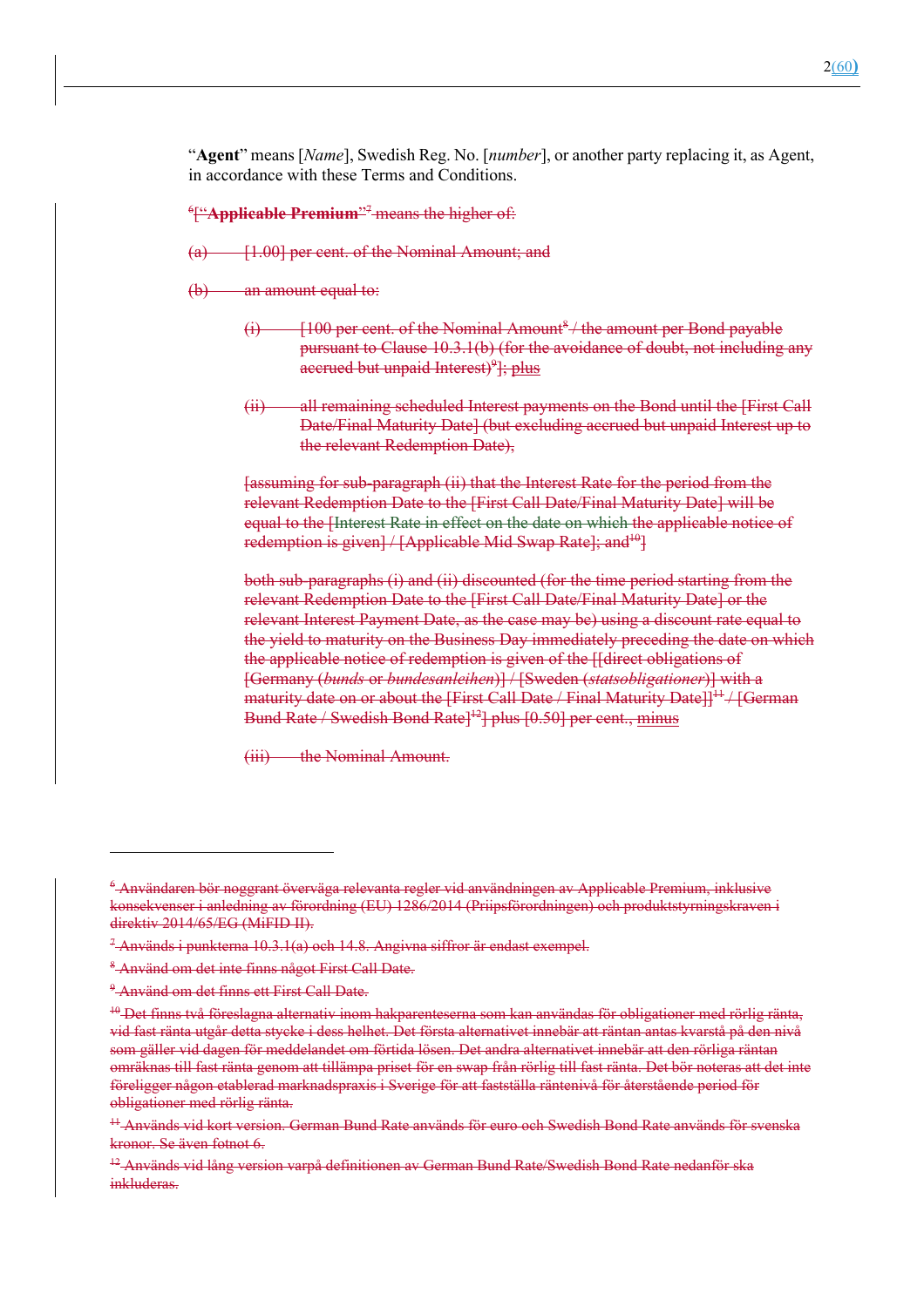"**Agent**" means [*Name*], Swedish Reg. No. [*number*], or another party replacing it, as Agent, in accordance with these Terms and Conditions.

[6]["**Applicable Premium**"[7] means the higher of:

(a) [1.00] per cent. of the Nominal Amount; and

(b) an amount equal to:

(i) [100 per cent. of the Nominal Amount[8] / the amount per Bond payable pursuant to Clause 10.3.1(b) (for the avoidance of doubt, not including any accrued but unpaid Interest)[9]]; plus

(ii) all remaining scheduled Interest payments on the Bond until the [First Call Date/Final Maturity Date] (but excluding accrued but unpaid Interest up to the relevant Redemption Date),

[assuming for sub-paragraph (ii) that the Interest Rate for the period from the relevant Redemption Date to the [First Call Date/Final Maturity Date] will be equal to the [Interest Rate in effect on the date on which the applicable notice of redemption is given] / [Applicable Mid Swap Rate]; and[10]]

both sub-paragraphs (i) and (ii) discounted (for the time period starting from the relevant Redemption Date to the [First Call Date/Final Maturity Date] or the relevant Interest Payment Date, as the case may be) using a discount rate equal to the yield to maturity on the Business Day immediately preceding the date on which the applicable notice of redemption is given of the [[direct obligations of [Germany (*bunds* or *bundesanleihen*)] / [Sweden (*statsobligationer*)] with a maturity date on or about the [First Call Date / Final Maturity Date]][11] / [German Bund Rate / Swedish Bond Rate][12]] plus [0.50] per cent., minus

(iii) the Nominal Amount.

---

[6] Användaren bör noggrant överväga relevanta regler vid användningen av Applicable Premium, inklusive konsekvenser i anledning av förordning (EU) 1286/2014 (Priipsförordningen) och produktstyrningskraven i direktiv 2014/65/EG (MiFID II).

[7] Används i punkterna 10.3.1(a) och 14.8. Angivna siffror är endast exempel.

[8] Använd om det inte finns något First Call Date.

[9] Använd om det finns ett First Call Date.

[10] Det finns två föreslagna alternativ inom hakparenteserna som kan användas för obligationer med rörlig ränta, vid fast ränta utgår detta stycke i dess helhet. Det första alternativet innebär att räntan antas kvarstå på den nivå som gäller vid dagen för meddelandet om förtida lösen. Det andra alternativet innebär att den rörliga räntan omräknas till fast ränta genom att tillämpa priset för en swap från rörlig till fast ränta. Det bör noteras att det inte föreligger någon etablerad marknadspraxis i Sverige för att fastställa räntenivå för återstående period för obligationer med rörlig ränta.

[11] Används vid kort version. German Bund Rate används för euro och Swedish Bond Rate används för svenska kronor. Se även fotnot 6.

[12] Används vid lång version varpå definitionen av German Bund Rate/Swedish Bond Rate nedanför ska inkluderas.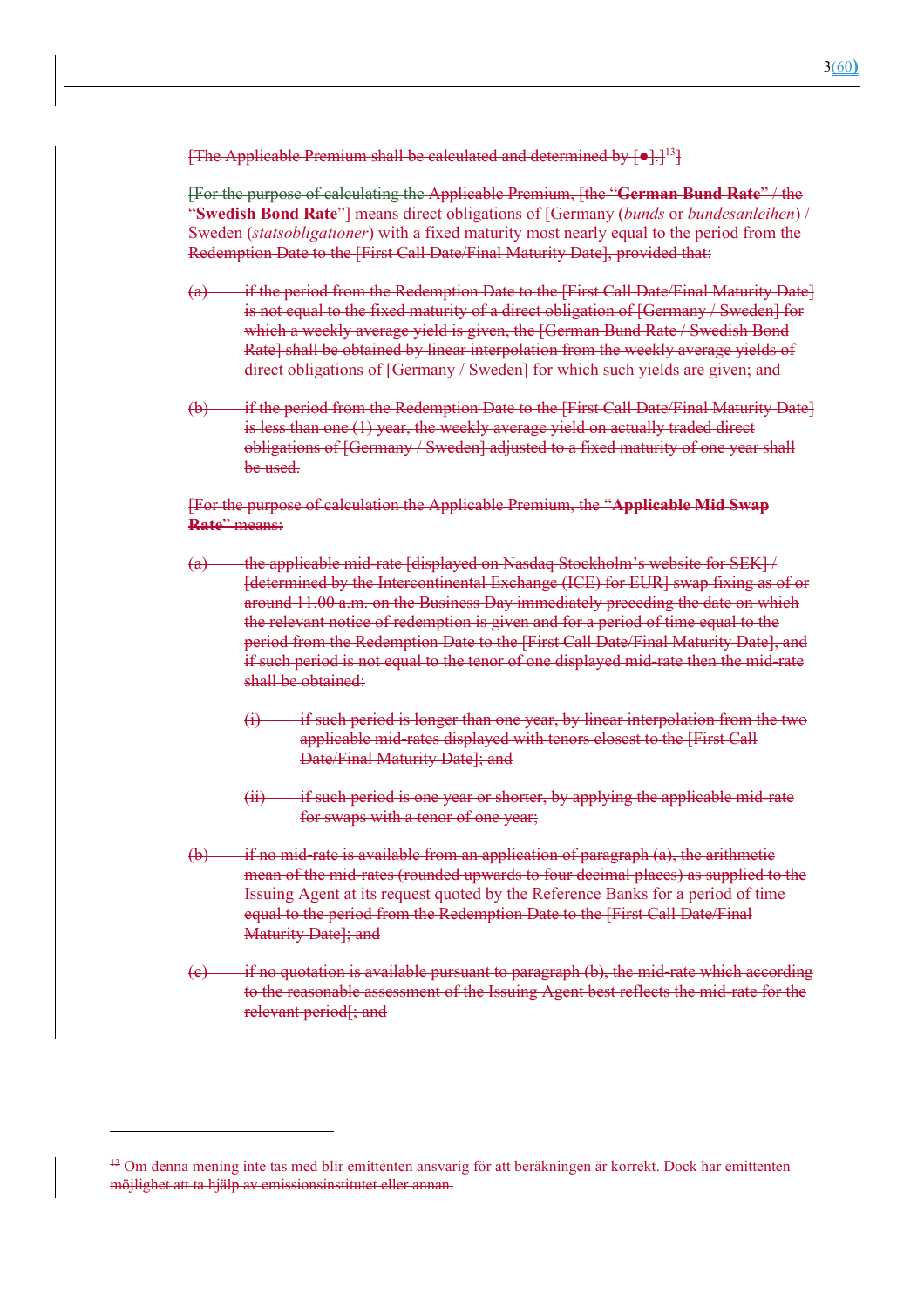[The Applicable Premium shall be calculated and determined by [●].][13]]

[For the purpose of calculating the Applicable Premium, [the "**German Bund Rate**" / the "**Swedish Bond Rate**"] means direct obligations of [Germany (*bunds* or *bundesanleihen*) / Sweden (*statsobligationer*) with a fixed maturity most nearly equal to the period from the Redemption Date to the [First Call Date/Final Maturity Date], provided that:

(a) if the period from the Redemption Date to the [First Call Date/Final Maturity Date] is not equal to the fixed maturity of a direct obligation of [Germany / Sweden] for which a weekly average yield is given, the [German Bund Rate / Swedish Bond Rate] shall be obtained by linear interpolation from the weekly average yields of direct obligations of [Germany / Sweden] for which such yields are given; and

(b) if the period from the Redemption Date to the [First Call Date/Final Maturity Date] is less than one (1) year, the weekly average yield on actually traded direct obligations of [Germany / Sweden] adjusted to a fixed maturity of one year shall be used.

[For the purpose of calculation the Applicable Premium, the "**Applicable Mid Swap Rate**" means:

(a) the applicable mid-rate [displayed on Nasdaq Stockholm's website for SEK] / [determined by the Intercontinental Exchange (ICE) for EUR] swap fixing as of or around 11.00 a.m. on the Business Day immediately preceding the date on which the relevant notice of redemption is given and for a period of time equal to the period from the Redemption Date to the [First Call Date/Final Maturity Date], and if such period is not equal to the tenor of one displayed mid-rate then the mid-rate shall be obtained:

  (i) if such period is longer than one year, by linear interpolation from the two applicable mid-rates displayed with tenors closest to the [First Call Date/Final Maturity Date]; and

  (ii) if such period is one year or shorter, by applying the applicable mid-rate for swaps with a tenor of one year;

(b) if no mid-rate is available from an application of paragraph (a), the arithmetic mean of the mid-rates (rounded upwards to four decimal places) as supplied to the Issuing Agent at its request quoted by the Reference Banks for a period of time equal to the period from the Redemption Date to the [First Call Date/Final Maturity Date]; and

(c) if no quotation is available pursuant to paragraph (b), the mid-rate which according to the reasonable assessment of the Issuing Agent best reflects the mid-rate for the relevant period[; and

---

[13] Om denna mening inte tas med blir emittenten ansvarig för att beräkningen är korrekt. Dock har emittenten möjlighet att ta hjälp av emissionsinstitutet eller annan.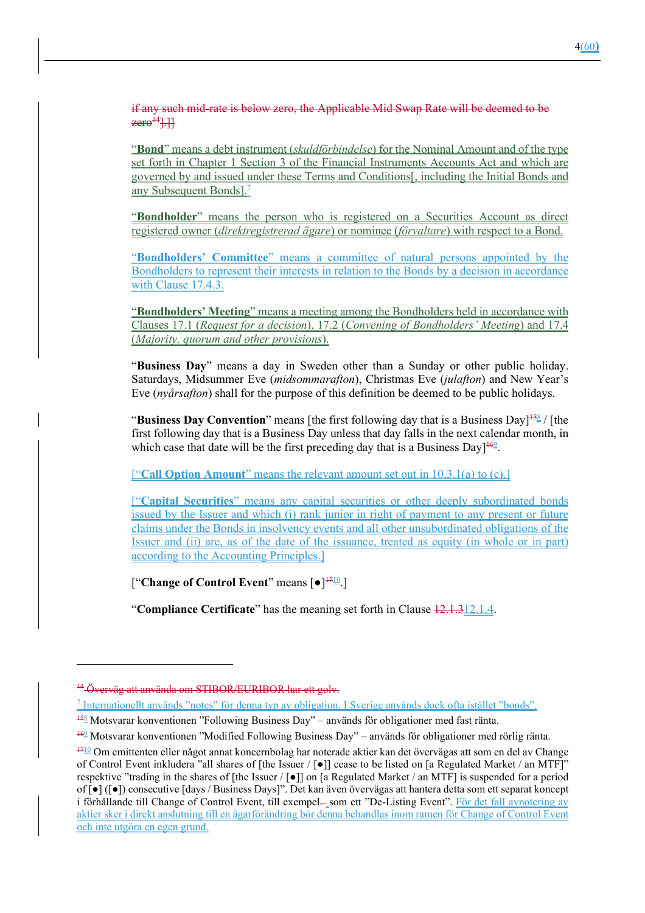if any such mid-rate is below zero, the Applicable Mid Swap Rate will be deemed to be zero[14].]]

"**Bond**" means a debt instrument (*skuldförbindelse*) for the Nominal Amount and of the type set forth in Chapter 1 Section 3 of the Financial Instruments Accounts Act and which are governed by and issued under these Terms and Conditions[, including the Initial Bonds and any Subsequent Bonds].[7]

"**Bondholder**" means the person who is registered on a Securities Account as direct registered owner (*direktregistrerad ägare*) or nominee (*förvaltare*) with respect to a Bond.

"**Bondholders' Committee**" means a committee of natural persons appointed by the Bondholders to represent their interests in relation to the Bonds by a decision in accordance with Clause 17.4.3.

"**Bondholders' Meeting**" means a meeting among the Bondholders held in accordance with Clauses 17.1 (*Request for a decision*), 17.2 (*Convening of Bondholders' Meeting*) and 17.4 (*Majority, quorum and other provisions*).

"**Business Day**" means a day in Sweden other than a Sunday or other public holiday. Saturdays, Midsummer Eve (*midsommarafton*), Christmas Eve (*julafton*) and New Year's Eve (*nyårsafton*) shall for the purpose of this definition be deemed to be public holidays.

"**Business Day Convention**" means [the first following day that is a Business Day][15][8] / [the first following day that is a Business Day unless that day falls in the next calendar month, in which case that date will be the first preceding day that is a Business Day][16][9].

["**Call Option Amount**" means the relevant amount set out in 10.3.1(a) to (c).]

["**Capital Securities**" means any capital securities or other deeply subordinated bonds issued by the Issuer and which (i) rank junior in right of payment to any present or future claims under the Bonds in insolvency events and all other unsubordinated obligations of the Issuer and (ii) are, as of the date of the issuance, treated as equity (in whole or in part) according to the Accounting Principles.]

["**Change of Control Event**" means [●][17][10].]

"**Compliance Certificate**" has the meaning set forth in Clause 12.1.3 12.1.4.

---

[14] Överväg att använda om STIBOR/EURIBOR har ett golv.

[7] Internationellt används "notes" för denna typ av obligation. I Sverige används dock ofta istället "bonds".

[15][8] Motsvarar konventionen "Following Business Day" – används för obligationer med fast ränta.

[16][9] Motsvarar konventionen "Modified Following Business Day" – används för obligationer med rörlig ränta.

[17][10] Om emittenten eller något annat koncernbolag har noterade aktier kan det övervägas att som en del av Change of Control Event inkludera "all shares of [the Issuer / [●]] cease to be listed on [a Regulated Market / an MTF]" respektive "trading in the shares of [the Issuer / [●]] on [a Regulated Market / an MTF] is suspended for a period of [●] ([●]) consecutive [days / Business Days]". Det kan även övervägas att hantera detta som ett separat koncept i förhållande till Change of Control Event, till exempel – som ett "De-Listing Event". För det fall avnotering av aktier sker i direkt anslutning till en ägarförändring bör denna behandlas inom ramen för Change of Control Event och inte utgöra en egen grund.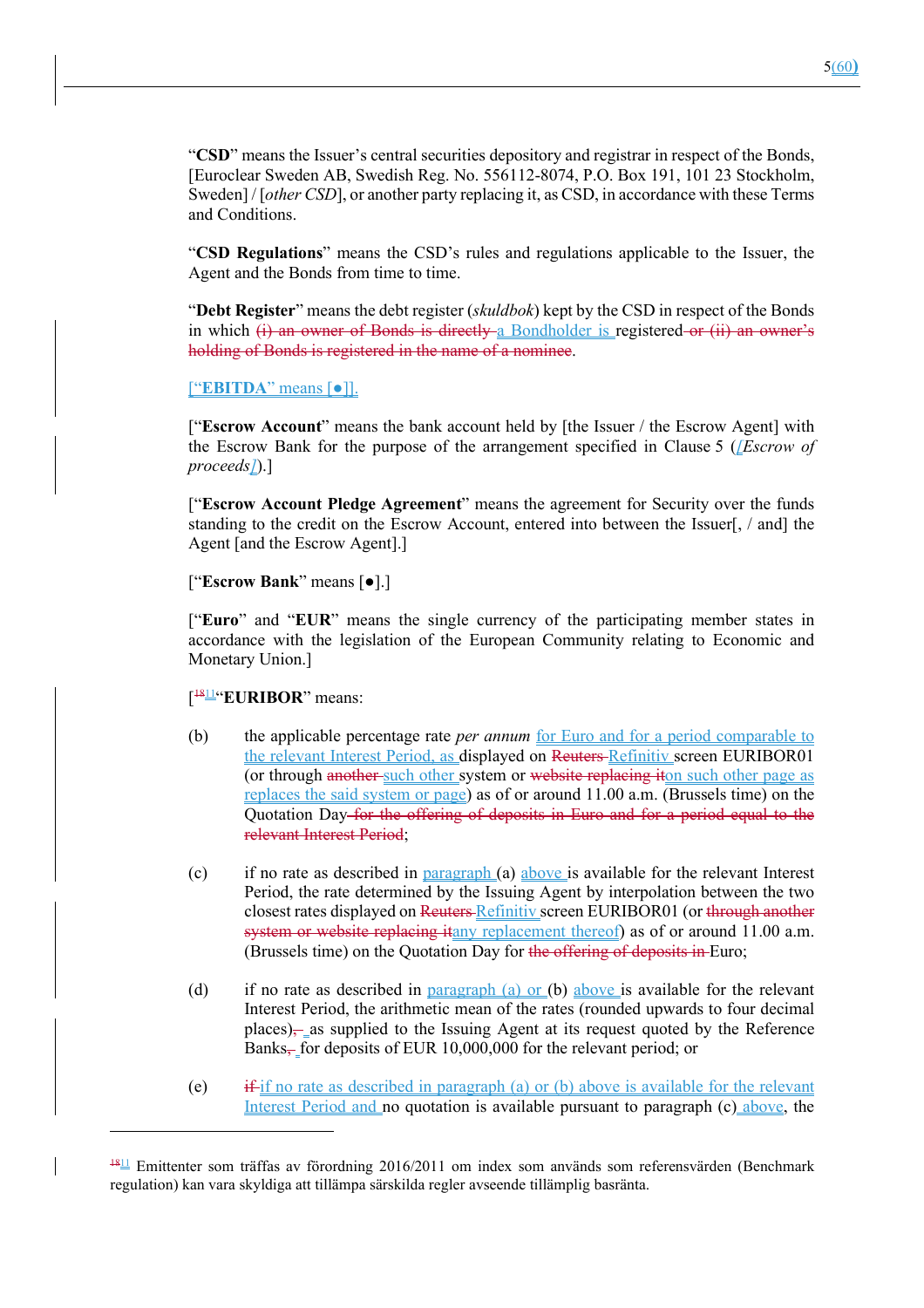"**CSD**" means the Issuer's central securities depository and registrar in respect of the Bonds, [Euroclear Sweden AB, Swedish Reg. No. 556112-8074, P.O. Box 191, 101 23 Stockholm, Sweden] / [*other CSD*], or another party replacing it, as CSD, in accordance with these Terms and Conditions.

"**CSD Regulations**" means the CSD's rules and regulations applicable to the Issuer, the Agent and the Bonds from time to time.

"**Debt Register**" means the debt register (*skuldbok*) kept by the CSD in respect of the Bonds in which ~~(i) an owner of Bonds is directly~~ a Bondholder is registered ~~or (ii) an owner's holding of Bonds is registered in the name of a nominee~~.

["**EBITDA**" means [●]].

["**Escrow Account**" means the bank account held by [the Issuer / the Escrow Agent] with the Escrow Bank for the purpose of the arrangement specified in Clause 5 (*[Escrow of proceeds]*).]

["**Escrow Account Pledge Agreement**" means the agreement for Security over the funds standing to the credit on the Escrow Account, entered into between the Issuer[, / and] the Agent [and the Escrow Agent].]

["**Escrow Bank**" means [●].]

["**Euro**" and "**EUR**" means the single currency of the participating member states in accordance with the legislation of the European Community relating to Economic and Monetary Union.]

[[~~18~~11]"**EURIBOR**" means:

(b) the applicable percentage rate *per annum* for Euro and for a period comparable to the relevant Interest Period, as displayed on ~~Reuters~~ Refinitiv screen EURIBOR01 (or through ~~another~~ such other system or ~~website replacing it~~ on such other page as replaces the said system or page) as of or around 11.00 a.m. (Brussels time) on the Quotation Day ~~for the offering of deposits in Euro and for a period equal to the relevant Interest Period~~;

(c) if no rate as described in paragraph (a) above is available for the relevant Interest Period, the rate determined by the Issuing Agent by interpolation between the two closest rates displayed on ~~Reuters~~ Refinitiv screen EURIBOR01 (or ~~through another system or website replacing it~~ any replacement thereof) as of or around 11.00 a.m. (Brussels time) on the Quotation Day for ~~the offering of deposits in~~ Euro;

(d) if no rate as described in paragraph (a) or (b) above is available for the relevant Interest Period, the arithmetic mean of the rates (rounded upwards to four decimal places)~~,~~ as supplied to the Issuing Agent at its request quoted by the Reference Banks~~,~~ for deposits of EUR 10,000,000 for the relevant period; or

(e) ~~if~~ if no rate as described in paragraph (a) or (b) above is available for the relevant Interest Period and no quotation is available pursuant to paragraph (c) above, the

---

[~~18~~11] Emittenter som träffas av förordning 2016/2011 om index som används som referensvärden (Benchmark regulation) kan vara skyldiga att tillämpa särskilda regler avseende tillämplig basränta.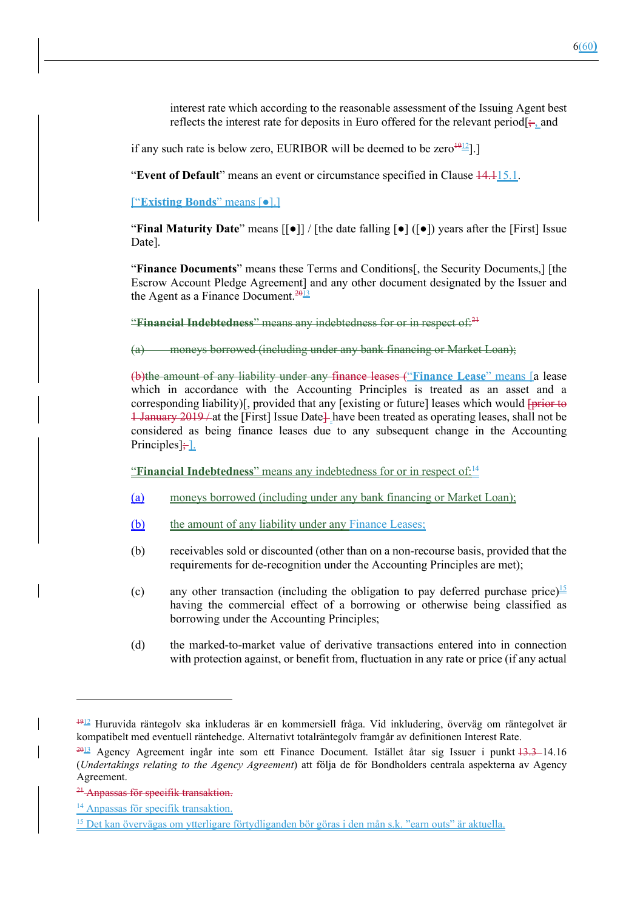interest rate which according to the reasonable assessment of the Issuing Agent best reflects the interest rate for deposits in Euro offered for the relevant period[; , and

if any such rate is below zero, EURIBOR will be deemed to be zero[19][12]].]

"**Event of Default**" means an event or circumstance specified in Clause 14.1 15.1.

["**Existing Bonds**" means [●].]

"**Final Maturity Date**" means [[●]] / [the date falling [●] ([●]) years after the [First] Issue Date].

"**Finance Documents**" means these Terms and Conditions[, the Security Documents,] [the Escrow Account Pledge Agreement] and any other document designated by the Issuer and the Agent as a Finance Document.[20][13]

"**Financial Indebtedness**" means any indebtedness for or in respect of:[21]

(a) moneys borrowed (including under any bank financing or Market Loan);

(b)the amount of any liability under any finance leases ("**Finance Lease**" means [a lease which in accordance with the Accounting Principles is treated as an asset and a corresponding liability)[, provided that any [existing or future] leases which would [prior to 1 January 2019 / at the [First] Issue Date] have been treated as operating leases, shall not be considered as being finance leases due to any subsequent change in the Accounting Principles]; ].

"**Financial Indebtedness**" means any indebtedness for or in respect of:[14]

(a) moneys borrowed (including under any bank financing or Market Loan);

(b) the amount of any liability under any Finance Leases;

(b) receivables sold or discounted (other than on a non-recourse basis, provided that the requirements for de-recognition under the Accounting Principles are met);

(c) any other transaction (including the obligation to pay deferred purchase price)[15] having the commercial effect of a borrowing or otherwise being classified as borrowing under the Accounting Principles;

(d) the marked-to-market value of derivative transactions entered into in connection with protection against, or benefit from, fluctuation in any rate or price (if any actual

---

[19][12] Huruvida räntegolv ska inkluderas är en kommersiell fråga. Vid inkludering, överväg om räntegolvet är kompatibelt med eventuell räntehedge. Alternativt totalräntegolv framgår av definitionen Interest Rate.

[20][13] Agency Agreement ingår inte som ett Finance Document. Istället åtar sig Issuer i punkt 13.3 14.16 (*Undertakings relating to the Agency Agreement*) att följa de för Bondholders centrala aspekterna av Agency Agreement.

[21] Anpassas för specifik transaktion.

[14] Anpassas för specifik transaktion.

[15] Det kan övervägas om ytterligare förtydliganden bör göras i den mån s.k. "earn outs" är aktuella.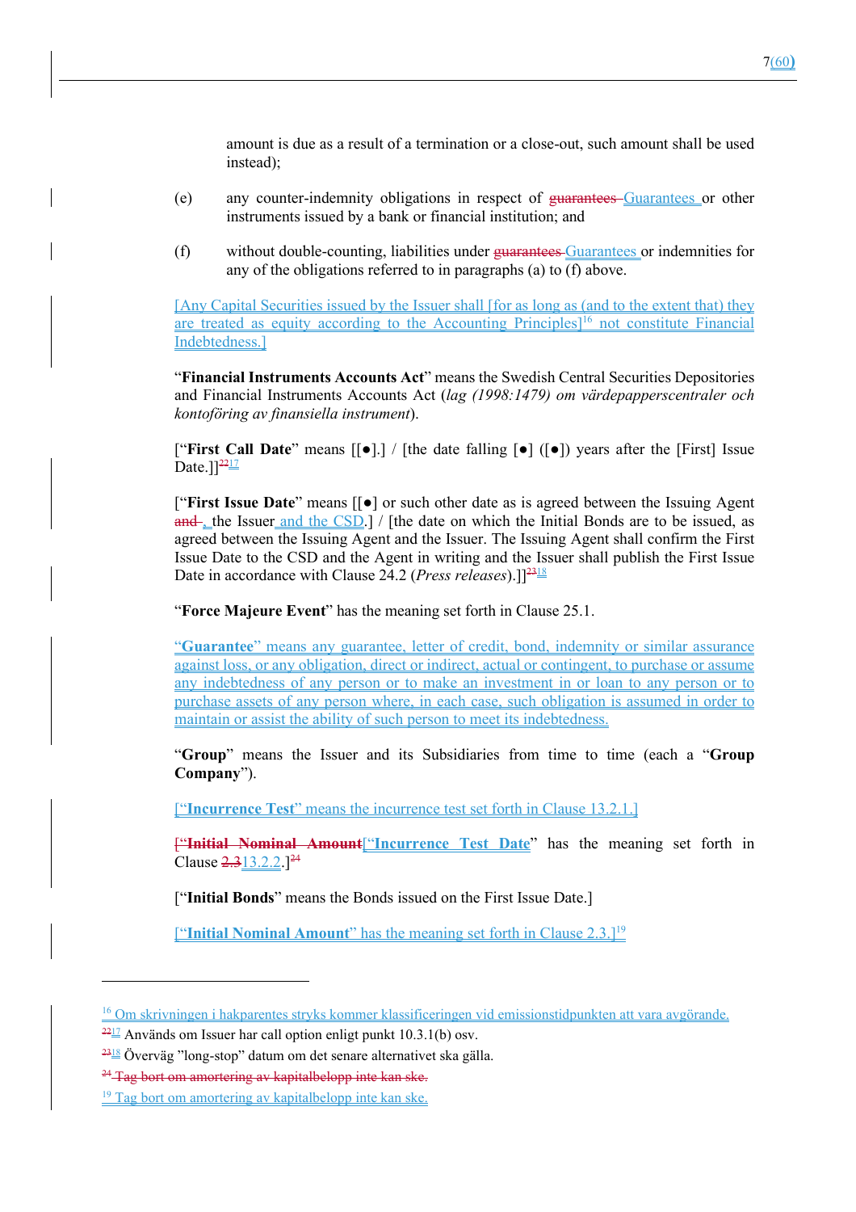amount is due as a result of a termination or a close-out, such amount shall be used instead);

(e) any counter-indemnity obligations in respect of ~~guarantees~~ Guarantees or other instruments issued by a bank or financial institution; and

(f) without double-counting, liabilities under ~~guarantees~~ Guarantees or indemnities for any of the obligations referred to in paragraphs (a) to (f) above.

[Any Capital Securities issued by the Issuer shall [for as long as (and to the extent that) they are treated as equity according to the Accounting Principles][16] not constitute Financial Indebtedness.]

"**Financial Instruments Accounts Act**" means the Swedish Central Securities Depositories and Financial Instruments Accounts Act (*lag (1998:1479) om värdepapperscentraler och kontoföring av finansiella instrument*).

["**First Call Date**" means [[●].] / [the date falling [●] ([●]) years after the [First] Issue Date.]][~~22~~17]

["**First Issue Date**" means [[●] or such other date as is agreed between the Issuing Agent ~~and~~ , the Issuer and the CSD.] / [the date on which the Initial Bonds are to be issued, as agreed between the Issuing Agent and the Issuer. The Issuing Agent shall confirm the First Issue Date to the CSD and the Agent in writing and the Issuer shall publish the First Issue Date in accordance with Clause 24.2 (*Press releases*).]][~~23~~18]

"**Force Majeure Event**" has the meaning set forth in Clause 25.1.

"**Guarantee**" means any guarantee, letter of credit, bond, indemnity or similar assurance against loss, or any obligation, direct or indirect, actual or contingent, to purchase or assume any indebtedness of any person or to make an investment in or loan to any person or to purchase assets of any person where, in each case, such obligation is assumed in order to maintain or assist the ability of such person to meet its indebtedness.

"**Group**" means the Issuer and its Subsidiaries from time to time (each a "**Group Company**").

["**Incurrence Test**" means the incurrence test set forth in Clause 13.2.1.]

~~["**Initial Nominal Amount**~~["**Incurrence Test Date**" has the meaning set forth in Clause ~~2.3~~13.2.2.][~~24~~]

["**Initial Bonds**" means the Bonds issued on the First Issue Date.]

["**Initial Nominal Amount**" has the meaning set forth in Clause 2.3.][19]

---

[16] Om skrivningen i hakparentes stryks kommer klassificeringen vid emissionstidpunkten att vara avgörande.

[~~22~~17] Används om Issuer har call option enligt punkt 10.3.1(b) osv.

[~~23~~18] Överväg "long-stop" datum om det senare alternativet ska gälla.

~~[24] Tag bort om amortering av kapitalbelopp inte kan ske.~~

[19] Tag bort om amortering av kapitalbelopp inte kan ske.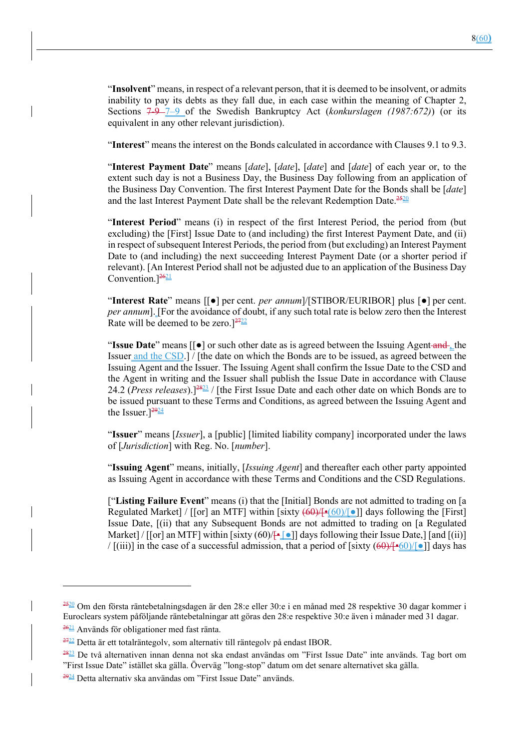"**Insolvent**" means, in respect of a relevant person, that it is deemed to be insolvent, or admits inability to pay its debts as they fall due, in each case within the meaning of Chapter 2, Sections ~~7-9~~ 7–9 of the Swedish Bankruptcy Act (*konkurslagen (1987:672)*) (or its equivalent in any other relevant jurisdiction).

"**Interest**" means the interest on the Bonds calculated in accordance with Clauses 9.1 to 9.3.

"**Interest Payment Date**" means [*date*], [*date*], [*date*] and [*date*] of each year or, to the extent such day is not a Business Day, the Business Day following from an application of the Business Day Convention. The first Interest Payment Date for the Bonds shall be [*date*] and the last Interest Payment Date shall be the relevant Redemption Date.[20]

"**Interest Period**" means (i) in respect of the first Interest Period, the period from (but excluding) the [First] Issue Date to (and including) the first Interest Payment Date, and (ii) in respect of subsequent Interest Periods, the period from (but excluding) an Interest Payment Date to (and including) the next succeeding Interest Payment Date (or a shorter period if relevant). [An Interest Period shall not be adjusted due to an application of the Business Day Convention.][21]

"**Interest Rate**" means [[●] per cent. *per annum*]/[STIBOR/EURIBOR] plus [●] per cent. *per annum*]. [For the avoidance of doubt, if any such total rate is below zero then the Interest Rate will be deemed to be zero.][22]

"**Issue Date**" means [[●] or such other date as is agreed between the Issuing Agent ~~and~~, the Issuer and the CSD.] / [the date on which the Bonds are to be issued, as agreed between the Issuing Agent and the Issuer. The Issuing Agent shall confirm the Issue Date to the CSD and the Agent in writing and the Issuer shall publish the Issue Date in accordance with Clause 24.2 (*Press releases*).][23] / [the First Issue Date and each other date on which Bonds are to be issued pursuant to these Terms and Conditions, as agreed between the Issuing Agent and the Issuer.][24]

"**Issuer**" means [*Issuer*], a [public] [limited liability company] incorporated under the laws of [*Jurisdiction*] with Reg. No. [*number*].

"**Issuing Agent**" means, initially, [*Issuing Agent*] and thereafter each other party appointed as Issuing Agent in accordance with these Terms and Conditions and the CSD Regulations.

["**Listing Failure Event**" means (i) that the [Initial] Bonds are not admitted to trading on [a Regulated Market] / [[or] an MTF] within [sixty ~~(60)/[•~~(60)/[●]] days following the [First] Issue Date, [(ii) that any Subsequent Bonds are not admitted to trading on [a Regulated Market] / [[or] an MTF] within [sixty (60)/~~[•~~ [●]] days following their Issue Date,] [and [(ii)] / [(iii)] in the case of a successful admission, that a period of [sixty (~~60)/[•~~60)/[●]] days has

---

[20] Om den första räntebetalningsdagen är den 28:e eller 30:e i en månad med 28 respektive 30 dagar kommer i Euroclears system påföljande räntebetalningar att göras den 28:e respektive 30:e även i månader med 31 dagar.

[21] Används för obligationer med fast ränta.

[22] Detta är ett totalräntegolv, som alternativ till räntegolv på endast IBOR.

[23] De två alternativen innan denna not ska endast användas om "First Issue Date" inte används. Tag bort om "First Issue Date" istället ska gälla. Överväg "long-stop" datum om det senare alternativet ska gälla.

[24] Detta alternativ ska användas om "First Issue Date" används.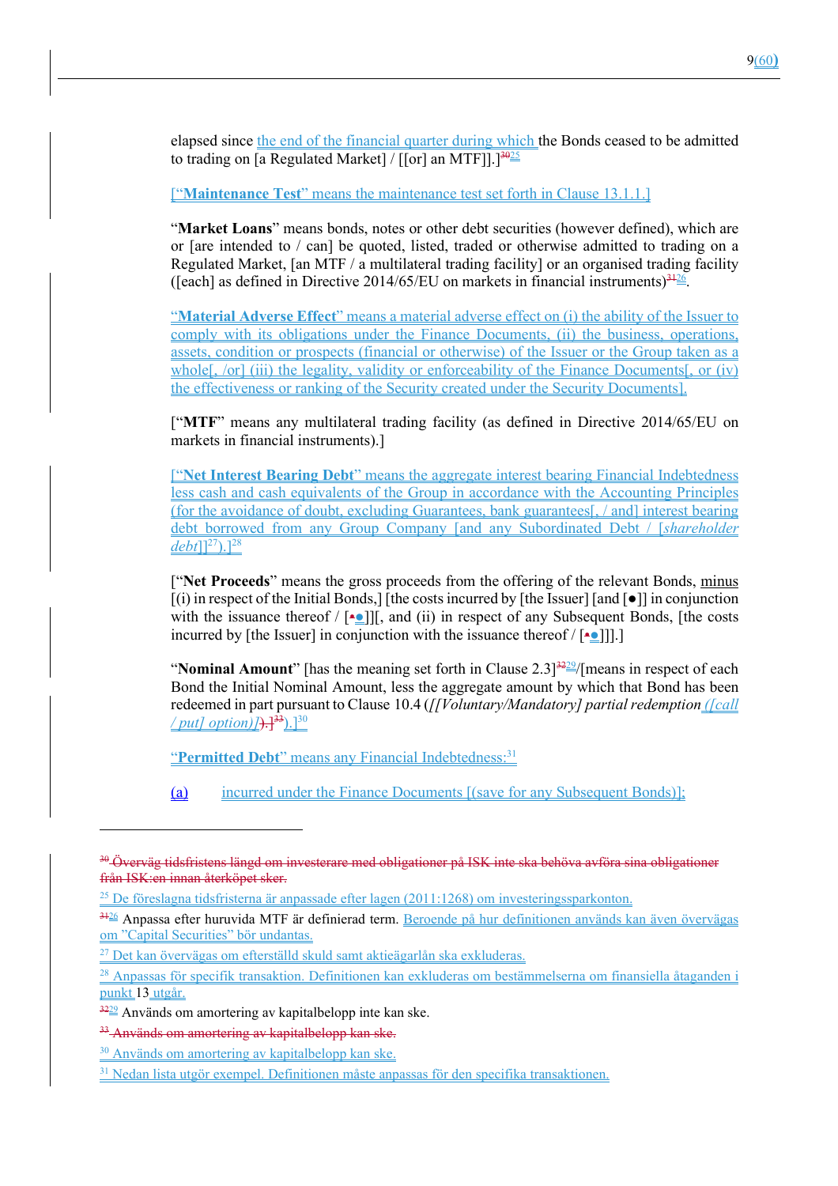elapsed since the end of the financial quarter during which the Bonds ceased to be admitted to trading on [a Regulated Market] / [[or] an MTF]].][30][25]

[“**Maintenance Test**” means the maintenance test set forth in Clause 13.1.1.]

“**Market Loans**” means bonds, notes or other debt securities (however defined), which are or [are intended to / can] be quoted, listed, traded or otherwise admitted to trading on a Regulated Market, [an MTF / a multilateral trading facility] or an organised trading facility ([each] as defined in Directive 2014/65/EU on markets in financial instruments)[31][26].

“**Material Adverse Effect**” means a material adverse effect on (i) the ability of the Issuer to comply with its obligations under the Finance Documents, (ii) the business, operations, assets, condition or prospects (financial or otherwise) of the Issuer or the Group taken as a whole[, /or] (iii) the legality, validity or enforceability of the Finance Documents[, or (iv) the effectiveness or ranking of the Security created under the Security Documents].

[“**MTF**” means any multilateral trading facility (as defined in Directive 2014/65/EU on markets in financial instruments).]

[“**Net Interest Bearing Debt**” means the aggregate interest bearing Financial Indebtedness less cash and cash equivalents of the Group in accordance with the Accounting Principles (for the avoidance of doubt, excluding Guarantees, bank guarantees[, / and] interest bearing debt borrowed from any Group Company [and any Subordinated Debt / [*shareholder debt*]][27]).][28]

[“**Net Proceeds**” means the gross proceeds from the offering of the relevant Bonds, minus [(i) in respect of the Initial Bonds,] [the costs incurred by [the Issuer] [and [●]] in conjunction with the issuance thereof / [●]][, and (ii) in respect of any Subsequent Bonds, [the costs incurred by [the Issuer] in conjunction with the issuance thereof / [●]]].]

“**Nominal Amount**” [has the meaning set forth in Clause 2.3][32][29]/[means in respect of each Bond the Initial Nominal Amount, less the aggregate amount by which that Bond has been redeemed in part pursuant to Clause 10.4 (*[[Voluntary/Mandatory] partial redemption ([call / put] option)]*).][33]).][30]

“**Permitted Debt**” means any Financial Indebtedness:[31]

(a) incurred under the Finance Documents [(save for any Subsequent Bonds)];

---

[30] Överväg tidsfristens längd om investerare med obligationer på ISK inte ska behöva avföra sina obligationer från ISK:en innan återköpet sker.

[25] De föreslagna tidsfristerna är anpassade efter lagen (2011:1268) om investeringssparkonton.

[31][26] Anpassa efter huruvida MTF är definierad term. Beroende på hur definitionen används kan även övervägas om ”Capital Securities” bör undantas.

[27] Det kan övervägas om efterställd skuld samt aktieägarlån ska exkluderas.

[28] Anpassas för specifik transaktion. Definitionen kan exkluderas om bestämmelserna om finansiella åtaganden i punkt 13 utgår.

[32][29] Används om amortering av kapitalbelopp inte kan ske.

[33] Används om amortering av kapitalbelopp kan ske.

[30] Används om amortering av kapitalbelopp kan ske.

[31] Nedan lista utgör exempel. Definitionen måste anpassas för den specifika transaktionen.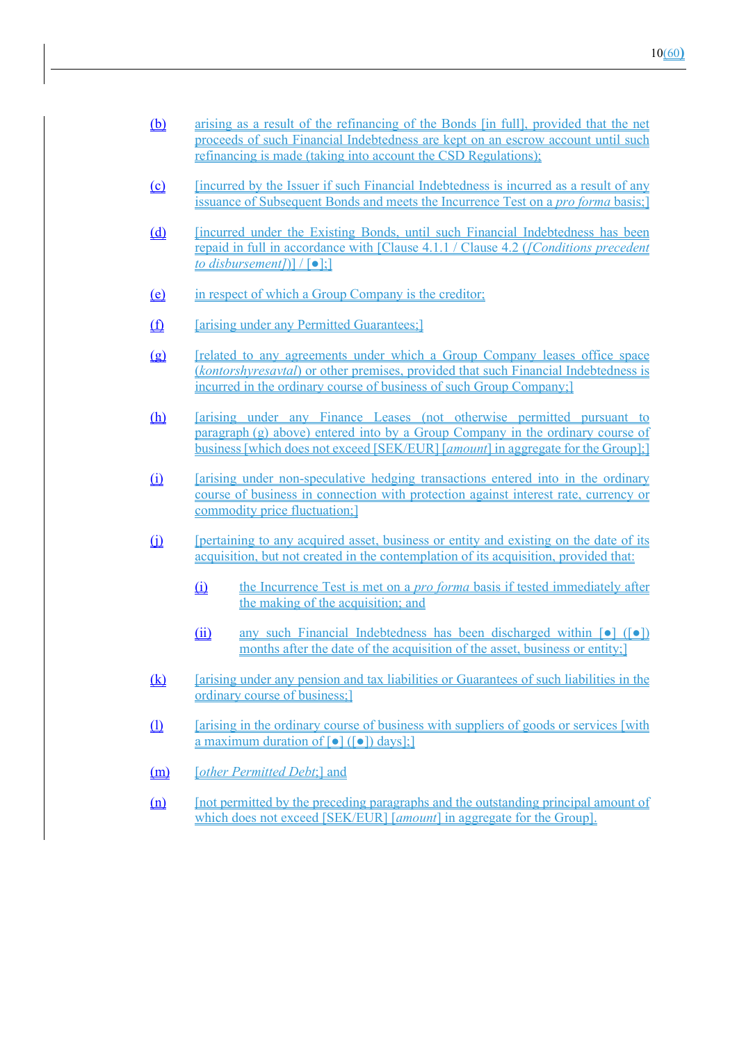(b) arising as a result of the refinancing of the Bonds [in full], provided that the net proceeds of such Financial Indebtedness are kept on an escrow account until such refinancing is made (taking into account the CSD Regulations);

(c) [incurred by the Issuer if such Financial Indebtedness is incurred as a result of any issuance of Subsequent Bonds and meets the Incurrence Test on a *pro forma* basis;]

(d) [incurred under the Existing Bonds, until such Financial Indebtedness has been repaid in full in accordance with [Clause 4.1.1 / Clause 4.2 (*[Conditions precedent to disbursement]*)] / [●];]

(e) in respect of which a Group Company is the creditor;

(f) [arising under any Permitted Guarantees;]

(g) [related to any agreements under which a Group Company leases office space (*kontorshyresavtal*) or other premises, provided that such Financial Indebtedness is incurred in the ordinary course of business of such Group Company;]

(h) [arising under any Finance Leases (not otherwise permitted pursuant to paragraph (g) above) entered into by a Group Company in the ordinary course of business [which does not exceed [SEK/EUR] [*amount*] in aggregate for the Group];]

(i) [arising under non-speculative hedging transactions entered into in the ordinary course of business in connection with protection against interest rate, currency or commodity price fluctuation;]

(j) [pertaining to any acquired asset, business or entity and existing on the date of its acquisition, but not created in the contemplation of its acquisition, provided that:

  (i) the Incurrence Test is met on a *pro forma* basis if tested immediately after the making of the acquisition; and

  (ii) any such Financial Indebtedness has been discharged within [●] ([●]) months after the date of the acquisition of the asset, business or entity;]

(k) [arising under any pension and tax liabilities or Guarantees of such liabilities in the ordinary course of business;]

(l) [arising in the ordinary course of business with suppliers of goods or services [with a maximum duration of [●] ([●]) days];]

(m) [*other Permitted Debt*;] and

(n) [not permitted by the preceding paragraphs and the outstanding principal amount of which does not exceed [SEK/EUR] [*amount*] in aggregate for the Group].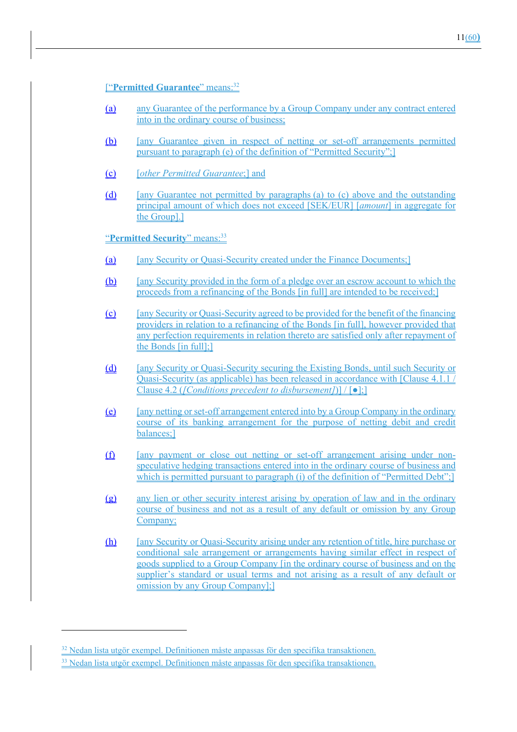["**Permitted Guarantee**" means:[32]

(a) any Guarantee of the performance by a Group Company under any contract entered into in the ordinary course of business;

(b) [any Guarantee given in respect of netting or set-off arrangements permitted pursuant to paragraph (e) of the definition of "Permitted Security";]

(c) [*other Permitted Guarantee*;] and

(d) [any Guarantee not permitted by paragraphs (a) to (c) above and the outstanding principal amount of which does not exceed [SEK/EUR] [*amount*] in aggregate for the Group].]

"**Permitted Security**" means:[33]

(a) [any Security or Quasi-Security created under the Finance Documents;]

(b) [any Security provided in the form of a pledge over an escrow account to which the proceeds from a refinancing of the Bonds [in full] are intended to be received;]

(c) [any Security or Quasi-Security agreed to be provided for the benefit of the financing providers in relation to a refinancing of the Bonds [in full], however provided that any perfection requirements in relation thereto are satisfied only after repayment of the Bonds [in full];]

(d) [any Security or Quasi-Security securing the Existing Bonds, until such Security or Quasi-Security (as applicable) has been released in accordance with [Clause 4.1.1 / Clause 4.2 (*[Conditions precedent to disbursement]*)] / [●];]

(e) [any netting or set-off arrangement entered into by a Group Company in the ordinary course of its banking arrangement for the purpose of netting debit and credit balances;]

(f) [any payment or close out netting or set-off arrangement arising under non-speculative hedging transactions entered into in the ordinary course of business and which is permitted pursuant to paragraph (i) of the definition of "Permitted Debt";]

(g) any lien or other security interest arising by operation of law and in the ordinary course of business and not as a result of any default or omission by any Group Company;

(h) [any Security or Quasi-Security arising under any retention of title, hire purchase or conditional sale arrangement or arrangements having similar effect in respect of goods supplied to a Group Company [in the ordinary course of business and on the supplier's standard or usual terms and not arising as a result of any default or omission by any Group Company];]

---

[32] Nedan lista utgör exempel. Definitionen måste anpassas för den specifika transaktionen.

[33] Nedan lista utgör exempel. Definitionen måste anpassas för den specifika transaktionen.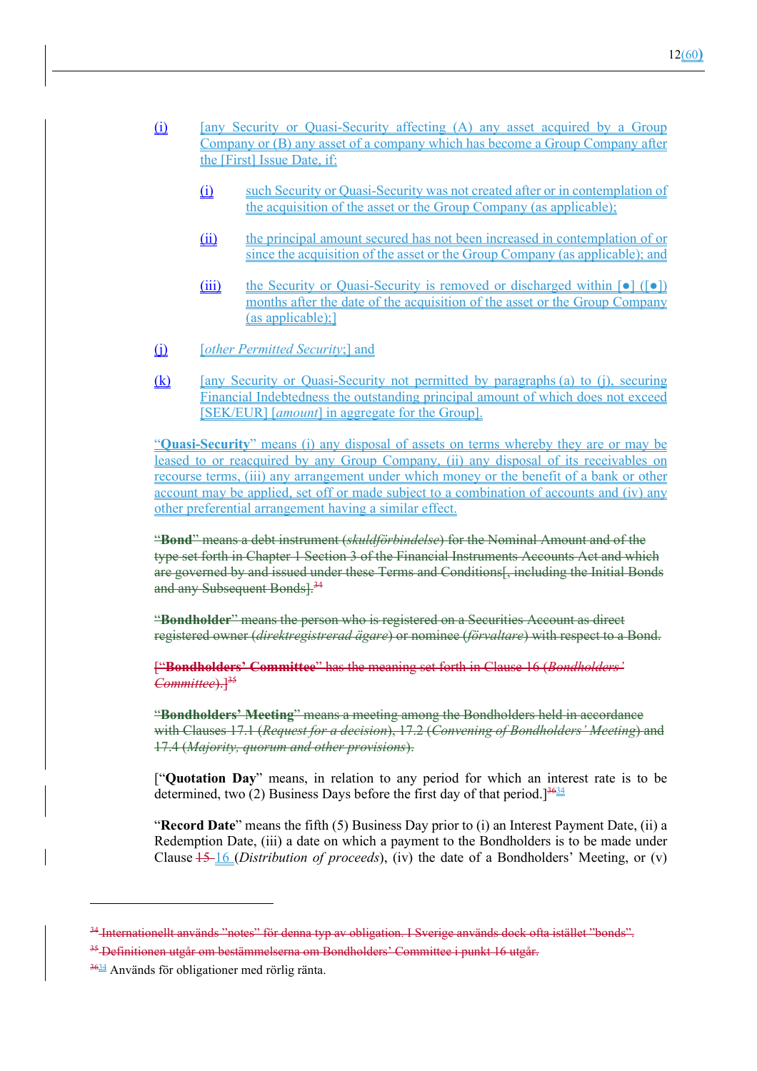(i) [any Security or Quasi-Security affecting (A) any asset acquired by a Group Company or (B) any asset of a company which has become a Group Company after the [First] Issue Date, if:

   (i) such Security or Quasi-Security was not created after or in contemplation of the acquisition of the asset or the Group Company (as applicable);

   (ii) the principal amount secured has not been increased in contemplation of or since the acquisition of the asset or the Group Company (as applicable); and

   (iii) the Security or Quasi-Security is removed or discharged within [●] ([●]) months after the date of the acquisition of the asset or the Group Company (as applicable);]

(j) [*other Permitted Security*;] and

(k) [any Security or Quasi-Security not permitted by paragraphs (a) to (j), securing Financial Indebtedness the outstanding principal amount of which does not exceed [SEK/EUR] [*amount*] in aggregate for the Group].

"**Quasi-Security**" means (i) any disposal of assets on terms whereby they are or may be leased to or reacquired by any Group Company, (ii) any disposal of its receivables on recourse terms, (iii) any arrangement under which money or the benefit of a bank or other account may be applied, set off or made subject to a combination of accounts and (iv) any other preferential arrangement having a similar effect.

~~"**Bond**" means a debt instrument (*skuldförbindelse*) for the Nominal Amount and of the type set forth in Chapter 1 Section 3 of the Financial Instruments Accounts Act and which are governed by and issued under these Terms and Conditions[, including the Initial Bonds and any Subsequent Bonds].[34]~~

~~"**Bondholder**" means the person who is registered on a Securities Account as direct registered owner (*direktregistrerad ägare*) or nominee (*förvaltare*) with respect to a Bond.~~

~~["**Bondholders' Committee**" has the meaning set forth in Clause 16 (*Bondholders' Committee*).][35]~~

~~"**Bondholders' Meeting**" means a meeting among the Bondholders held in accordance with Clauses 17.1 (*Request for a decision*), 17.2 (*Convening of Bondholders' Meeting*) and 17.4 (*Majority, quorum and other provisions*).~~

["**Quotation Day**" means, in relation to any period for which an interest rate is to be determined, two (2) Business Days before the first day of that period.][~~36~~34]

"**Record Date**" means the fifth (5) Business Day prior to (i) an Interest Payment Date, (ii) a Redemption Date, (iii) a date on which a payment to the Bondholders is to be made under Clause ~~15~~ 16 (*Distribution of proceeds*), (iv) the date of a Bondholders' Meeting, or (v)

---

~~[34] Internationellt används "notes" för denna typ av obligation. I Sverige används dock ofta istället "bonds".~~

~~[35] Definitionen utgår om bestämmelserna om Bondholders' Committee i punkt 16 utgår.~~

[~~36~~34] Används för obligationer med rörlig ränta.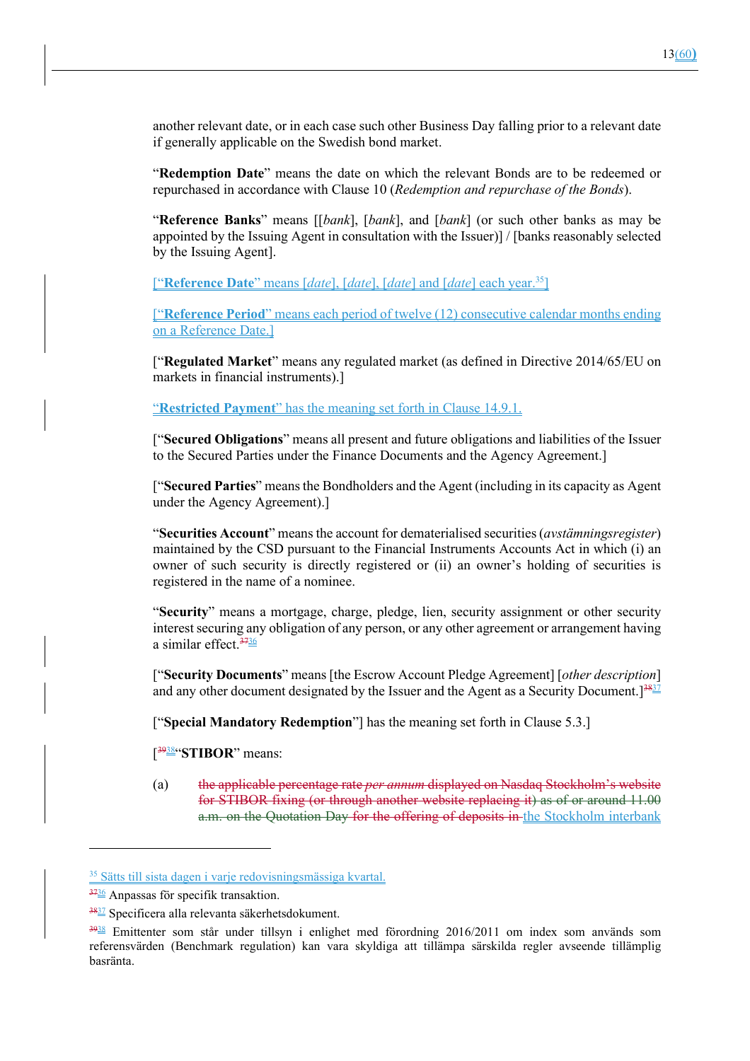another relevant date, or in each case such other Business Day falling prior to a relevant date if generally applicable on the Swedish bond market.

"**Redemption Date**" means the date on which the relevant Bonds are to be redeemed or repurchased in accordance with Clause 10 (*Redemption and repurchase of the Bonds*).

"**Reference Banks**" means [[*bank*], [*bank*], and [*bank*] (or such other banks as may be appointed by the Issuing Agent in consultation with the Issuer)] / [banks reasonably selected by the Issuing Agent].

["**Reference Date**" means [*date*], [*date*], [*date*] and [*date*] each year.[35]]

["**Reference Period**" means each period of twelve (12) consecutive calendar months ending on a Reference Date.]

["**Regulated Market**" means any regulated market (as defined in Directive 2014/65/EU on markets in financial instruments).]

"**Restricted Payment**" has the meaning set forth in Clause 14.9.1.

["**Secured Obligations**" means all present and future obligations and liabilities of the Issuer to the Secured Parties under the Finance Documents and the Agency Agreement.]

["**Secured Parties**" means the Bondholders and the Agent (including in its capacity as Agent under the Agency Agreement).]

"**Securities Account**" means the account for dematerialised securities (*avstämningsregister*) maintained by the CSD pursuant to the Financial Instruments Accounts Act in which (i) an owner of such security is directly registered or (ii) an owner's holding of securities is registered in the name of a nominee.

"**Security**" means a mortgage, charge, pledge, lien, security assignment or other security interest securing any obligation of any person, or any other agreement or arrangement having a similar effect.[~~37~~36]

["**Security Documents**" means [the Escrow Account Pledge Agreement] [*other description*] and any other document designated by the Issuer and the Agent as a Security Document.][~~38~~37]

["**Special Mandatory Redemption**"] has the meaning set forth in Clause 5.3.]

[[~~39~~38]"**STIBOR**" means:

(a) ~~the applicable percentage rate *per annum* displayed on Nasdaq Stockholm's website for STIBOR fixing (or through another website replacing it) as of or around 11.00 a.m. on the Quotation Day for the offering of deposits in~~ the Stockholm interbank

---

[35] Sätts till sista dagen i varje redovisningsmässiga kvartal.

[~~37~~36] Anpassas för specifik transaktion.

[~~38~~37] Specificera alla relevanta säkerhetsdokument.

[~~39~~38] Emittenter som står under tillsyn i enlighet med förordning 2016/2011 om index som används som referensvärden (Benchmark regulation) kan vara skyldiga att tillämpa särskilda regler avseende tillämplig basränta.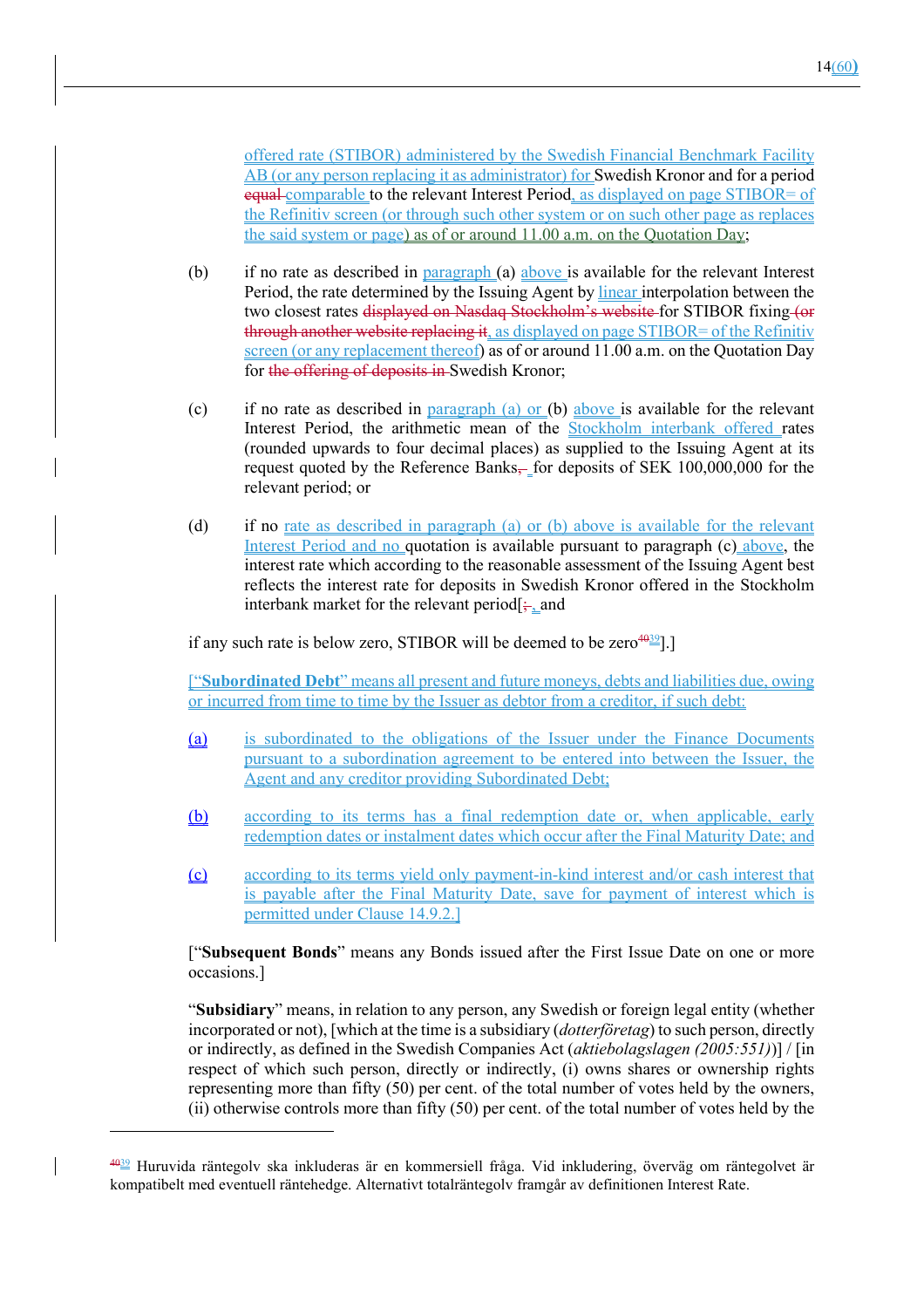offered rate (STIBOR) administered by the Swedish Financial Benchmark Facility AB (or any person replacing it as administrator) for Swedish Kronor and for a period equal comparable to the relevant Interest Period, as displayed on page STIBOR= of the Refinitiv screen (or through such other system or on such other page as replaces the said system or page) as of or around 11.00 a.m. on the Quotation Day;

(b) if no rate as described in paragraph (a) above is available for the relevant Interest Period, the rate determined by the Issuing Agent by linear interpolation between the two closest rates displayed on Nasdaq Stockholm's website for STIBOR fixing (or through another website replacing it, as displayed on page STIBOR= of the Refinitiv screen (or any replacement thereof) as of or around 11.00 a.m. on the Quotation Day for the offering of deposits in Swedish Kronor;

(c) if no rate as described in paragraph (a) or (b) above is available for the relevant Interest Period, the arithmetic mean of the Stockholm interbank offered rates (rounded upwards to four decimal places) as supplied to the Issuing Agent at its request quoted by the Reference Banks, for deposits of SEK 100,000,000 for the relevant period; or

(d) if no rate as described in paragraph (a) or (b) above is available for the relevant Interest Period and no quotation is available pursuant to paragraph (c) above, the interest rate which according to the reasonable assessment of the Issuing Agent best reflects the interest rate for deposits in Swedish Kronor offered in the Stockholm interbank market for the relevant period[;, and

if any such rate is below zero, STIBOR will be deemed to be zero[40][39]].]

[“**Subordinated Debt**” means all present and future moneys, debts and liabilities due, owing or incurred from time to time by the Issuer as debtor from a creditor, if such debt:

(a) is subordinated to the obligations of the Issuer under the Finance Documents pursuant to a subordination agreement to be entered into between the Issuer, the Agent and any creditor providing Subordinated Debt;

(b) according to its terms has a final redemption date or, when applicable, early redemption dates or instalment dates which occur after the Final Maturity Date; and

(c) according to its terms yield only payment-in-kind interest and/or cash interest that is payable after the Final Maturity Date, save for payment of interest which is permitted under Clause 14.9.2.]

[“**Subsequent Bonds**” means any Bonds issued after the First Issue Date on one or more occasions.]

“**Subsidiary**” means, in relation to any person, any Swedish or foreign legal entity (whether incorporated or not), [which at the time is a subsidiary (*dotterföretag*) to such person, directly or indirectly, as defined in the Swedish Companies Act (*aktiebolagslagen (2005:551)*)] / [in respect of which such person, directly or indirectly, (i) owns shares or ownership rights representing more than fifty (50) per cent. of the total number of votes held by the owners, (ii) otherwise controls more than fifty (50) per cent. of the total number of votes held by the

---

[40][39] Huruvida räntegolv ska inkluderas är en kommersiell fråga. Vid inkludering, överväg om räntegolvet är kompatibelt med eventuell räntehedge. Alternativt totalräntegolv framgår av definitionen Interest Rate.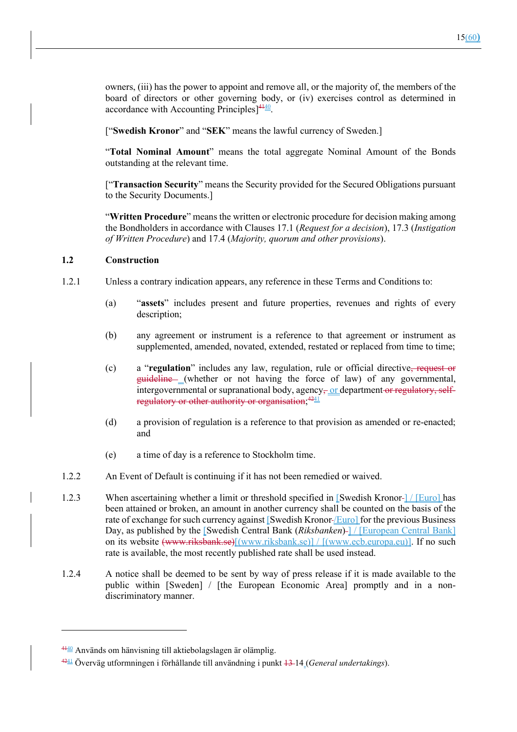owners, (iii) has the power to appoint and remove all, or the majority of, the members of the board of directors or other governing body, or (iv) exercises control as determined in accordance with Accounting Principles][40].

[“**Swedish Kronor**” and “**SEK**” means the lawful currency of Sweden.]

“**Total Nominal Amount**” means the total aggregate Nominal Amount of the Bonds outstanding at the relevant time.

[“**Transaction Security**” means the Security provided for the Secured Obligations pursuant to the Security Documents.]

“**Written Procedure**” means the written or electronic procedure for decision making among the Bondholders in accordance with Clauses 17.1 (*Request for a decision*), 17.3 (*Instigation of Written Procedure*) and 17.4 (*Majority, quorum and other provisions*).

## 1.2 Construction

1.2.1 Unless a contrary indication appears, any reference in these Terms and Conditions to:

(a) “**assets**” includes present and future properties, revenues and rights of every description;

(b) any agreement or instrument is a reference to that agreement or instrument as supplemented, amended, novated, extended, restated or replaced from time to time;

(c) a “**regulation**” includes any law, regulation, rule or official directive (whether or not having the force of law) of any governmental, intergovernmental or supranational body, agency or department;[41]

(d) a provision of regulation is a reference to that provision as amended or re-enacted; and

(e) a time of day is a reference to Stockholm time.

1.2.2 An Event of Default is continuing if it has not been remedied or waived.

1.2.3 When ascertaining whether a limit or threshold specified in [Swedish Kronor] / [Euro] has been attained or broken, an amount in another currency shall be counted on the basis of the rate of exchange for such currency against [Swedish Kronor/Euro] for the previous Business Day, as published by the [Swedish Central Bank (*Riksbanken*)] / [European Central Bank] on its website [(www.riksbank.se)] / [(www.ecb.europa.eu)]. If no such rate is available, the most recently published rate shall be used instead.

1.2.4 A notice shall be deemed to be sent by way of press release if it is made available to the public within [Sweden] / [the European Economic Area] promptly and in a non-discriminatory manner.

---

[40] Används om hänvisning till aktiebolagslagen är olämplig.

[41] Överväg utformningen i förhållande till användning i punkt 14 (*General undertakings*).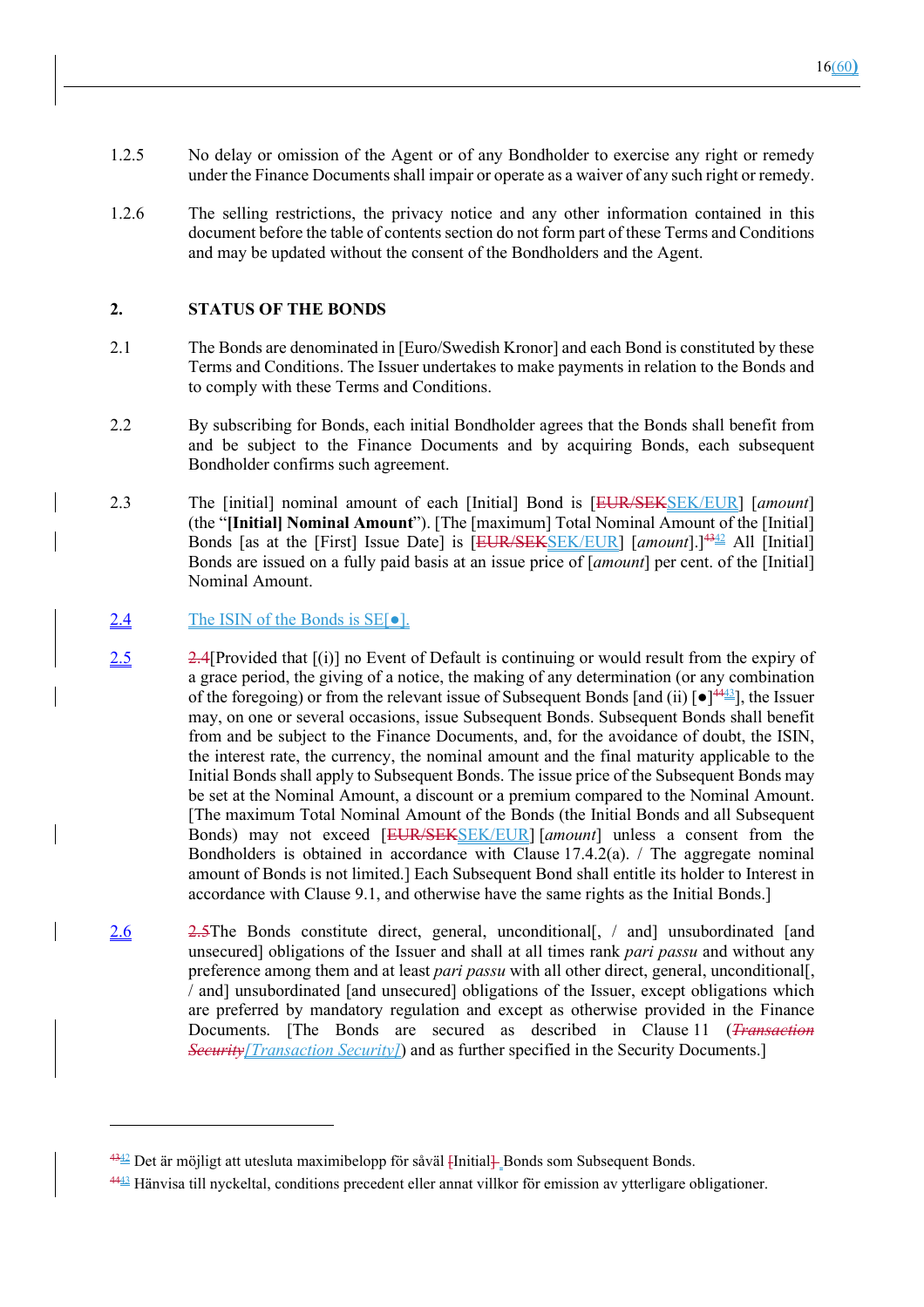1.2.5 No delay or omission of the Agent or of any Bondholder to exercise any right or remedy under the Finance Documents shall impair or operate as a waiver of any such right or remedy.

1.2.6 The selling restrictions, the privacy notice and any other information contained in this document before the table of contents section do not form part of these Terms and Conditions and may be updated without the consent of the Bondholders and the Agent.

## 2. STATUS OF THE BONDS

2.1 The Bonds are denominated in [Euro/Swedish Kronor] and each Bond is constituted by these Terms and Conditions. The Issuer undertakes to make payments in relation to the Bonds and to comply with these Terms and Conditions.

2.2 By subscribing for Bonds, each initial Bondholder agrees that the Bonds shall benefit from and be subject to the Finance Documents and by acquiring Bonds, each subsequent Bondholder confirms such agreement.

2.3 The [initial] nominal amount of each [Initial] Bond is [~~EUR/SEK~~SEK/EUR] [*amount*] (the "**[Initial] Nominal Amount**"). [The [maximum] Total Nominal Amount of the [Initial] Bonds [as at the [First] Issue Date] is [~~EUR/SEK~~SEK/EUR] [*amount*].][~~43~~42] All [Initial] Bonds are issued on a fully paid basis at an issue price of [*amount*] per cent. of the [Initial] Nominal Amount.

2.4 The ISIN of the Bonds is SE[●].

2.5 ~~2.4~~[Provided that [(i)] no Event of Default is continuing or would result from the expiry of a grace period, the giving of a notice, the making of any determination (or any combination of the foregoing) or from the relevant issue of Subsequent Bonds [and (ii) [●][~~44~~43]], the Issuer may, on one or several occasions, issue Subsequent Bonds. Subsequent Bonds shall benefit from and be subject to the Finance Documents, and, for the avoidance of doubt, the ISIN, the interest rate, the currency, the nominal amount and the final maturity applicable to the Initial Bonds shall apply to Subsequent Bonds. The issue price of the Subsequent Bonds may be set at the Nominal Amount, a discount or a premium compared to the Nominal Amount. [The maximum Total Nominal Amount of the Bonds (the Initial Bonds and all Subsequent Bonds) may not exceed [~~EUR/SEK~~SEK/EUR] [*amount*] unless a consent from the Bondholders is obtained in accordance with Clause 17.4.2(a). / The aggregate nominal amount of Bonds is not limited.] Each Subsequent Bond shall entitle its holder to Interest in accordance with Clause 9.1, and otherwise have the same rights as the Initial Bonds.]

2.6 ~~2.5~~The Bonds constitute direct, general, unconditional[, / and] unsubordinated [and unsecured] obligations of the Issuer and shall at all times rank *pari passu* and without any preference among them and at least *pari passu* with all other direct, general, unconditional[, / and] unsubordinated [and unsecured] obligations of the Issuer, except obligations which are preferred by mandatory regulation and except as otherwise provided in the Finance Documents. [The Bonds are secured as described in Clause 11 (~~*Transaction Security*~~*[Transaction Security]*) and as further specified in the Security Documents.]

---

[~~43~~42] Det är möjligt att utesluta maximibelopp för såväl ~~[~~Initial~~]~~ Bonds som Subsequent Bonds.

[~~44~~43] Hänvisa till nyckeltal, conditions precedent eller annat villkor för emission av ytterligare obligationer.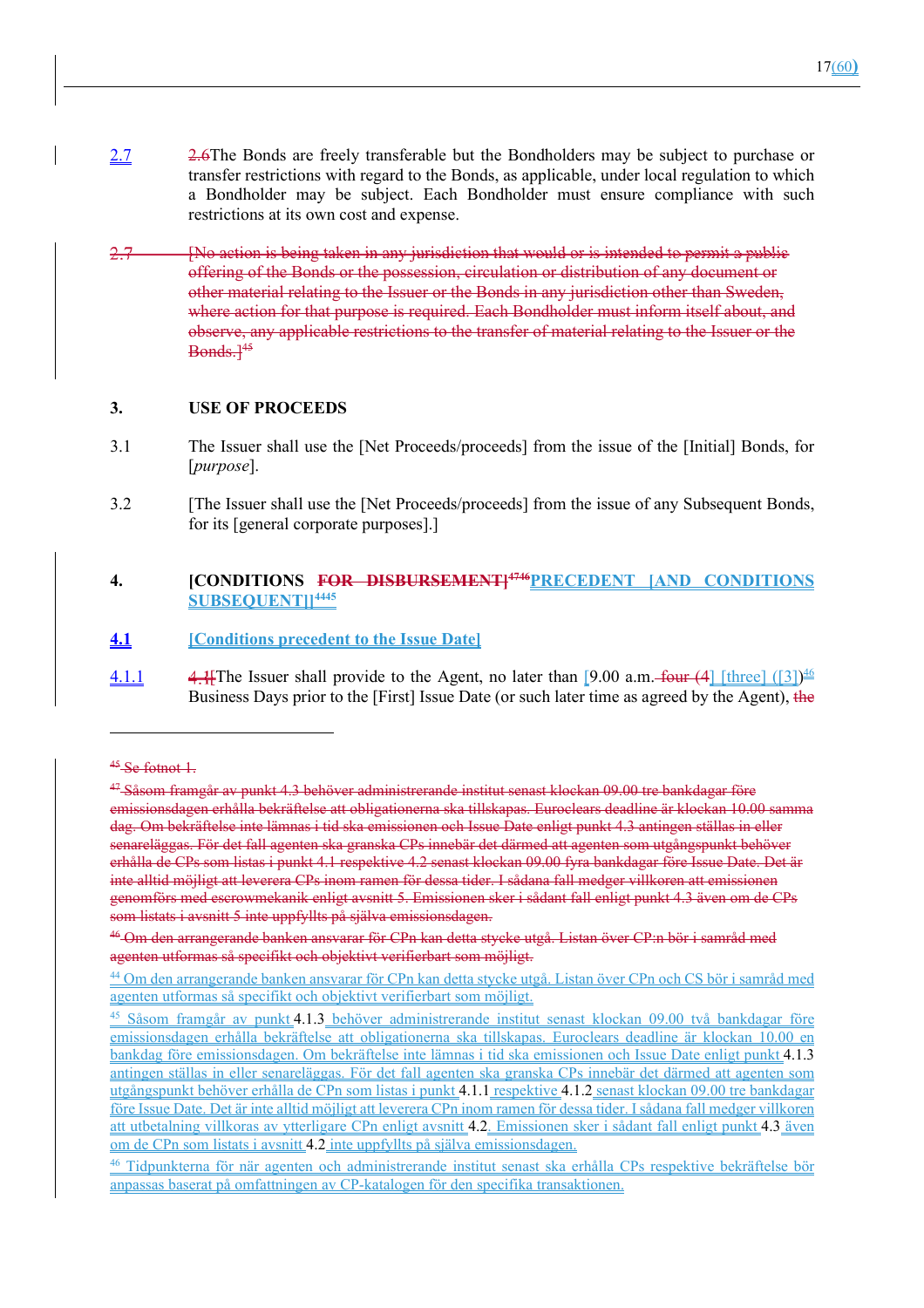2.7 2.6The Bonds are freely transferable but the Bondholders may be subject to purchase or transfer restrictions with regard to the Bonds, as applicable, under local regulation to which a Bondholder may be subject. Each Bondholder must ensure compliance with such restrictions at its own cost and expense.

2.7 [No action is being taken in any jurisdiction that would or is intended to permit a public offering of the Bonds or the possession, circulation or distribution of any document or other material relating to the Issuer or the Bonds in any jurisdiction other than Sweden, where action for that purpose is required. Each Bondholder must inform itself about, and observe, any applicable restrictions to the transfer of material relating to the Issuer or the Bonds.][45]

## 3. USE OF PROCEEDS

3.1 The Issuer shall use the [Net Proceeds/proceeds] from the issue of the [Initial] Bonds, for [*purpose*].

3.2 [The Issuer shall use the [Net Proceeds/proceeds] from the issue of any Subsequent Bonds, for its [general corporate purposes].]

## 4. [CONDITIONS FOR DISBURSEMENT][47][46]PRECEDENT [AND CONDITIONS SUBSEQUENT]][44][45]

**4.1 [Conditions precedent to the Issue Date]**

4.1.1 4.1[The Issuer shall provide to the Agent, no later than [9.00 a.m. four (4)] [three] ([3])[46] Business Days prior to the [First] Issue Date (or such later time as agreed by the Agent), the

---

[45] Se fotnot 1.

[47] Såsom framgår av punkt 4.3 behöver administrerande institut senast klockan 09.00 tre bankdagar före emissionsdagen erhålla bekräftelse att obligationerna ska tillskapas. Euroclears deadline är klockan 10.00 samma dag. Om bekräftelse inte lämnas i tid ska emissionen och Issue Date enligt punkt 4.3 antingen ställas in eller senareläggas. För det fall agenten ska granska CPs innebär det därmed att agenten som utgångspunkt behöver erhålla de CPs som listas i punkt 4.1 respektive 4.2 senast klockan 09.00 fyra bankdagar före Issue Date. Det är inte alltid möjligt att leverera CPs inom ramen för dessa tider. I sådana fall medger villkoren att emissionen genomförs med escrowmekanik enligt avsnitt 5. Emissionen sker i sådant fall enligt punkt 4.3 även om de CPs som listats i avsnitt 5 inte uppfyllts på själva emissionsdagen.

[46] Om den arrangerande banken ansvarar för CPn kan detta stycke utgå. Listan över CP:n bör i samråd med agenten utformas så specifikt och objektivt verifierbart som möjligt.

[44] Om den arrangerande banken ansvarar för CPn kan detta stycke utgå. Listan över CPn och CS bör i samråd med agenten utformas så specifikt och objektivt verifierbart som möjligt.

[45] Såsom framgår av punkt 4.1.3 behöver administrerande institut senast klockan 09.00 två bankdagar före emissionsdagen erhålla bekräftelse att obligationerna ska tillskapas. Euroclears deadline är klockan 10.00 en bankdag före emissionsdagen. Om bekräftelse inte lämnas i tid ska emissionen och Issue Date enligt punkt 4.1.3 antingen ställas in eller senareläggas. För det fall agenten ska granska CPs innebär det därmed att agenten som utgångspunkt behöver erhålla de CPn som listas i punkt 4.1.1 respektive 4.1.2 senast klockan 09.00 tre bankdagar före Issue Date. Det är inte alltid möjligt att leverera CPn inom ramen för dessa tider. I sådana fall medger villkoren att utbetalning villkoras av ytterligare CPn enligt avsnitt 4.2. Emissionen sker i sådant fall enligt punkt 4.3 även om de CPn som listats i avsnitt 4.2 inte uppfyllts på själva emissionsdagen.

[46] Tidpunkterna för när agenten och administrerande institut senast ska erhålla CPs respektive bekräftelse bör anpassas baserat på omfattningen av CP-katalogen för den specifika transaktionen.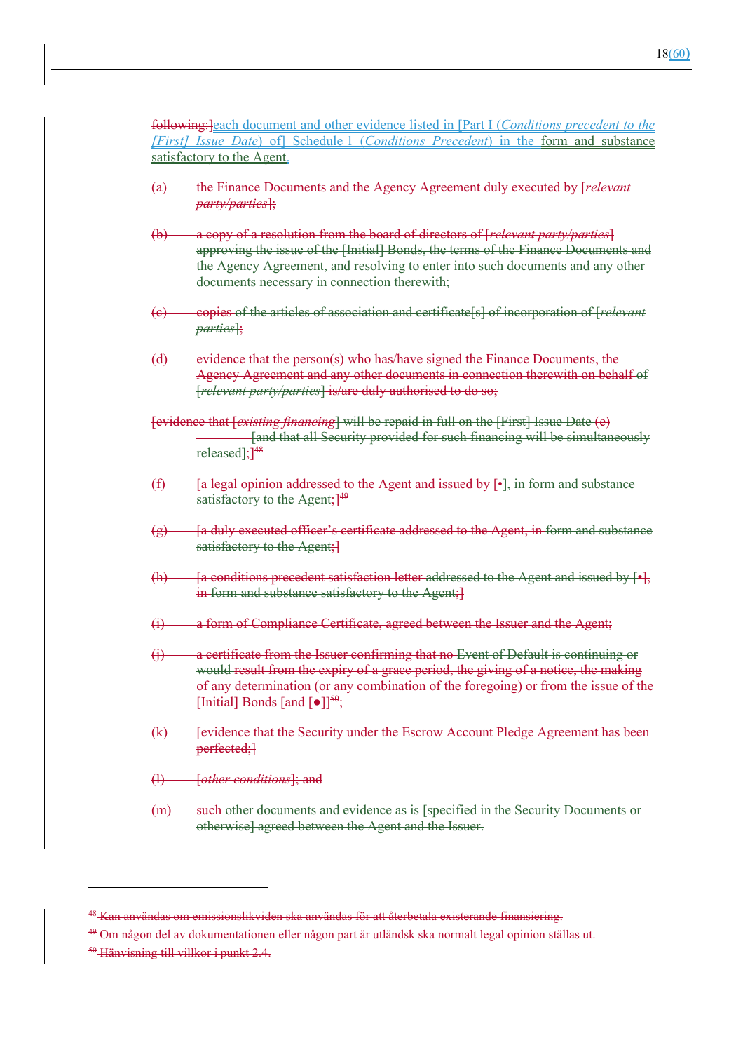following:]each document and other evidence listed in [Part I (*Conditions precedent to the [First] Issue Date*) of] Schedule 1 (*Conditions Precedent*) in the form and substance satisfactory to the Agent.

(a) the Finance Documents and the Agency Agreement duly executed by [*relevant party/parties*];

(b) a copy of a resolution from the board of directors of [*relevant party/parties*] approving the issue of the [Initial] Bonds, the terms of the Finance Documents and the Agency Agreement, and resolving to enter into such documents and any other documents necessary in connection therewith;

(c) copies of the articles of association and certificate[s] of incorporation of [*relevant parties*];

(d) evidence that the person(s) who has/have signed the Finance Documents, the Agency Agreement and any other documents in connection therewith on behalf of [*relevant party/parties*] is/are duly authorised to do so;

[evidence that [*existing financing*] will be repaid in full on the [First] Issue Date (e) [and that all Security provided for such financing will be simultaneously released];][48]

(f) [a legal opinion addressed to the Agent and issued by [•], in form and substance satisfactory to the Agent;][49]

(g) [a duly executed officer's certificate addressed to the Agent, in form and substance satisfactory to the Agent;]

(h) [a conditions precedent satisfaction letter addressed to the Agent and issued by [•], in form and substance satisfactory to the Agent;]

(i) a form of Compliance Certificate, agreed between the Issuer and the Agent;

(j) a certificate from the Issuer confirming that no Event of Default is continuing or would result from the expiry of a grace period, the giving of a notice, the making of any determination (or any combination of the foregoing) or from the issue of the [Initial] Bonds [and [●]][50];

(k) [evidence that the Security under the Escrow Account Pledge Agreement has been perfected;]

(l) [*other conditions*]; and

(m) such other documents and evidence as is [specified in the Security Documents or otherwise] agreed between the Agent and the Issuer.

---

[48] Kan användas om emissionslikviden ska användas för att återbetala existerande finansiering.

[49] Om någon del av dokumentationen eller någon part är utländsk ska normalt legal opinion ställas ut.

[50] Hänvisning till villkor i punkt 2.4.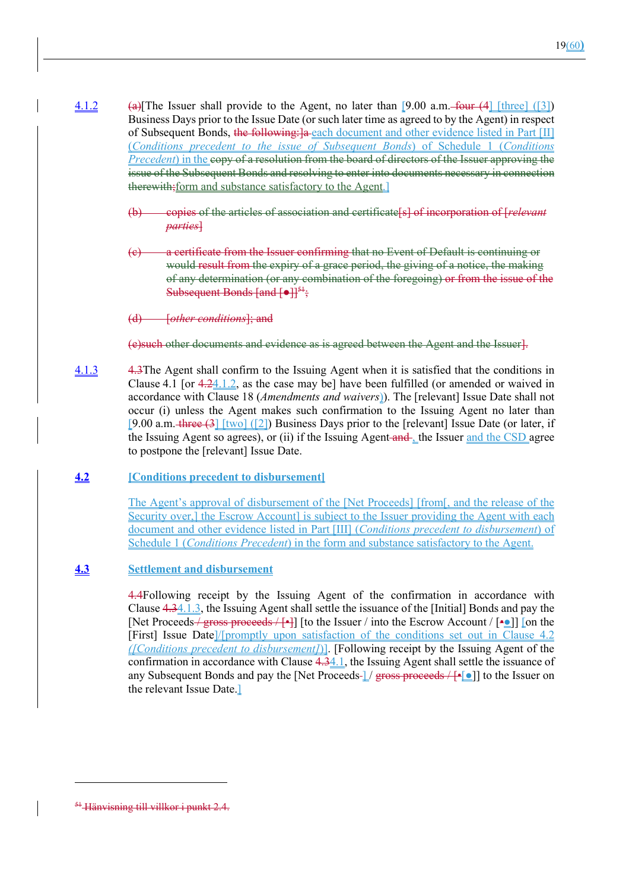4.1.2 (a)[The Issuer shall provide to the Agent, no later than [9.00 a.m. four (4] [three] ([3]) Business Days prior to the Issue Date (or such later time as agreed to by the Agent) in respect of Subsequent Bonds, the following:]a each document and other evidence listed in Part [II] (*Conditions precedent to the issue of Subsequent Bonds*) of Schedule 1 (*Conditions Precedent*) in the copy of a resolution from the board of directors of the Issuer approving the issue of the Subsequent Bonds and resolving to enter into documents necessary in connection therewith;form and substance satisfactory to the Agent.]

(b) copies of the articles of association and certificate[s] of incorporation of [*relevant parties*]

(c) a certificate from the Issuer confirming that no Event of Default is continuing or would result from the expiry of a grace period, the giving of a notice, the making of any determination (or any combination of the foregoing) or from the issue of the Subsequent Bonds [and [●]][51];

(d) [*other conditions*]; and

(e)such other documents and evidence as is agreed between the Agent and the Issuer].

4.1.3 4.3The Agent shall confirm to the Issuing Agent when it is satisfied that the conditions in Clause 4.1 [or 4.24.1.2, as the case may be] have been fulfilled (or amended or waived in accordance with Clause 18 (*Amendments and waivers*)). The [relevant] Issue Date shall not occur (i) unless the Agent makes such confirmation to the Issuing Agent no later than [9.00 a.m. three (3] [two] ([2]) Business Days prior to the [relevant] Issue Date (or later, if the Issuing Agent so agrees), or (ii) if the Issuing Agent and , the Issuer and the CSD agree to postpone the [relevant] Issue Date.

**4.2 [Conditions precedent to disbursement]**

The Agent's approval of disbursement of the [Net Proceeds] [from[, and the release of the Security over,] the Escrow Account] is subject to the Issuer providing the Agent with each document and other evidence listed in Part [III] (*Conditions precedent to disbursement*) of Schedule 1 (*Conditions Precedent*) in the form and substance satisfactory to the Agent.

**4.3 Settlement and disbursement**

4.4Following receipt by the Issuing Agent of the confirmation in accordance with Clause 4.34.1.3, the Issuing Agent shall settle the issuance of the [Initial] Bonds and pay the [Net Proceeds / gross proceeds / [•]] [to the Issuer / into the Escrow Account / [•●]] [on the [First] Issue Date]/[promptly upon satisfaction of the conditions set out in Clause 4.2 ([*Conditions precedent to disbursement*])]. [Following receipt by the Issuing Agent of the confirmation in accordance with Clause 4.34.1, the Issuing Agent shall settle the issuance of any Subsequent Bonds and pay the [Net Proceeds ] / gross proceeds / [•[●]] to the Issuer on the relevant Issue Date.]

[51] Hänvisning till villkor i punkt 2.4.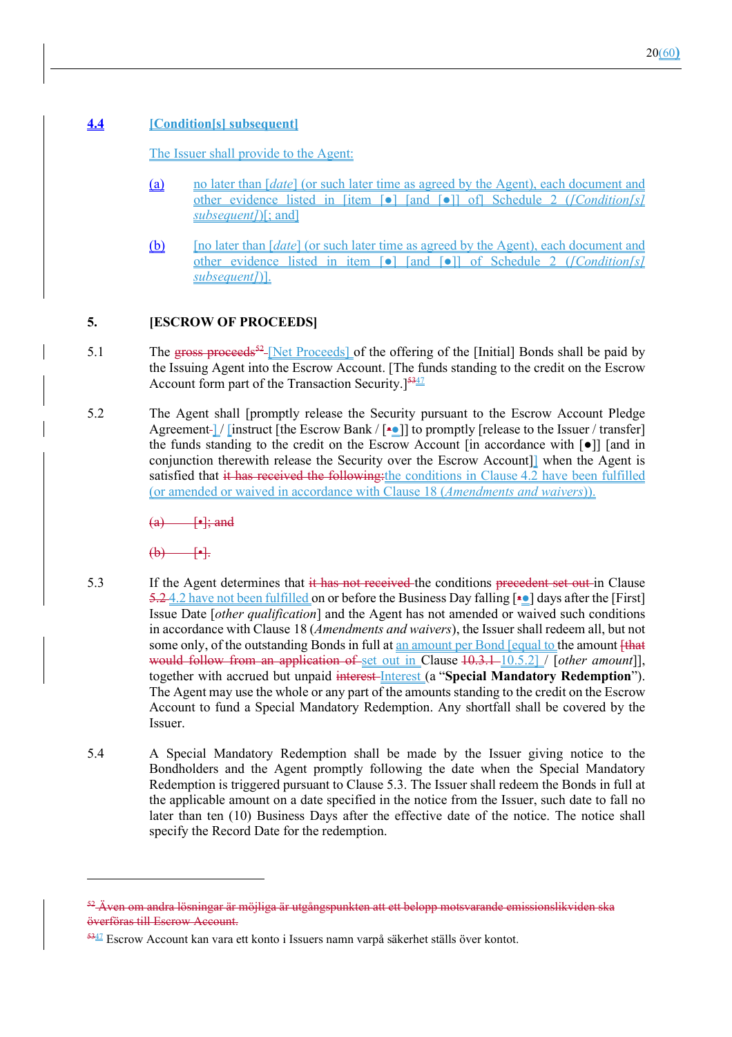## 4.4 [Condition[s] subsequent]

The Issuer shall provide to the Agent:

(a) no later than [*date*] (or such later time as agreed by the Agent), each document and other evidence listed in [item [●] [and [●]] of] Schedule 2 (*[Condition[s] subsequent]*)[; and]

(b) [no later than [*date*] (or such later time as agreed by the Agent), each document and other evidence listed in item [●] [and [●]] of Schedule 2 (*[Condition[s] subsequent]*)].

## 5. [ESCROW OF PROCEEDS]

5.1 The ~~gross proceeds~~[52] [Net Proceeds] of the offering of the [Initial] Bonds shall be paid by the Issuing Agent into the Escrow Account. [The funds standing to the credit on the Escrow Account form part of the Transaction Security.][53][47]

5.2 The Agent shall [promptly release the Security pursuant to the Escrow Account Pledge Agreement ] / [instruct [the Escrow Bank / [•●]] to promptly [release to the Issuer / transfer] the funds standing to the credit on the Escrow Account [in accordance with [●]] [and in conjunction therewith release the Security over the Escrow Account]] when the Agent is satisfied that ~~it has received the following:~~ the conditions in Clause 4.2 have been fulfilled (or amended or waived in accordance with Clause 18 (*Amendments and waivers*)).

~~(a) [•]; and~~

~~(b) [•].~~

5.3 If the Agent determines that ~~it has not received~~ the conditions ~~precedent set out~~ in Clause ~~5.2~~ 4.2 have not been fulfilled on or before the Business Day falling [•●] days after the [First] Issue Date [*other qualification*] and the Agent has not amended or waived such conditions in accordance with Clause 18 (*Amendments and waivers*), the Issuer shall redeem all, but not some only, of the outstanding Bonds in full at an amount per Bond [equal to the amount ~~[that would follow from an application of~~ set out in Clause ~~10.3.1~~ 10.5.2] / [*other amount*]], together with accrued but unpaid ~~interest~~ Interest (a "**Special Mandatory Redemption**"). The Agent may use the whole or any part of the amounts standing to the credit on the Escrow Account to fund a Special Mandatory Redemption. Any shortfall shall be covered by the Issuer.

5.4 A Special Mandatory Redemption shall be made by the Issuer giving notice to the Bondholders and the Agent promptly following the date when the Special Mandatory Redemption is triggered pursuant to Clause 5.3. The Issuer shall redeem the Bonds in full at the applicable amount on a date specified in the notice from the Issuer, such date to fall no later than ten (10) Business Days after the effective date of the notice. The notice shall specify the Record Date for the redemption.

---

[52] ~~Även om andra lösningar är möjliga är utgångspunkten att ett belopp motsvarande emissionslikviden ska överföras till Escrow Account.~~

[53][47] Escrow Account kan vara ett konto i Issuers namn varpå säkerhet ställs över kontot.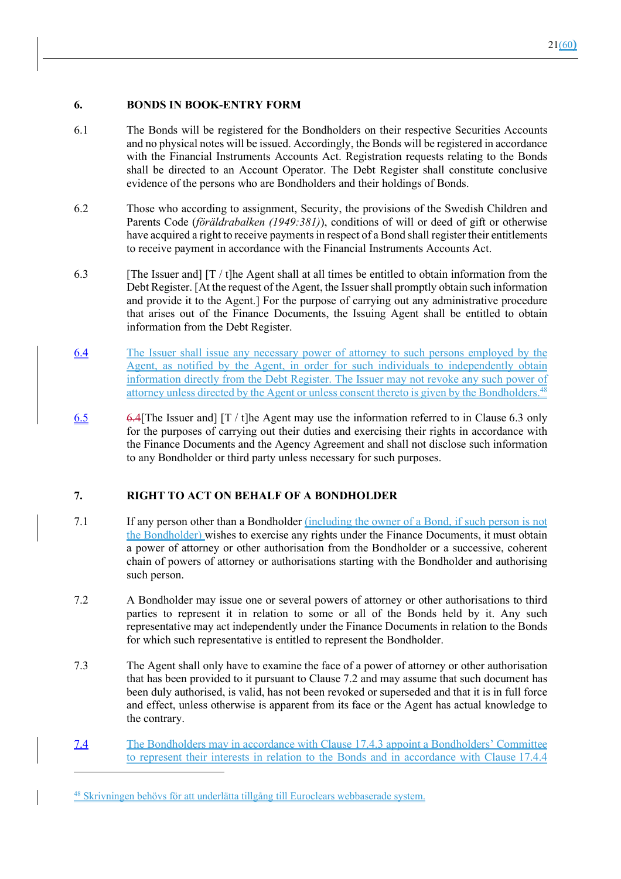## 6. BONDS IN BOOK-ENTRY FORM

6.1 The Bonds will be registered for the Bondholders on their respective Securities Accounts and no physical notes will be issued. Accordingly, the Bonds will be registered in accordance with the Financial Instruments Accounts Act. Registration requests relating to the Bonds shall be directed to an Account Operator. The Debt Register shall constitute conclusive evidence of the persons who are Bondholders and their holdings of Bonds.

6.2 Those who according to assignment, Security, the provisions of the Swedish Children and Parents Code (*föräldrabalken (1949:381)*), conditions of will or deed of gift or otherwise have acquired a right to receive payments in respect of a Bond shall register their entitlements to receive payment in accordance with the Financial Instruments Accounts Act.

6.3 [The Issuer and] [T / t]he Agent shall at all times be entitled to obtain information from the Debt Register. [At the request of the Agent, the Issuer shall promptly obtain such information and provide it to the Agent.] For the purpose of carrying out any administrative procedure that arises out of the Finance Documents, the Issuing Agent shall be entitled to obtain information from the Debt Register.

6.4 The Issuer shall issue any necessary power of attorney to such persons employed by the Agent, as notified by the Agent, in order for such individuals to independently obtain information directly from the Debt Register. The Issuer may not revoke any such power of attorney unless directed by the Agent or unless consent thereto is given by the Bondholders.[48]

6.5 ~~6.4~~[The Issuer and] [T / t]he Agent may use the information referred to in Clause 6.3 only for the purposes of carrying out their duties and exercising their rights in accordance with the Finance Documents and the Agency Agreement and shall not disclose such information to any Bondholder or third party unless necessary for such purposes.

## 7. RIGHT TO ACT ON BEHALF OF A BONDHOLDER

7.1 If any person other than a Bondholder (including the owner of a Bond, if such person is not the Bondholder) wishes to exercise any rights under the Finance Documents, it must obtain a power of attorney or other authorisation from the Bondholder or a successive, coherent chain of powers of attorney or authorisations starting with the Bondholder and authorising such person.

7.2 A Bondholder may issue one or several powers of attorney or other authorisations to third parties to represent it in relation to some or all of the Bonds held by it. Any such representative may act independently under the Finance Documents in relation to the Bonds for which such representative is entitled to represent the Bondholder.

7.3 The Agent shall only have to examine the face of a power of attorney or other authorisation that has been provided to it pursuant to Clause 7.2 and may assume that such document has been duly authorised, is valid, has not been revoked or superseded and that it is in full force and effect, unless otherwise is apparent from its face or the Agent has actual knowledge to the contrary.

7.4 The Bondholders may in accordance with Clause 17.4.3 appoint a Bondholders' Committee to represent their interests in relation to the Bonds and in accordance with Clause 17.4.4

---

[48] Skrivningen behövs för att underlätta tillgång till Euroclears webbaserade system.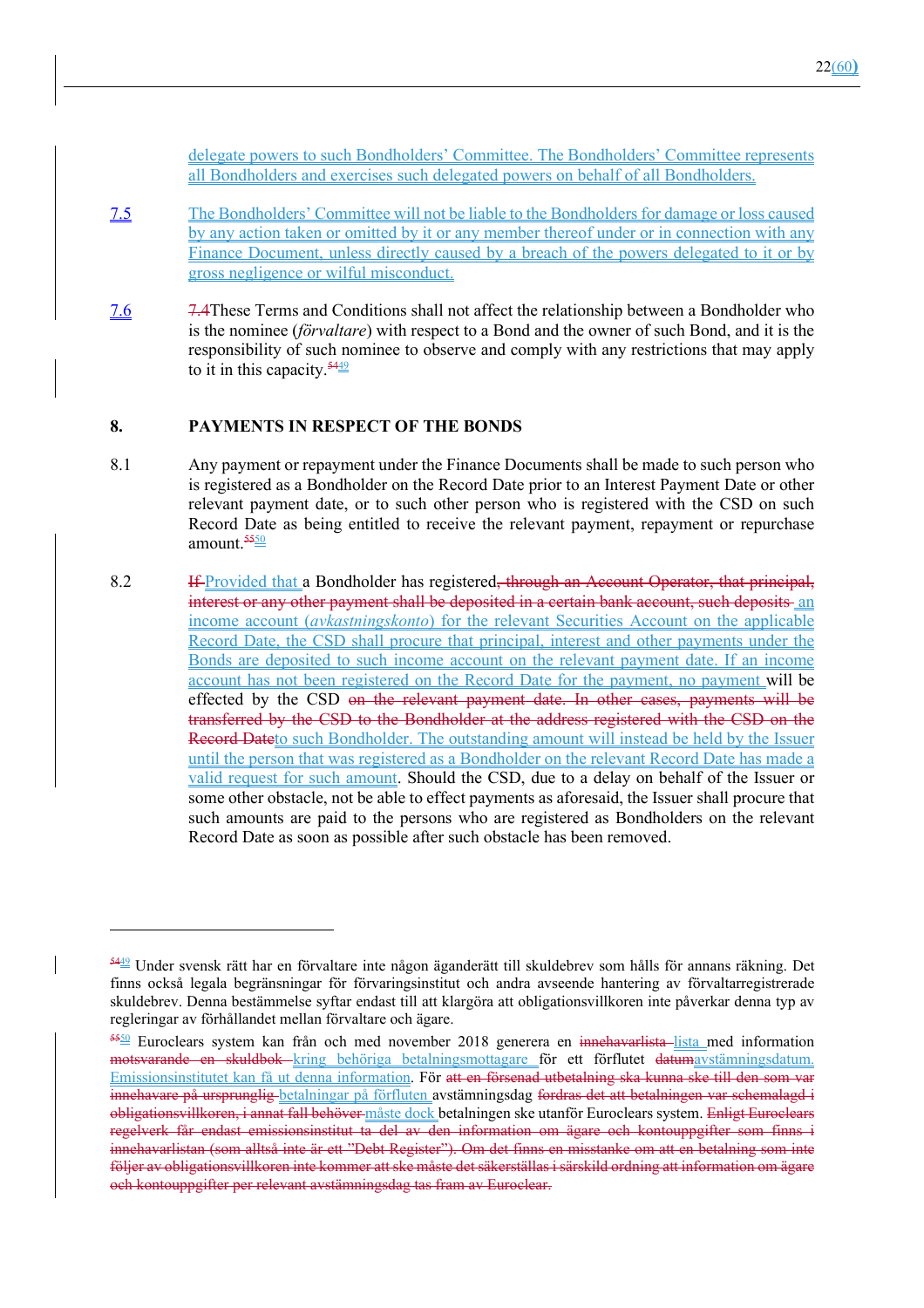delegate powers to such Bondholders' Committee. The Bondholders' Committee represents all Bondholders and exercises such delegated powers on behalf of all Bondholders.

7.5 The Bondholders' Committee will not be liable to the Bondholders for damage or loss caused by any action taken or omitted by it or any member thereof under or in connection with any Finance Document, unless directly caused by a breach of the powers delegated to it or by gross negligence or wilful misconduct.

7.6 ~~7.4~~These Terms and Conditions shall not affect the relationship between a Bondholder who is the nominee (*förvaltare*) with respect to a Bond and the owner of such Bond, and it is the responsibility of such nominee to observe and comply with any restrictions that may apply to it in this capacity.[~~54~~49]

## 8. PAYMENTS IN RESPECT OF THE BONDS

8.1 Any payment or repayment under the Finance Documents shall be made to such person who is registered as a Bondholder on the Record Date prior to an Interest Payment Date or other relevant payment date, or to such other person who is registered with the CSD on such Record Date as being entitled to receive the relevant payment, repayment or repurchase amount.[~~55~~50]

8.2 ~~If~~ Provided that a Bondholder has registered~~, through an Account Operator, that principal, interest or any other payment shall be deposited in a certain bank account, such deposits~~ an income account (*avkastningskonto*) for the relevant Securities Account on the applicable Record Date, the CSD shall procure that principal, interest and other payments under the Bonds are deposited to such income account on the relevant payment date. If an income account has not been registered on the Record Date for the payment, no payment will be effected by the CSD ~~on the relevant payment date. In other cases, payments will be transferred by the CSD to the Bondholder at the address registered with the CSD on the Record Date~~to such Bondholder. The outstanding amount will instead be held by the Issuer until the person that was registered as a Bondholder on the relevant Record Date has made a valid request for such amount. Should the CSD, due to a delay on behalf of the Issuer or some other obstacle, not be able to effect payments as aforesaid, the Issuer shall procure that such amounts are paid to the persons who are registered as Bondholders on the relevant Record Date as soon as possible after such obstacle has been removed.

---

[~~54~~49] Under svensk rätt har en förvaltare inte någon äganderätt till skuldebrev som hålls för annans räkning. Det finns också legala begränsningar för förvaringsinstitut och andra avseende hantering av förvaltarregistrerade skuldebrev. Denna bestämmelse syftar endast till att klargöra att obligationsvillkoren inte påverkar denna typ av regleringar av förhållandet mellan förvaltare och ägare.

[~~55~~50] Euroclears system kan från och med november 2018 generera en ~~innehavarlista~~ lista med information ~~motsvarande en skuldbok~~ kring behöriga betalningsmottagare för ett förflutet ~~datum~~avstämningsdatum. Emissionsinstitutet kan få ut denna information. För ~~att en försenad utbetalning ska kunna ske till den som var innehavare på ursprunglig~~ betalningar på förfluten avstämningsdag ~~fordras det att betalningen var schemalagd i obligationsvillkoren, i annat fall behöver~~ måste dock betalningen ske utanför Euroclears system. ~~Enligt Euroclears regelverk får endast emissionsinstitut ta del av den information om ägare och kontouppgifter som finns i innehavarlistan (som alltså inte är ett "Debt Register"). Om det finns en misstanke om att en betalning som inte följer av obligationsvillkoren inte kommer att ske måste det säkerställas i särskild ordning att information om ägare och kontouppgifter per relevant avstämningsdag tas fram av Euroclear.~~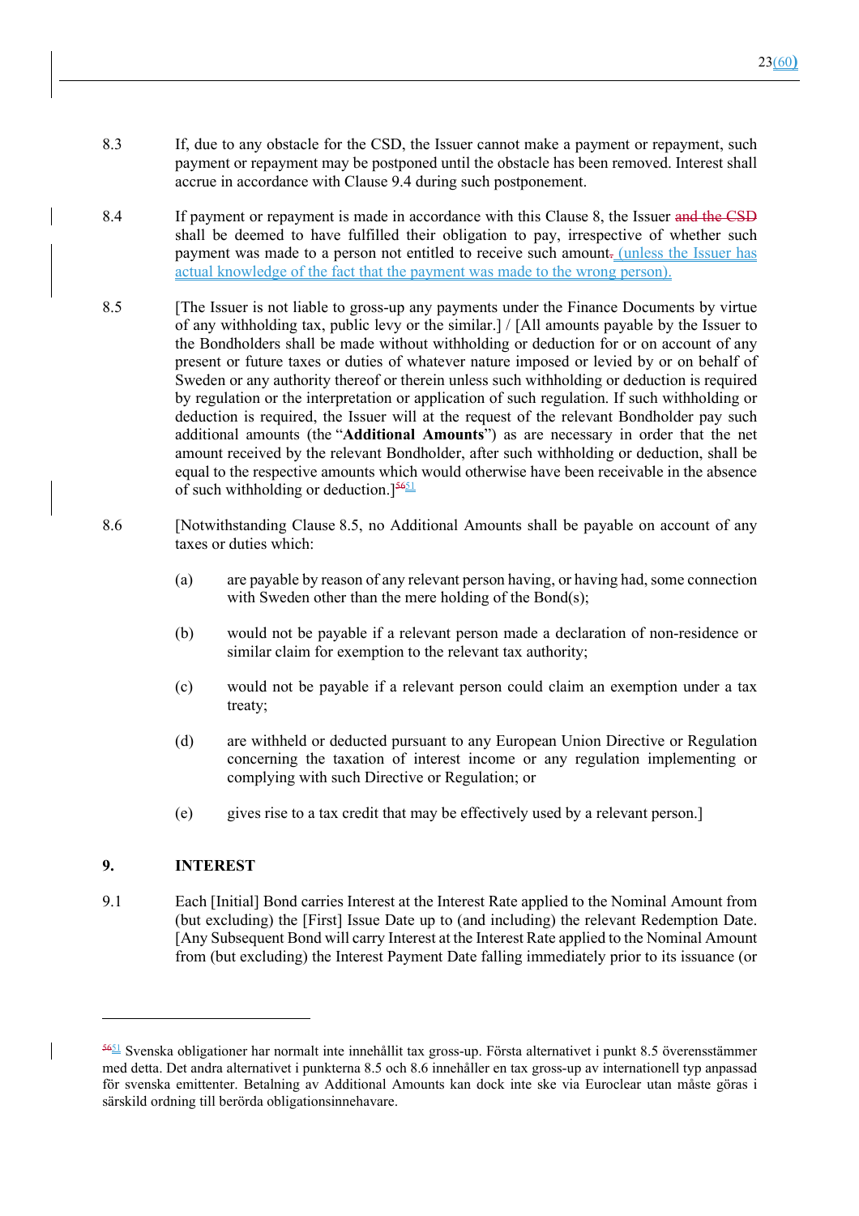8.3 If, due to any obstacle for the CSD, the Issuer cannot make a payment or repayment, such payment or repayment may be postponed until the obstacle has been removed. Interest shall accrue in accordance with Clause 9.4 during such postponement.

8.4 If payment or repayment is made in accordance with this Clause 8, the Issuer ~~and the CSD~~ shall be deemed to have fulfilled their obligation to pay, irrespective of whether such payment was made to a person not entitled to receive such amount~~.~~ (unless the Issuer has actual knowledge of the fact that the payment was made to the wrong person).

8.5 [The Issuer is not liable to gross-up any payments under the Finance Documents by virtue of any withholding tax, public levy or the similar.] / [All amounts payable by the Issuer to the Bondholders shall be made without withholding or deduction for or on account of any present or future taxes or duties of whatever nature imposed or levied by or on behalf of Sweden or any authority thereof or therein unless such withholding or deduction is required by regulation or the interpretation or application of such regulation. If such withholding or deduction is required, the Issuer will at the request of the relevant Bondholder pay such additional amounts (the "**Additional Amounts**") as are necessary in order that the net amount received by the relevant Bondholder, after such withholding or deduction, shall be equal to the respective amounts which would otherwise have been receivable in the absence of such withholding or deduction.][~~56~~51]

8.6 [Notwithstanding Clause 8.5, no Additional Amounts shall be payable on account of any taxes or duties which:

(a) are payable by reason of any relevant person having, or having had, some connection with Sweden other than the mere holding of the Bond(s);

(b) would not be payable if a relevant person made a declaration of non-residence or similar claim for exemption to the relevant tax authority;

(c) would not be payable if a relevant person could claim an exemption under a tax treaty;

(d) are withheld or deducted pursuant to any European Union Directive or Regulation concerning the taxation of interest income or any regulation implementing or complying with such Directive or Regulation; or

(e) gives rise to a tax credit that may be effectively used by a relevant person.]

## 9. INTEREST

9.1 Each [Initial] Bond carries Interest at the Interest Rate applied to the Nominal Amount from (but excluding) the [First] Issue Date up to (and including) the relevant Redemption Date. [Any Subsequent Bond will carry Interest at the Interest Rate applied to the Nominal Amount from (but excluding) the Interest Payment Date falling immediately prior to its issuance (or

---

[~~56~~51] Svenska obligationer har normalt inte innehållit tax gross-up. Första alternativet i punkt 8.5 överensstämmer med detta. Det andra alternativet i punkterna 8.5 och 8.6 innehåller en tax gross-up av internationell typ anpassad för svenska emittenter. Betalning av Additional Amounts kan dock inte ske via Euroclear utan måste göras i särskild ordning till berörda obligationsinnehavare.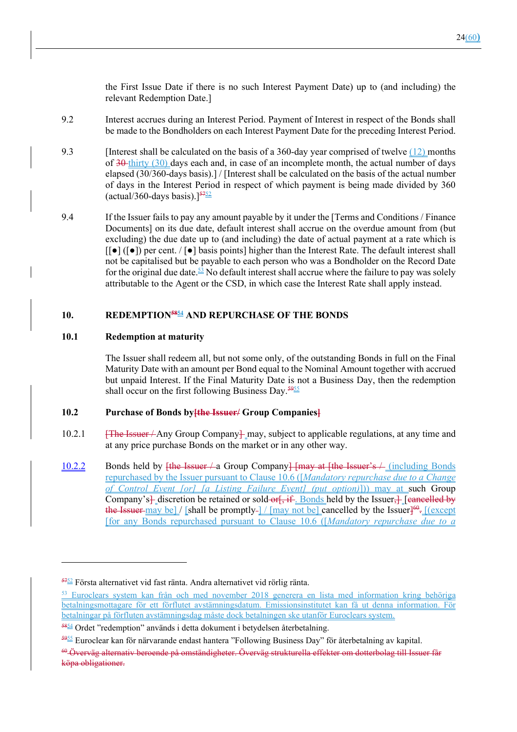the First Issue Date if there is no such Interest Payment Date) up to (and including) the relevant Redemption Date.]

9.2 Interest accrues during an Interest Period. Payment of Interest in respect of the Bonds shall be made to the Bondholders on each Interest Payment Date for the preceding Interest Period.

9.3 [Interest shall be calculated on the basis of a 360-day year comprised of twelve (12) months of 30 thirty (30) days each and, in case of an incomplete month, the actual number of days elapsed (30/360-days basis).] / [Interest shall be calculated on the basis of the actual number of days in the Interest Period in respect of which payment is being made divided by 360 (actual/360-days basis).][57][52]

9.4 If the Issuer fails to pay any amount payable by it under the [Terms and Conditions / Finance Documents] on its due date, default interest shall accrue on the overdue amount from (but excluding) the due date up to (and including) the date of actual payment at a rate which is [[●] ([●]) per cent. / [●] basis points] higher than the Interest Rate. The default interest shall not be capitalised but be payable to each person who was a Bondholder on the Record Date for the original due date.[53] No default interest shall accrue where the failure to pay was solely attributable to the Agent or the CSD, in which case the Interest Rate shall apply instead.

## 10. REDEMPTION[58][54] AND REPURCHASE OF THE BONDS

### 10.1 Redemption at maturity

The Issuer shall redeem all, but not some only, of the outstanding Bonds in full on the Final Maturity Date with an amount per Bond equal to the Nominal Amount together with accrued but unpaid Interest. If the Final Maturity Date is not a Business Day, then the redemption shall occur on the first following Business Day.[59][55]

### 10.2 Purchase of Bonds by [the Issuer/ Group Companies]

10.2.1 [The Issuer / Any Group Company] may, subject to applicable regulations, at any time and at any price purchase Bonds on the market or in any other way.

10.2.2 Bonds held by [the Issuer / a Group Company] [may at [the Issuer's / (including Bonds repurchased by the Issuer pursuant to Clause 10.6 ([*Mandatory repurchase due to a Change of Control Event [or] [a Listing Failure Event] (put option)*])) may at such Group Company's] discretion be retained or sold or[, if . Bonds held by the Issuer,] [cancelled by the Issuer may be] / [shall be promptly ] / [may not be] cancelled by the Issuer][60]. [(except [for any Bonds repurchased pursuant to Clause 10.6 ([*Mandatory repurchase due to a*

---

[57][52] Första alternativet vid fast ränta. Andra alternativet vid rörlig ränta.

[53] Euroclears system kan från och med november 2018 generera en lista med information kring behöriga betalningsmottagare för ett förflutet avstämningsdatum. Emissionsinstitutet kan få ut denna information. För betalningar på förfluten avstämningsdag måste dock betalningen ske utanför Euroclears system.

[58][54] Ordet "redemption" används i detta dokument i betydelsen återbetalning.

[59][55] Euroclear kan för närvarande endast hantera "Following Business Day" för återbetalning av kapital.

[60] Överväg alternativ beroende på omständigheter. Överväg strukturella effekter om dotterbolag till Issuer får köpa obligationer.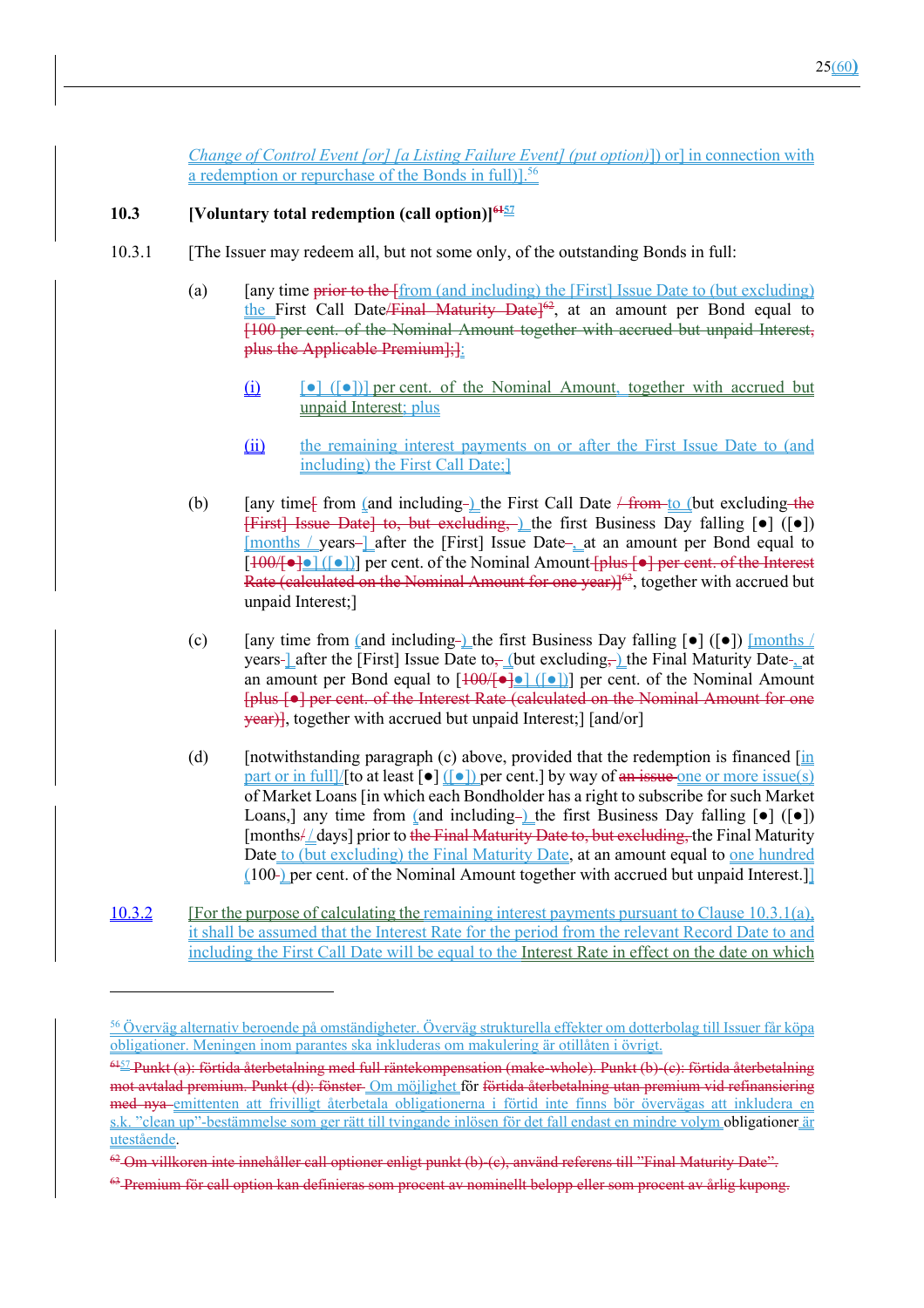Change of Control Event [or] [a Listing Failure Event] (put option)]) or] in connection with a redemption or repurchase of the Bonds in full)].[56]

**10.3 [Voluntary total redemption (call option)][61][57]**

10.3.1 [The Issuer may redeem all, but not some only, of the outstanding Bonds in full:

(a) [any time prior to the [from (and including) the [First] Issue Date to (but excluding) the First Call Date/Final Maturity Date][62], at an amount per Bond equal to [100 per cent. of the Nominal Amount together with accrued but unpaid Interest, plus the Applicable Premium];]:

(i) [●] ([●])] per cent. of the Nominal Amount, together with accrued but unpaid Interest; plus

(ii) the remaining interest payments on or after the First Issue Date to (and including) the First Call Date;]

(b) [any time[ from (and including-) the First Call Date / from to (but excluding the [First] Issue Date] to, but excluding, ) the first Business Day falling [●] ([●]) [months / years-] after the [First] Issue Date-, at an amount per Bond equal to [100/[●]● ] ([●])] per cent. of the Nominal Amount [plus [●] per cent. of the Interest Rate (calculated on the Nominal Amount for one year)][63], together with accrued but unpaid Interest;]

(c) [any time from (and including-) the first Business Day falling [●] ([●]) [months / years-] after the [First] Issue Date to, (but excluding, ) the Final Maturity Date-, at an amount per Bond equal to [100/[●]● ] ([●])] per cent. of the Nominal Amount [plus [●] per cent. of the Interest Rate (calculated on the Nominal Amount for one year)], together with accrued but unpaid Interest;] [and/or]

(d) [notwithstanding paragraph (c) above, provided that the redemption is financed [in part or in full]/[to at least [●] ([●]) per cent.] by way of an issue one or more issue(s) of Market Loans [in which each Bondholder has a right to subscribe for such Market Loans,] any time from (and including-) the first Business Day falling [●] ([●]) [months/ / days] prior to the Final Maturity Date to, but excluding, the Final Maturity Date to (but excluding) the Final Maturity Date, at an amount equal to one hundred (100-) per cent. of the Nominal Amount together with accrued but unpaid Interest.]]

10.3.2 [For the purpose of calculating the remaining interest payments pursuant to Clause 10.3.1(a), it shall be assumed that the Interest Rate for the period from the relevant Record Date to and including the First Call Date will be equal to the Interest Rate in effect on the date on which

---

[56] Överväg alternativ beroende på omständigheter. Överväg strukturella effekter om dotterbolag till Issuer får köpa obligationer. Meningen inom parantes ska inkluderas om makulering är otillåten i övrigt.

[61][57] Punkt (a): förtida återbetalning med full räntekompensation (make-whole). Punkt (b)-(c): förtida återbetalning mot avtalad premium. Punkt (d): fönster Om möjlighet för förtida återbetalning utan premium vid refinansiering med nya emittenten att frivilligt återbetala obligationerna i förtid inte finns bör övervägas att inkludera en s.k. "clean up"-bestämmelse som ger rätt till tvingande inlösen för det fall endast en mindre volym obligationer är utestående.

[62] Om villkoren inte innehåller call optioner enligt punkt (b)-(c), använd referens till "Final Maturity Date".

[63] Premium för call option kan definieras som procent av nominellt belopp eller som procent av årlig kupong.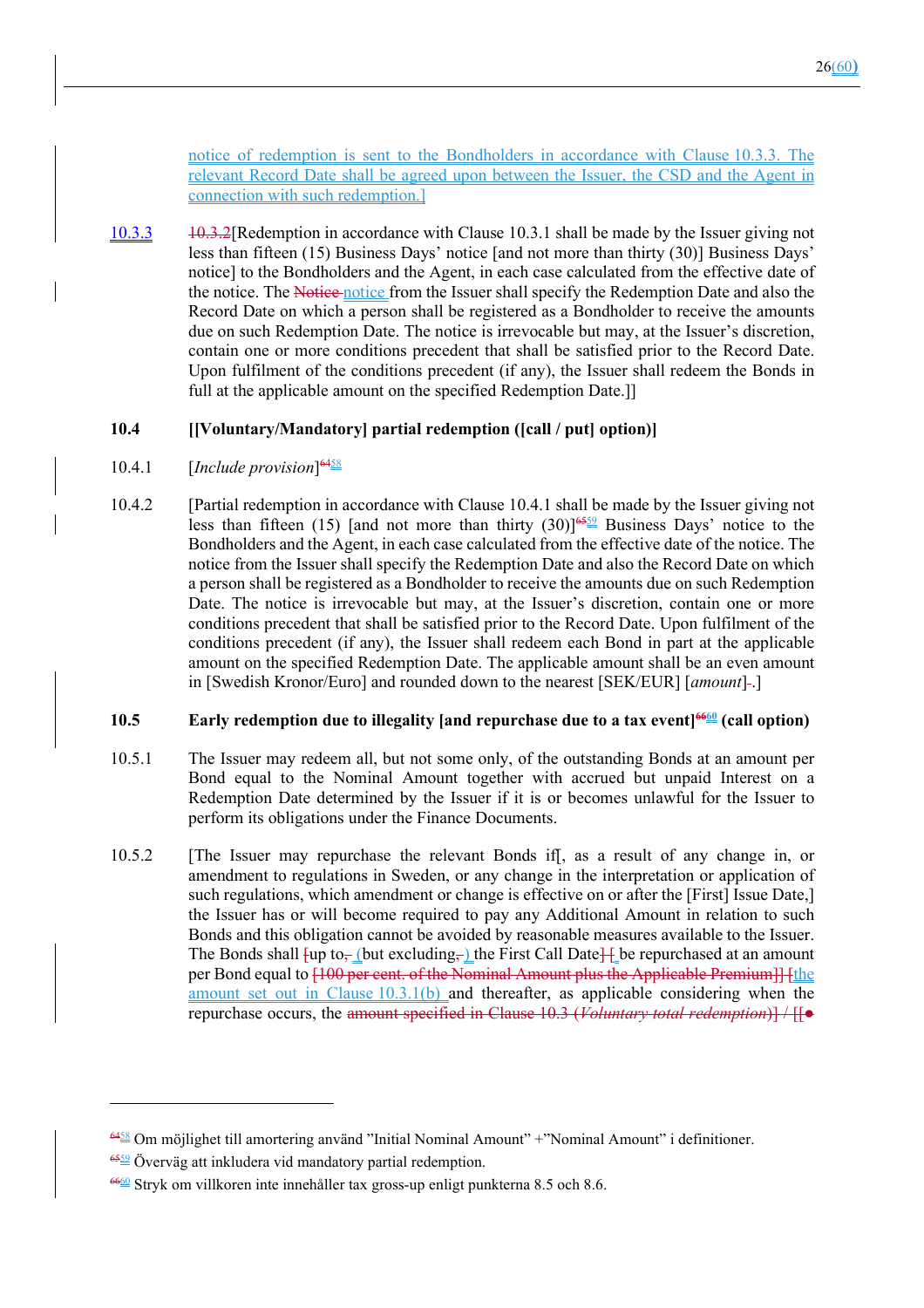notice of redemption is sent to the Bondholders in accordance with Clause 10.3.3. The relevant Record Date shall be agreed upon between the Issuer, the CSD and the Agent in connection with such redemption.]

10.3.3 10.3.2[Redemption in accordance with Clause 10.3.1 shall be made by the Issuer giving not less than fifteen (15) Business Days' notice [and not more than thirty (30)] Business Days' notice] to the Bondholders and the Agent, in each case calculated from the effective date of the notice. The Notice notice from the Issuer shall specify the Redemption Date and also the Record Date on which a person shall be registered as a Bondholder to receive the amounts due on such Redemption Date. The notice is irrevocable but may, at the Issuer's discretion, contain one or more conditions precedent that shall be satisfied prior to the Record Date. Upon fulfilment of the conditions precedent (if any), the Issuer shall redeem the Bonds in full at the applicable amount on the specified Redemption Date.]]

**10.4 [[Voluntary/Mandatory] partial redemption ([call / put] option)]**

10.4.1 [*Include provision*][64][58]

10.4.2 [Partial redemption in accordance with Clause 10.4.1 shall be made by the Issuer giving not less than fifteen (15) [and not more than thirty (30)][65][59] Business Days' notice to the Bondholders and the Agent, in each case calculated from the effective date of the notice. The notice from the Issuer shall specify the Redemption Date and also the Record Date on which a person shall be registered as a Bondholder to receive the amounts due on such Redemption Date. The notice is irrevocable but may, at the Issuer's discretion, contain one or more conditions precedent that shall be satisfied prior to the Record Date. Upon fulfilment of the conditions precedent (if any), the Issuer shall redeem each Bond in part at the applicable amount on the specified Redemption Date. The applicable amount shall be an even amount in [Swedish Kronor/Euro] and rounded down to the nearest [SEK/EUR] [*amount*] .]

**10.5 Early redemption due to illegality [and repurchase due to a tax event][66][60] (call option)**

10.5.1 The Issuer may redeem all, but not some only, of the outstanding Bonds at an amount per Bond equal to the Nominal Amount together with accrued but unpaid Interest on a Redemption Date determined by the Issuer if it is or becomes unlawful for the Issuer to perform its obligations under the Finance Documents.

10.5.2 [The Issuer may repurchase the relevant Bonds if[, as a result of any change in, or amendment to regulations in Sweden, or any change in the interpretation or application of such regulations, which amendment or change is effective on or after the [First] Issue Date,] the Issuer has or will become required to pay any Additional Amount in relation to such Bonds and this obligation cannot be avoided by reasonable measures available to the Issuer. The Bonds shall [up to, (but excluding, ) the First Call Date] [ be repurchased at an amount per Bond equal to [100 per cent. of the Nominal Amount plus the Applicable Premium]] [the amount set out in Clause 10.3.1(b) and thereafter, as applicable considering when the repurchase occurs, the amount specified in Clause 10.3 (*Voluntary total redemption*)] / [[●

---

[64][58] Om möjlighet till amortering använd "Initial Nominal Amount" +"Nominal Amount" i definitioner.

[65][59] Överväg att inkludera vid mandatory partial redemption.

[66][60] Stryk om villkoren inte innehåller tax gross-up enligt punkterna 8.5 och 8.6.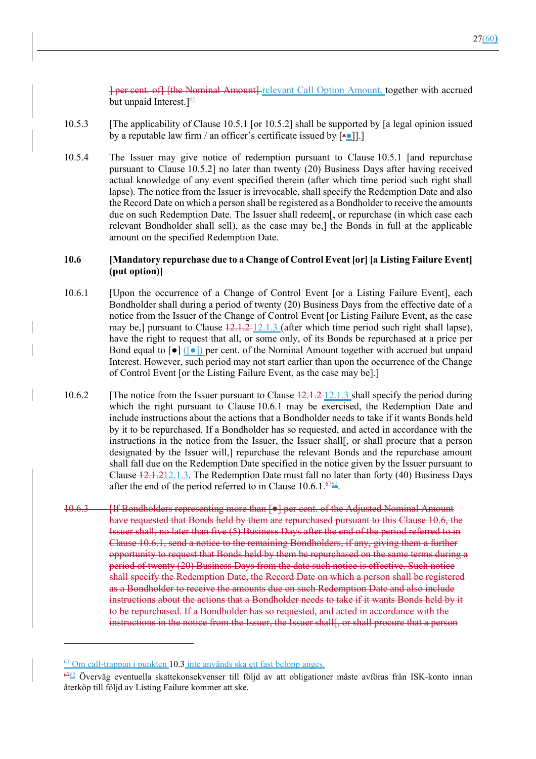] per cent. of] [the Nominal Amount] relevant Call Option Amount, together with accrued but unpaid Interest.][61]

10.5.3 [The applicability of Clause 10.5.1 [or 10.5.2] shall be supported by [a legal opinion issued by a reputable law firm / an officer's certificate issued by [•●]].]

10.5.4 The Issuer may give notice of redemption pursuant to Clause 10.5.1 [and repurchase pursuant to Clause 10.5.2] no later than twenty (20) Business Days after having received actual knowledge of any event specified therein (after which time period such right shall lapse). The notice from the Issuer is irrevocable, shall specify the Redemption Date and also the Record Date on which a person shall be registered as a Bondholder to receive the amounts due on such Redemption Date. The Issuer shall redeem[, or repurchase (in which case each relevant Bondholder shall sell), as the case may be,] the Bonds in full at the applicable amount on the specified Redemption Date.

**10.6 [Mandatory repurchase due to a Change of Control Event [or] [a Listing Failure Event] (put option)]**

10.6.1 [Upon the occurrence of a Change of Control Event [or a Listing Failure Event], each Bondholder shall during a period of twenty (20) Business Days from the effective date of a notice from the Issuer of the Change of Control Event [or Listing Failure Event, as the case may be,] pursuant to Clause 12.1.2 12.1.3 (after which time period such right shall lapse), have the right to request that all, or some only, of its Bonds be repurchased at a price per Bond equal to [●] ([●]) per cent. of the Nominal Amount together with accrued but unpaid Interest. However, such period may not start earlier than upon the occurrence of the Change of Control Event [or the Listing Failure Event, as the case may be].]

10.6.2 [The notice from the Issuer pursuant to Clause 12.1.2 12.1.3 shall specify the period during which the right pursuant to Clause 10.6.1 may be exercised, the Redemption Date and include instructions about the actions that a Bondholder needs to take if it wants Bonds held by it to be repurchased. If a Bondholder has so requested, and acted in accordance with the instructions in the notice from the Issuer, the Issuer shall[, or shall procure that a person designated by the Issuer will,] repurchase the relevant Bonds and the repurchase amount shall fall due on the Redemption Date specified in the notice given by the Issuer pursuant to Clause 12.1.212.1.3. The Redemption Date must fall no later than forty (40) Business Days after the end of the period referred to in Clause 10.6.1.[6762].

~~10.6.3 [If Bondholders representing more than [●] per cent. of the Adjusted Nominal Amount have requested that Bonds held by them are repurchased pursuant to this Clause 10.6, the Issuer shall, no later than five (5) Business Days after the end of the period referred to in Clause 10.6.1, send a notice to the remaining Bondholders, if any, giving them a further opportunity to request that Bonds held by them be repurchased on the same terms during a period of twenty (20) Business Days from the date such notice is effective. Such notice shall specify the Redemption Date, the Record Date on which a person shall be registered as a Bondholder to receive the amounts due on such Redemption Date and also include instructions about the actions that a Bondholder needs to take if it wants Bonds held by it to be repurchased. If a Bondholder has so requested, and acted in accordance with the instructions in the notice from the Issuer, the Issuer shall[, or shall procure that a person~~

---

[61] Om call-trappan i punkten 10.3 inte används ska ett fast belopp anges.

[6762] Överväg eventuella skattekonsekvenser till följd av att obligationer måste avföras från ISK-konto innan återköp till följd av Listing Failure kommer att ske.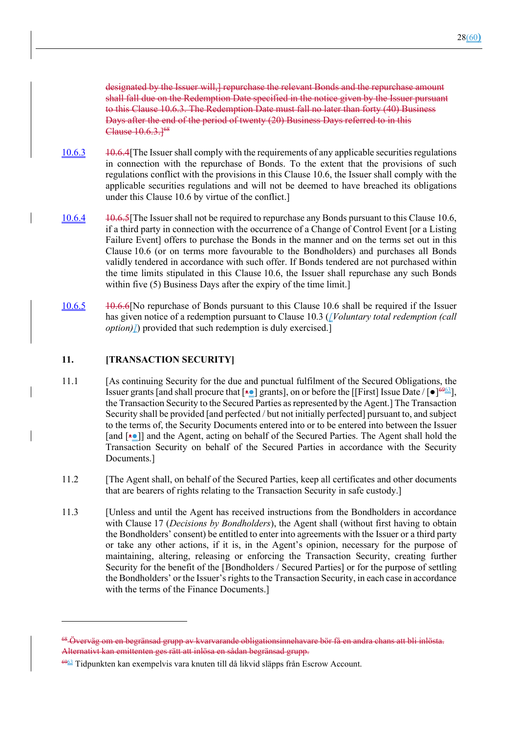designated by the Issuer will,] repurchase the relevant Bonds and the repurchase amount shall fall due on the Redemption Date specified in the notice given by the Issuer pursuant to this Clause 10.6.3. The Redemption Date must fall no later than forty (40) Business Days after the end of the period of twenty (20) Business Days referred to in this Clause 10.6.3.][68]

10.6.3 10.6.4[The Issuer shall comply with the requirements of any applicable securities regulations in connection with the repurchase of Bonds. To the extent that the provisions of such regulations conflict with the provisions in this Clause 10.6, the Issuer shall comply with the applicable securities regulations and will not be deemed to have breached its obligations under this Clause 10.6 by virtue of the conflict.]

10.6.4 10.6.5[The Issuer shall not be required to repurchase any Bonds pursuant to this Clause 10.6, if a third party in connection with the occurrence of a Change of Control Event [or a Listing Failure Event] offers to purchase the Bonds in the manner and on the terms set out in this Clause 10.6 (or on terms more favourable to the Bondholders) and purchases all Bonds validly tendered in accordance with such offer. If Bonds tendered are not purchased within the time limits stipulated in this Clause 10.6, the Issuer shall repurchase any such Bonds within five (5) Business Days after the expiry of the time limit.]

10.6.5 10.6.6[No repurchase of Bonds pursuant to this Clause 10.6 shall be required if the Issuer has given notice of a redemption pursuant to Clause 10.3 (*[Voluntary total redemption (call option)]*) provided that such redemption is duly exercised.]

## 11. [TRANSACTION SECURITY]

11.1 [As continuing Security for the due and punctual fulfilment of the Secured Obligations, the Issuer grants [and shall procure that [••] grants], on or before the [[First] Issue Date / [●][6963]], the Transaction Security to the Secured Parties as represented by the Agent.] The Transaction Security shall be provided [and perfected / but not initially perfected] pursuant to, and subject to the terms of, the Security Documents entered into or to be entered into between the Issuer [and [••]] and the Agent, acting on behalf of the Secured Parties. The Agent shall hold the Transaction Security on behalf of the Secured Parties in accordance with the Security Documents.]

11.2 [The Agent shall, on behalf of the Secured Parties, keep all certificates and other documents that are bearers of rights relating to the Transaction Security in safe custody.]

11.3 [Unless and until the Agent has received instructions from the Bondholders in accordance with Clause 17 (*Decisions by Bondholders*), the Agent shall (without first having to obtain the Bondholders' consent) be entitled to enter into agreements with the Issuer or a third party or take any other actions, if it is, in the Agent's opinion, necessary for the purpose of maintaining, altering, releasing or enforcing the Transaction Security, creating further Security for the benefit of the [Bondholders / Secured Parties] or for the purpose of settling the Bondholders' or the Issuer's rights to the Transaction Security, in each case in accordance with the terms of the Finance Documents.]

---

[68] Överväg om en begränsad grupp av kvarvarande obligationsinnehavare bör få en andra chans att bli inlösta. Alternativt kan emittenten ges rätt att inlösa en sådan begränsad grupp.

[6963] Tidpunkten kan exempelvis vara knuten till då likvid släpps från Escrow Account.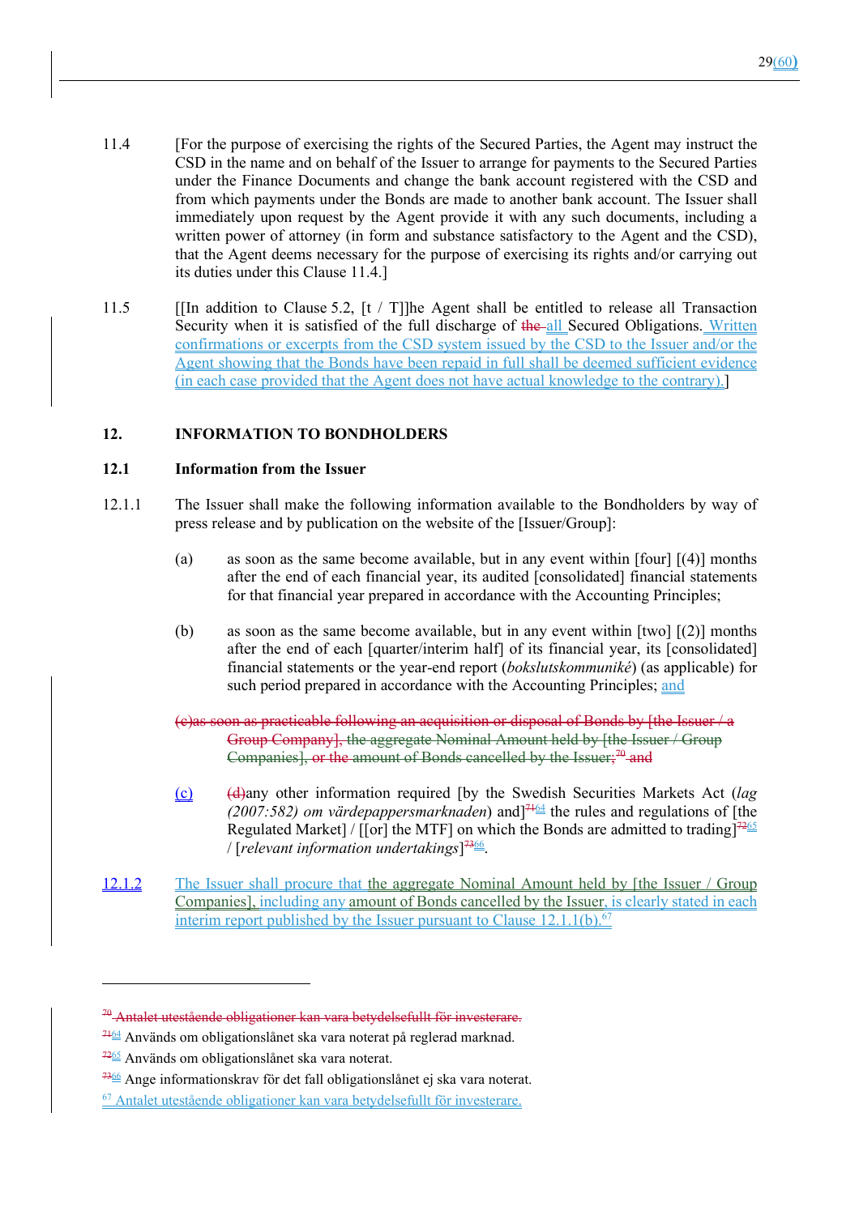11.4 [For the purpose of exercising the rights of the Secured Parties, the Agent may instruct the CSD in the name and on behalf of the Issuer to arrange for payments to the Secured Parties under the Finance Documents and change the bank account registered with the CSD and from which payments under the Bonds are made to another bank account. The Issuer shall immediately upon request by the Agent provide it with any such documents, including a written power of attorney (in form and substance satisfactory to the Agent and the CSD), that the Agent deems necessary for the purpose of exercising its rights and/or carrying out its duties under this Clause 11.4.]

11.5 [[In addition to Clause 5.2, [t / T]]he Agent shall be entitled to release all Transaction Security when it is satisfied of the full discharge of ~~the~~ all Secured Obligations. Written confirmations or excerpts from the CSD system issued by the CSD to the Issuer and/or the Agent showing that the Bonds have been repaid in full shall be deemed sufficient evidence (in each case provided that the Agent does not have actual knowledge to the contrary).]

## 12. INFORMATION TO BONDHOLDERS

### 12.1 Information from the Issuer

12.1.1 The Issuer shall make the following information available to the Bondholders by way of press release and by publication on the website of the [Issuer/Group]:

(a) as soon as the same become available, but in any event within [four] [(4)] months after the end of each financial year, its audited [consolidated] financial statements for that financial year prepared in accordance with the Accounting Principles;

(b) as soon as the same become available, but in any event within [two] [(2)] months after the end of each [quarter/interim half] of its financial year, its [consolidated] financial statements or the year-end report (*bokslutskommuniké*) (as applicable) for such period prepared in accordance with the Accounting Principles; and

~~(c)as soon as practicable following an acquisition or disposal of Bonds by [the Issuer / a Group Company], the aggregate Nominal Amount held by [the Issuer / Group Companies], or the amount of Bonds cancelled by the Issuer;[70] and~~

(c) ~~(d)~~any other information required [by the Swedish Securities Markets Act (*lag (2007:582) om värdepappersmarknaden*) and][~~71~~64] the rules and regulations of [the Regulated Market] / [[or] the MTF] on which the Bonds are admitted to trading][~~72~~65] / [*relevant information undertakings*][~~73~~66].

12.1.2 The Issuer shall procure that the aggregate Nominal Amount held by [the Issuer / Group Companies], including any amount of Bonds cancelled by the Issuer, is clearly stated in each interim report published by the Issuer pursuant to Clause 12.1.1(b).[67]

---

~~[70] Antalet utestående obligationer kan vara betydelsefullt för investerare.~~

[~~71~~64] Används om obligationslånet ska vara noterat på reglerad marknad.

[~~72~~65] Används om obligationslånet ska vara noterat.

[~~73~~66] Ange informationskrav för det fall obligationslånet ej ska vara noterat.

[67] Antalet utestående obligationer kan vara betydelsefullt för investerare.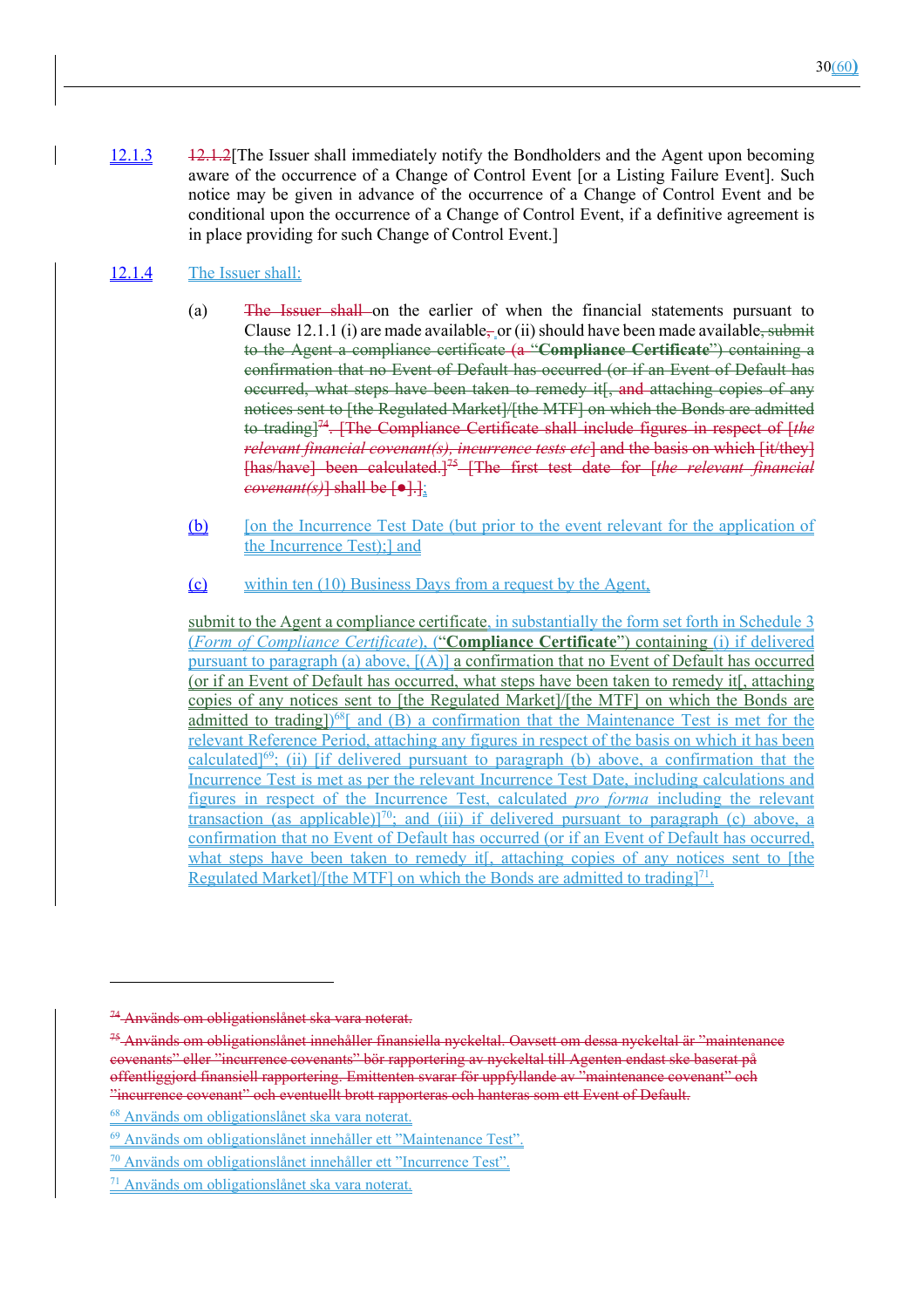12.1.3 12.1.2[The Issuer shall immediately notify the Bondholders and the Agent upon becoming aware of the occurrence of a Change of Control Event [or a Listing Failure Event]. Such notice may be given in advance of the occurrence of a Change of Control Event and be conditional upon the occurrence of a Change of Control Event, if a definitive agreement is in place providing for such Change of Control Event.]

12.1.4 The Issuer shall:

(a) The Issuer shall on the earlier of when the financial statements pursuant to Clause 12.1.1 (i) are made available, or (ii) should have been made available, submit to the Agent a compliance certificate (a "**Compliance Certificate**") containing a confirmation that no Event of Default has occurred (or if an Event of Default has occurred, what steps have been taken to remedy it[, and attaching copies of any notices sent to [the Regulated Market]/[the MTF] on which the Bonds are admitted to trading][74]. [The Compliance Certificate shall include figures in respect of [*the relevant financial covenant(s), incurrence tests etc*] and the basis on which [it/they] [has/have] been calculated.][75] [The first test date for [*the relevant financial covenant(s)*] shall be [●].];

(b) [on the Incurrence Test Date (but prior to the event relevant for the application of the Incurrence Test);] and

(c) within ten (10) Business Days from a request by the Agent,

submit to the Agent a compliance certificate, in substantially the form set forth in Schedule 3 (*Form of Compliance Certificate*), ("**Compliance Certificate**") containing (i) if delivered pursuant to paragraph (a) above, [(A)] a confirmation that no Event of Default has occurred (or if an Event of Default has occurred, what steps have been taken to remedy it[, attaching copies of any notices sent to [the Regulated Market]/[the MTF] on which the Bonds are admitted to trading])[68][ and (B) a confirmation that the Maintenance Test is met for the relevant Reference Period, attaching any figures in respect of the basis on which it has been calculated][69]; (ii) [if delivered pursuant to paragraph (b) above, a confirmation that the Incurrence Test is met as per the relevant Incurrence Test Date, including calculations and figures in respect of the Incurrence Test, calculated *pro forma* including the relevant transaction (as applicable)][70]; and (iii) if delivered pursuant to paragraph (c) above, a confirmation that no Event of Default has occurred (or if an Event of Default has occurred, what steps have been taken to remedy it[, attaching copies of any notices sent to [the Regulated Market]/[the MTF] on which the Bonds are admitted to trading][71].

---

[74] Används om obligationslånet ska vara noterat.

[75] Används om obligationslånet innehåller finansiella nyckeltal. Oavsett om dessa nyckeltal är "maintenance covenants" eller "incurrence covenants" bör rapportering av nyckeltal till Agenten endast ske baserat på offentliggjord finansiell rapportering. Emittenten svarar för uppfyllande av "maintenance covenant" och "incurrence covenant" och eventuellt brott rapporteras och hanteras som ett Event of Default.

[68] Används om obligationslånet ska vara noterat.

[69] Används om obligationslånet innehåller ett "Maintenance Test".

[70] Används om obligationslånet innehåller ett "Incurrence Test".

[71] Används om obligationslånet ska vara noterat.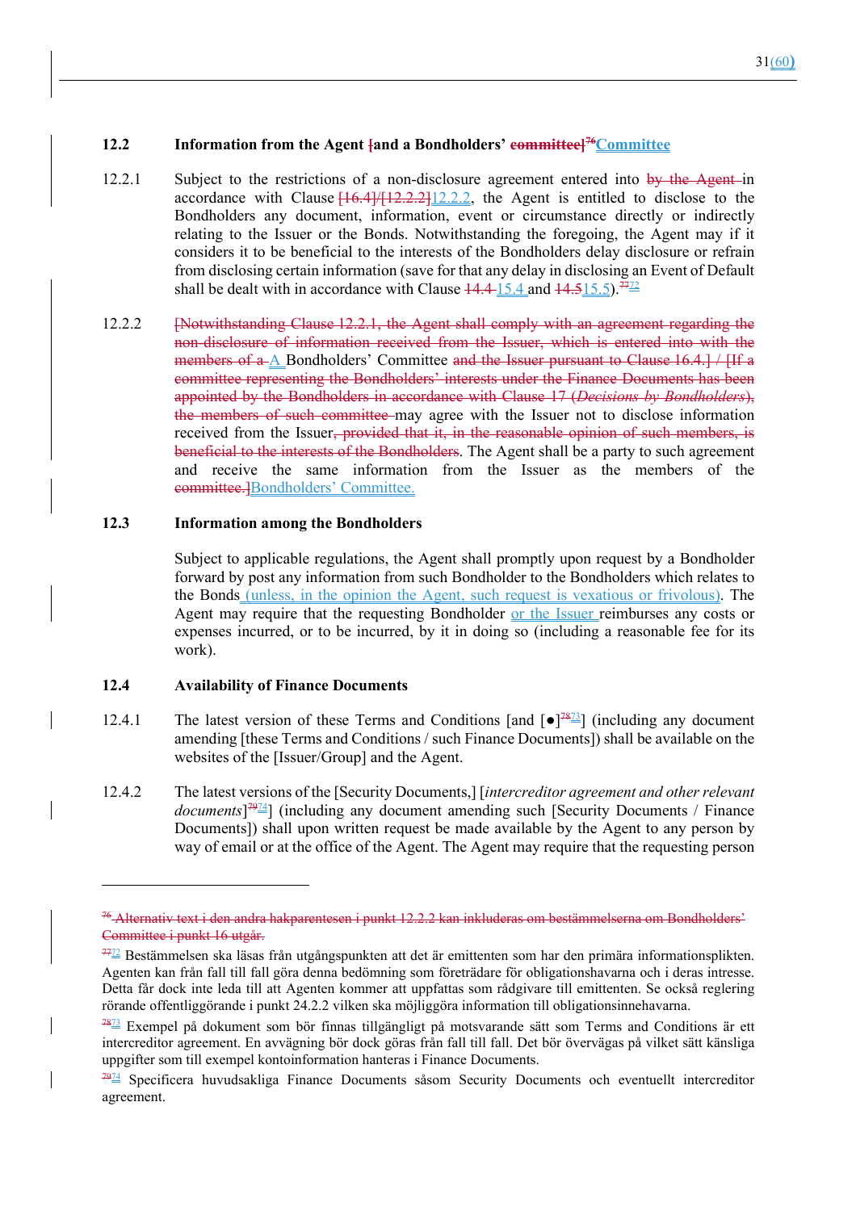### 12.2 Information from the Agent [and a Bondholders' committee][76]Committee

12.2.1 Subject to the restrictions of a non-disclosure agreement entered into by the Agent in accordance with Clause [16.4]/[12.2.2]12.2.2, the Agent is entitled to disclose to the Bondholders any document, information, event or circumstance directly or indirectly relating to the Issuer or the Bonds. Notwithstanding the foregoing, the Agent may if it considers it to be beneficial to the interests of the Bondholders delay disclosure or refrain from disclosing certain information (save for that any delay in disclosing an Event of Default shall be dealt with in accordance with Clause 14.4 15.4 and 14.515.5).[77][72]

12.2.2 [Notwithstanding Clause 12.2.1, the Agent shall comply with an agreement regarding the non-disclosure of information received from the Issuer, which is entered into with the members of a A Bondholders' Committee and the Issuer pursuant to Clause 16.4.] / [If a committee representing the Bondholders' interests under the Finance Documents has been appointed by the Bondholders in accordance with Clause 17 (*Decisions by Bondholders*), the members of such committee may agree with the Issuer not to disclose information received from the Issuer, provided that it, in the reasonable opinion of such members, is beneficial to the interests of the Bondholders. The Agent shall be a party to such agreement and receive the same information from the Issuer as the members of the committee.]Bondholders' Committee.

### 12.3 Information among the Bondholders

Subject to applicable regulations, the Agent shall promptly upon request by a Bondholder forward by post any information from such Bondholder to the Bondholders which relates to the Bonds (unless, in the opinion the Agent, such request is vexatious or frivolous). The Agent may require that the requesting Bondholder or the Issuer reimburses any costs or expenses incurred, or to be incurred, by it in doing so (including a reasonable fee for its work).

### 12.4 Availability of Finance Documents

12.4.1 The latest version of these Terms and Conditions [and [●][78][73]] (including any document amending [these Terms and Conditions / such Finance Documents]) shall be available on the websites of the [Issuer/Group] and the Agent.

12.4.2 The latest versions of the [Security Documents,] [*intercreditor agreement and other relevant documents*][79][74]] (including any document amending such [Security Documents / Finance Documents]) shall upon written request be made available by the Agent to any person by way of email or at the office of the Agent. The Agent may require that the requesting person

---

[76] Alternativ text i den andra hakparentesen i punkt 12.2.2 kan inkluderas om bestämmelserna om Bondholders' Committee i punkt 16 utgår.

[77][72] Bestämmelsen ska läsas från utgångspunkten att det är emittenten som har den primära informationsplikten. Agenten kan från fall till fall göra denna bedömning som företrädare för obligationshavarna och i deras intresse. Detta får dock inte leda till att Agenten kommer att uppfattas som rådgivare till emittenten. Se också reglering rörande offentliggörande i punkt 24.2.2 vilken ska möjliggöra information till obligationsinnehavarna.

[78][73] Exempel på dokument som bör finnas tillgängligt på motsvarande sätt som Terms and Conditions är ett intercreditor agreement. En avvägning bör dock göras från fall till fall. Det bör övervägas på vilket sätt känsliga uppgifter som till exempel kontoinformation hanteras i Finance Documents.

[79][74] Specificera huvudsakliga Finance Documents såsom Security Documents och eventuellt intercreditor agreement.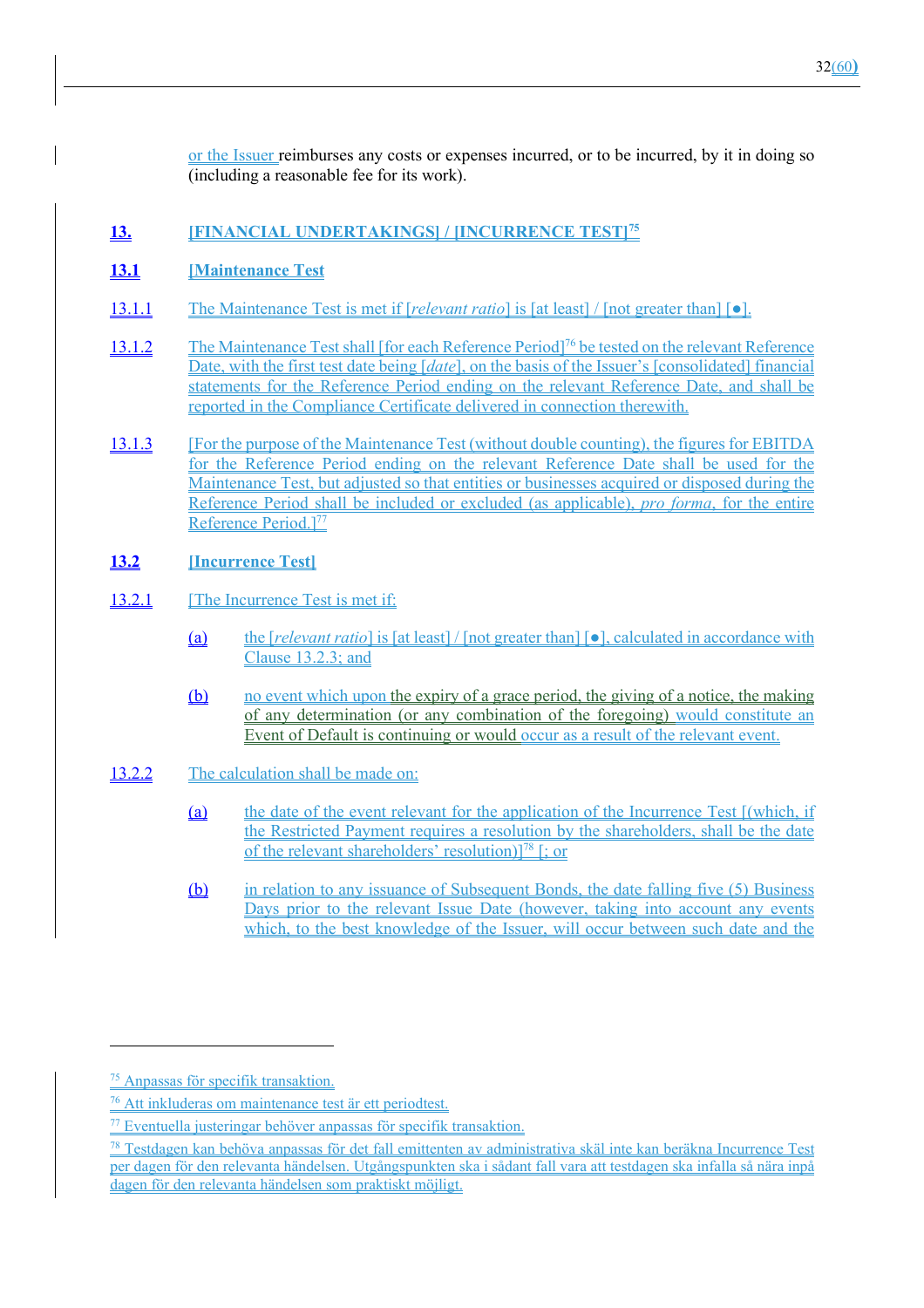or the Issuer reimburses any costs or expenses incurred, or to be incurred, by it in doing so (including a reasonable fee for its work).

## 13. [FINANCIAL UNDERTAKINGS] / [INCURRENCE TEST][75]

### 13.1 [Maintenance Test

13.1.1 The Maintenance Test is met if [*relevant ratio*] is [at least] / [not greater than] [●].

13.1.2 The Maintenance Test shall [for each Reference Period][76] be tested on the relevant Reference Date, with the first test date being [*date*], on the basis of the Issuer's [consolidated] financial statements for the Reference Period ending on the relevant Reference Date, and shall be reported in the Compliance Certificate delivered in connection therewith.

13.1.3 [For the purpose of the Maintenance Test (without double counting), the figures for EBITDA for the Reference Period ending on the relevant Reference Date shall be used for the Maintenance Test, but adjusted so that entities or businesses acquired or disposed during the Reference Period shall be included or excluded (as applicable), *pro forma*, for the entire Reference Period.][77]

### 13.2 [Incurrence Test]

13.2.1 [The Incurrence Test is met if:

(a) the [*relevant ratio*] is [at least] / [not greater than] [●], calculated in accordance with Clause 13.2.3; and

(b) no event which upon the expiry of a grace period, the giving of a notice, the making of any determination (or any combination of the foregoing) would constitute an Event of Default is continuing or would occur as a result of the relevant event.

13.2.2 The calculation shall be made on:

(a) the date of the event relevant for the application of the Incurrence Test [(which, if the Restricted Payment requires a resolution by the shareholders, shall be the date of the relevant shareholders' resolution)][78] [; or

(b) in relation to any issuance of Subsequent Bonds, the date falling five (5) Business Days prior to the relevant Issue Date (however, taking into account any events which, to the best knowledge of the Issuer, will occur between such date and the

---

[75] Anpassas för specifik transaktion.

[76] Att inkluderas om maintenance test är ett periodtest.

[77] Eventuella justeringar behöver anpassas för specifik transaktion.

[78] Testdagen kan behöva anpassas för det fall emittenten av administrativa skäl inte kan beräkna Incurrence Test per dagen för den relevanta händelsen. Utgångspunkten ska i sådant fall vara att testdagen ska infalla så nära inpå dagen för den relevanta händelsen som praktiskt möjligt.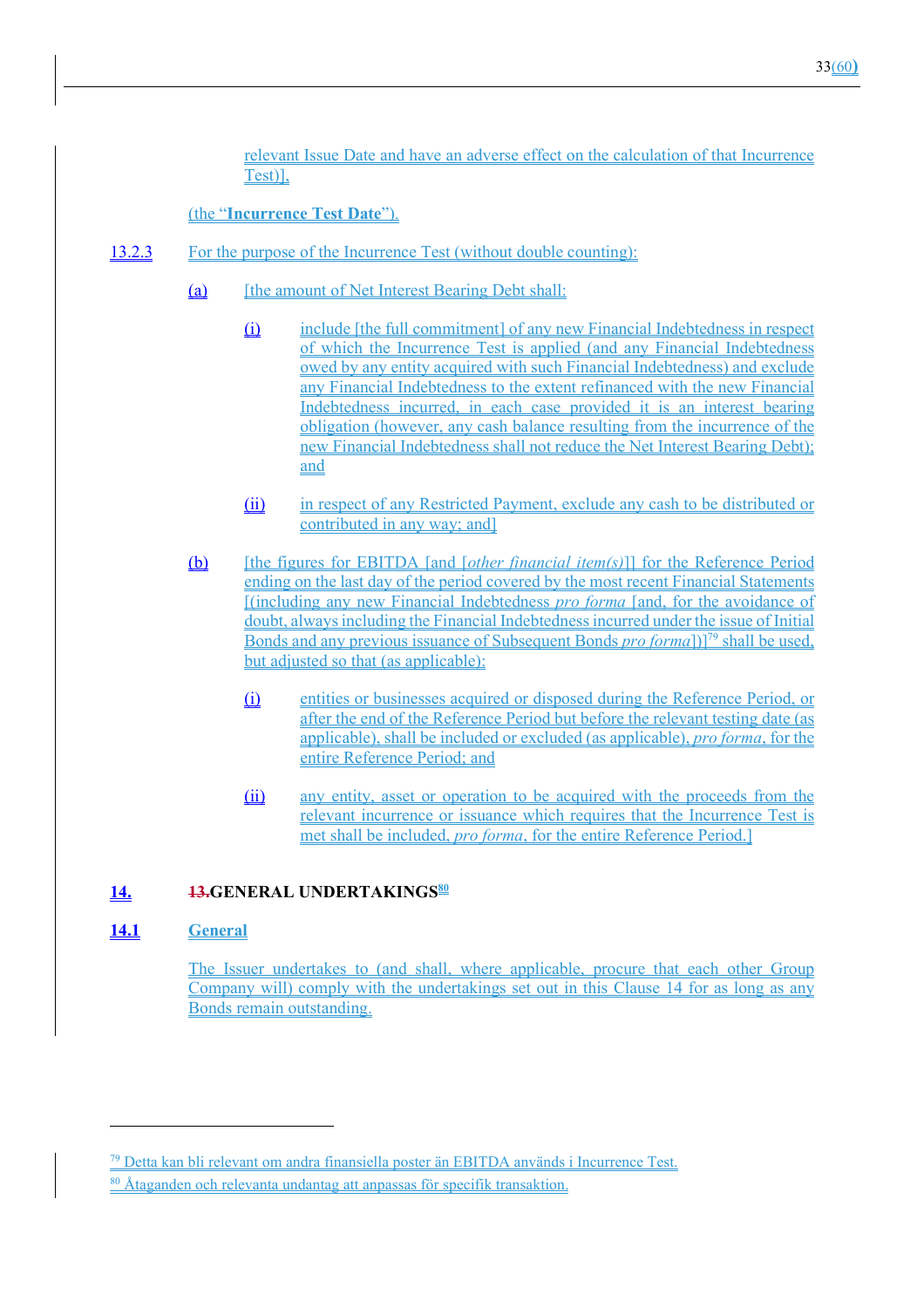relevant Issue Date and have an adverse effect on the calculation of that Incurrence Test)],

(the "**Incurrence Test Date**").

13.2.3 For the purpose of the Incurrence Test (without double counting):

(a) [the amount of Net Interest Bearing Debt shall:

(i) include [the full commitment] of any new Financial Indebtedness in respect of which the Incurrence Test is applied (and any Financial Indebtedness owed by any entity acquired with such Financial Indebtedness) and exclude any Financial Indebtedness to the extent refinanced with the new Financial Indebtedness incurred, in each case provided it is an interest bearing obligation (however, any cash balance resulting from the incurrence of the new Financial Indebtedness shall not reduce the Net Interest Bearing Debt); and

(ii) in respect of any Restricted Payment, exclude any cash to be distributed or contributed in any way; and]

(b) [the figures for EBITDA [and [*other financial item(s)*]] for the Reference Period ending on the last day of the period covered by the most recent Financial Statements [(including any new Financial Indebtedness *pro forma* [and, for the avoidance of doubt, always including the Financial Indebtedness incurred under the issue of Initial Bonds and any previous issuance of Subsequent Bonds *pro forma*])][79] shall be used, but adjusted so that (as applicable):

(i) entities or businesses acquired or disposed during the Reference Period, or after the end of the Reference Period but before the relevant testing date (as applicable), shall be included or excluded (as applicable), *pro forma*, for the entire Reference Period; and

(ii) any entity, asset or operation to be acquired with the proceeds from the relevant incurrence or issuance which requires that the Incurrence Test is met shall be included, *pro forma*, for the entire Reference Period.]

## 14. ~~13.~~GENERAL UNDERTAKINGS[80]

### 14.1 General

The Issuer undertakes to (and shall, where applicable, procure that each other Group Company will) comply with the undertakings set out in this Clause 14 for as long as any Bonds remain outstanding.

---

[79] Detta kan bli relevant om andra finansiella poster än EBITDA används i Incurrence Test.

[80] Åtaganden och relevanta undantag att anpassas för specifik transaktion.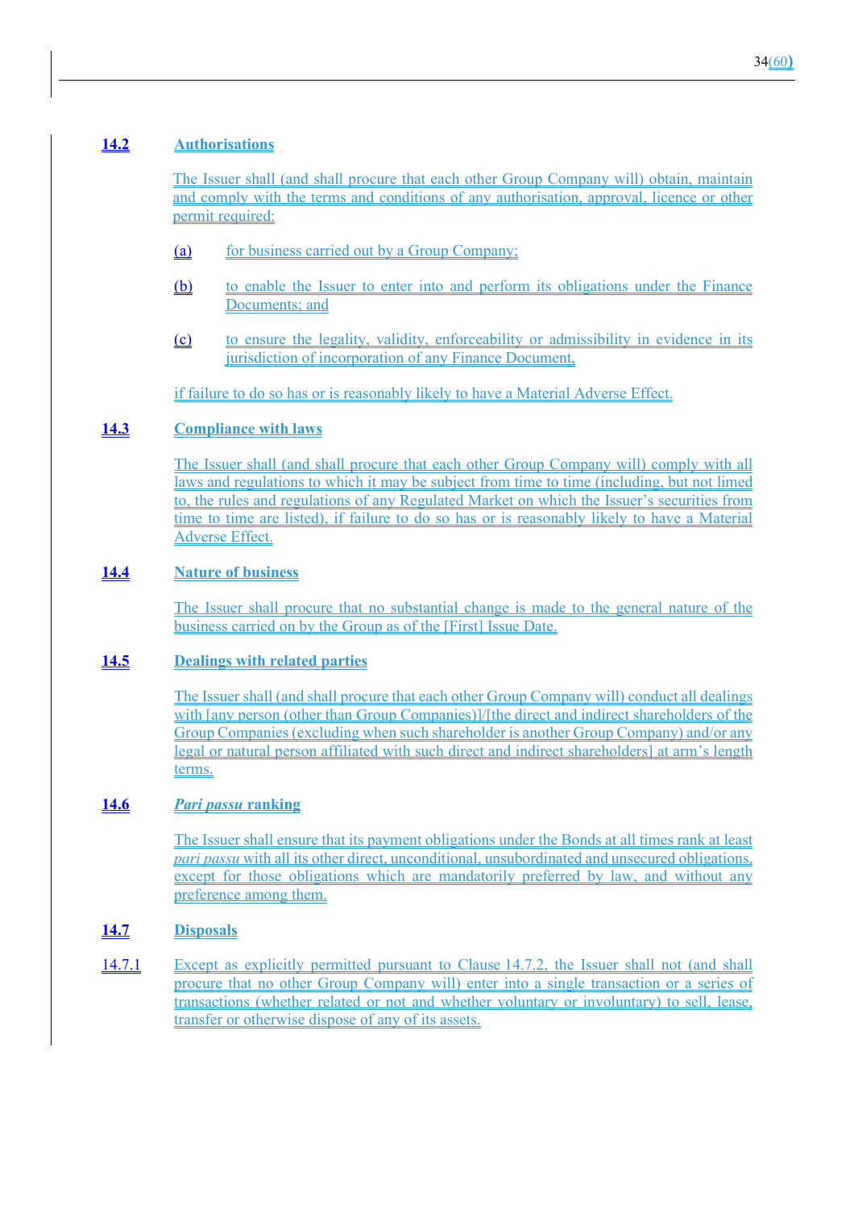### 14.2 Authorisations

The Issuer shall (and shall procure that each other Group Company will) obtain, maintain and comply with the terms and conditions of any authorisation, approval, licence or other permit required:

(a) for business carried out by a Group Company;

(b) to enable the Issuer to enter into and perform its obligations under the Finance Documents; and

(c) to ensure the legality, validity, enforceability or admissibility in evidence in its jurisdiction of incorporation of any Finance Document,

if failure to do so has or is reasonably likely to have a Material Adverse Effect.

### 14.3 Compliance with laws

The Issuer shall (and shall procure that each other Group Company will) comply with all laws and regulations to which it may be subject from time to time (including, but not limed to, the rules and regulations of any Regulated Market on which the Issuer's securities from time to time are listed), if failure to do so has or is reasonably likely to have a Material Adverse Effect.

### 14.4 Nature of business

The Issuer shall procure that no substantial change is made to the general nature of the business carried on by the Group as of the [First] Issue Date.

### 14.5 Dealings with related parties

The Issuer shall (and shall procure that each other Group Company will) conduct all dealings with [any person (other than Group Companies)]/[the direct and indirect shareholders of the Group Companies (excluding when such shareholder is another Group Company) and/or any legal or natural person affiliated with such direct and indirect shareholders] at arm's length terms.

### 14.6 *Pari passu* ranking

The Issuer shall ensure that its payment obligations under the Bonds at all times rank at least *pari passu* with all its other direct, unconditional, unsubordinated and unsecured obligations, except for those obligations which are mandatorily preferred by law, and without any preference among them.

### 14.7 Disposals

14.7.1 Except as explicitly permitted pursuant to Clause 14.7.2, the Issuer shall not (and shall procure that no other Group Company will) enter into a single transaction or a series of transactions (whether related or not and whether voluntary or involuntary) to sell, lease, transfer or otherwise dispose of any of its assets.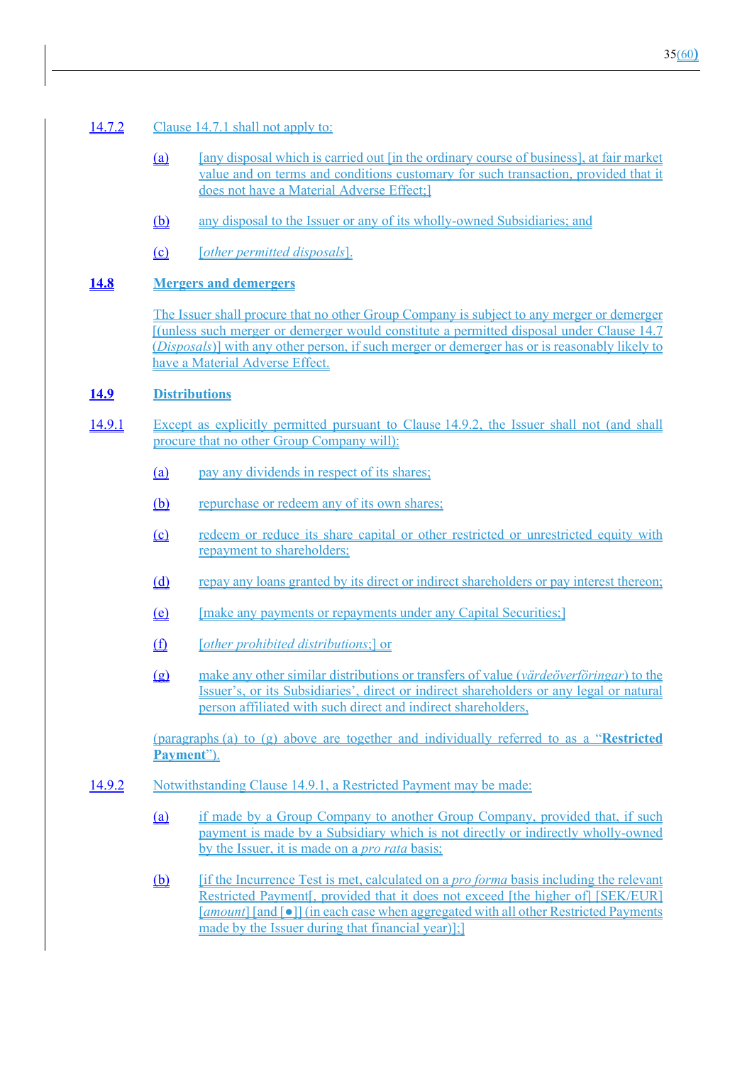14.7.2 Clause 14.7.1 shall not apply to:

(a) [any disposal which is carried out [in the ordinary course of business], at fair market value and on terms and conditions customary for such transaction, provided that it does not have a Material Adverse Effect;]

(b) any disposal to the Issuer or any of its wholly-owned Subsidiaries; and

(c) [*other permitted disposals*].

## **14.8 Mergers and demergers**

The Issuer shall procure that no other Group Company is subject to any merger or demerger [(unless such merger or demerger would constitute a permitted disposal under Clause 14.7 (*Disposals*))] with any other person, if such merger or demerger has or is reasonably likely to have a Material Adverse Effect.

## **14.9 Distributions**

14.9.1 Except as explicitly permitted pursuant to Clause 14.9.2, the Issuer shall not (and shall procure that no other Group Company will):

(a) pay any dividends in respect of its shares;

(b) repurchase or redeem any of its own shares;

(c) redeem or reduce its share capital or other restricted or unrestricted equity with repayment to shareholders;

(d) repay any loans granted by its direct or indirect shareholders or pay interest thereon;

(e) [make any payments or repayments under any Capital Securities;]

(f) [*other prohibited distributions*;] or

(g) make any other similar distributions or transfers of value (*värdeöverföringar*) to the Issuer's, or its Subsidiaries', direct or indirect shareholders or any legal or natural person affiliated with such direct and indirect shareholders,

(paragraphs (a) to (g) above are together and individually referred to as a "**Restricted Payment**").

14.9.2 Notwithstanding Clause 14.9.1, a Restricted Payment may be made:

(a) if made by a Group Company to another Group Company, provided that, if such payment is made by a Subsidiary which is not directly or indirectly wholly-owned by the Issuer, it is made on a *pro rata* basis;

(b) [if the Incurrence Test is met, calculated on a *pro forma* basis including the relevant Restricted Payment[, provided that it does not exceed [the higher of] [SEK/EUR] [*amount*] [and [●]] (in each case when aggregated with all other Restricted Payments made by the Issuer during that financial year)];]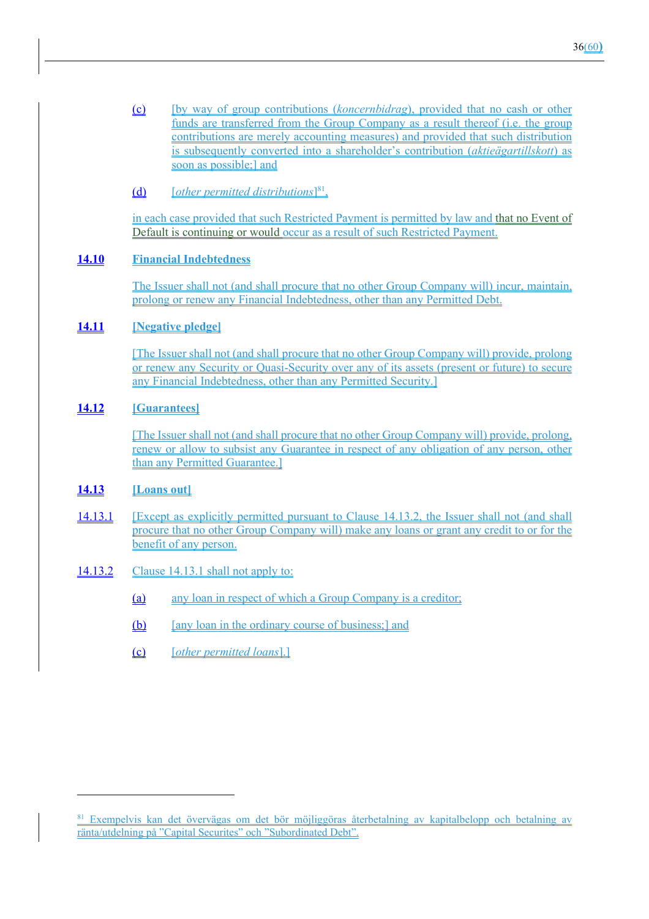(c) [by way of group contributions (*koncernbidrag*), provided that no cash or other funds are transferred from the Group Company as a result thereof (i.e. the group contributions are merely accounting measures) and provided that such distribution is subsequently converted into a shareholder's contribution (*aktieägartillskott*) as soon as possible;] and

(d) [*other permitted distributions*][81],

in each case provided that such Restricted Payment is permitted by law and that no Event of Default is continuing or would occur as a result of such Restricted Payment.

**14.10 Financial Indebtedness**

The Issuer shall not (and shall procure that no other Group Company will) incur, maintain, prolong or renew any Financial Indebtedness, other than any Permitted Debt.

**14.11 [Negative pledge]**

[The Issuer shall not (and shall procure that no other Group Company will) provide, prolong or renew any Security or Quasi-Security over any of its assets (present or future) to secure any Financial Indebtedness, other than any Permitted Security.]

**14.12 [Guarantees]**

[The Issuer shall not (and shall procure that no other Group Company will) provide, prolong, renew or allow to subsist any Guarantee in respect of any obligation of any person, other than any Permitted Guarantee.]

**14.13 [Loans out]**

14.13.1 [Except as explicitly permitted pursuant to Clause 14.13.2, the Issuer shall not (and shall procure that no other Group Company will) make any loans or grant any credit to or for the benefit of any person.

14.13.2 Clause 14.13.1 shall not apply to:

(a) any loan in respect of which a Group Company is a creditor;

(b) [any loan in the ordinary course of business;] and

(c) [*other permitted loans*].]

---

[81] Exempelvis kan det övervägas om det bör möjliggöras återbetalning av kapitalbelopp och betalning av ränta/utdelning på "Capital Securites" och "Subordinated Debt".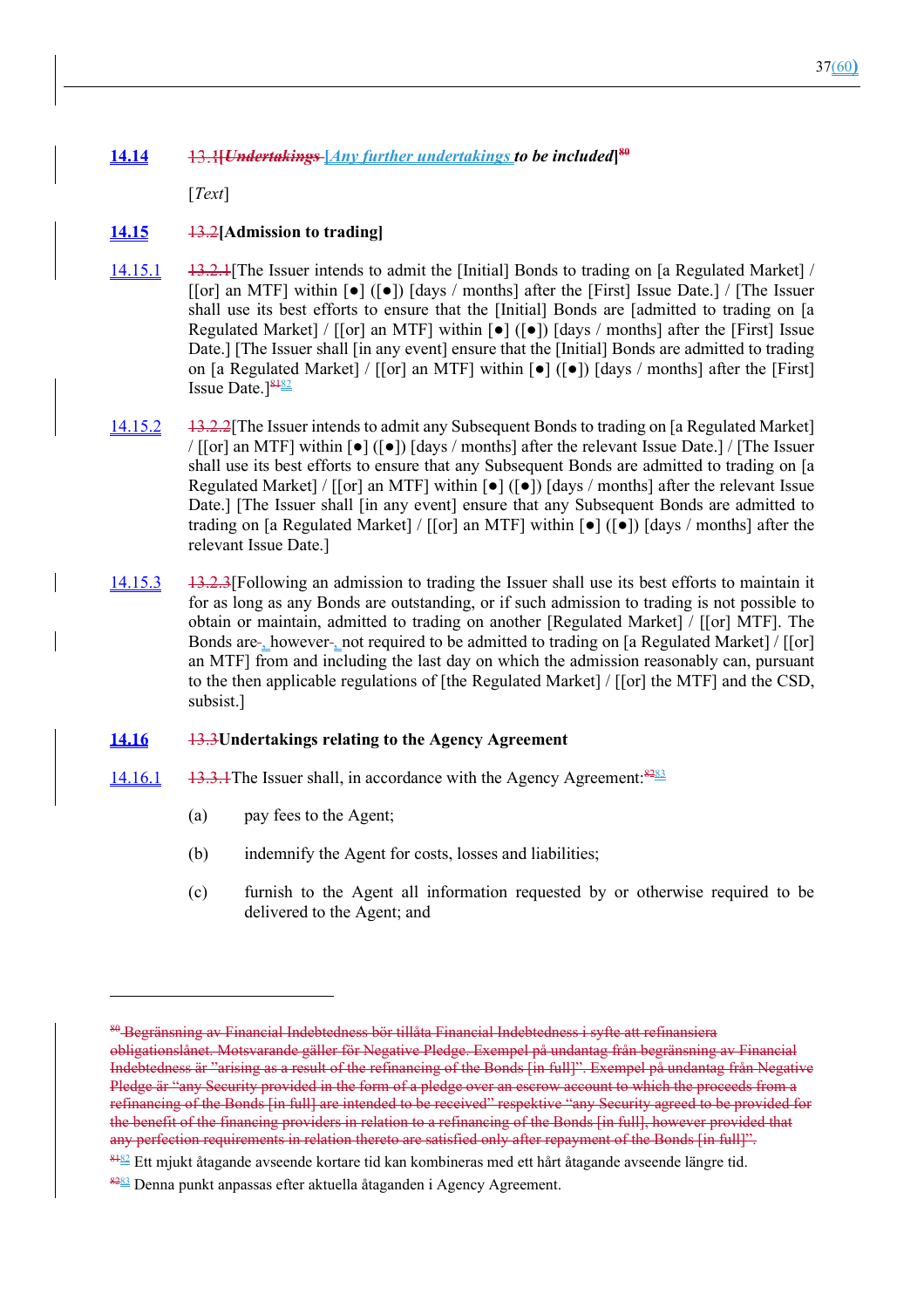**14.14** ~~13.1~~**[*~~Undertakings~~* *Any further undertakings* *to be included*]**[80]

[*Text*]

**14.15** ~~13.2~~**[Admission to trading]**

14.15.1 ~~13.2.1~~[The Issuer intends to admit the [Initial] Bonds to trading on [a Regulated Market] / [[or] an MTF] within [●] ([●]) [days / months] after the [First] Issue Date.] / [The Issuer shall use its best efforts to ensure that the [Initial] Bonds are [admitted to trading on [a Regulated Market] / [[or] an MTF] within [●] ([●]) [days / months] after the [First] Issue Date.] [The Issuer shall [in any event] ensure that the [Initial] Bonds are admitted to trading on [a Regulated Market] / [[or] an MTF] within [●] ([●]) [days / months] after the [First] Issue Date.][~~81~~82]

14.15.2 ~~13.2.2~~[The Issuer intends to admit any Subsequent Bonds to trading on [a Regulated Market] / [[or] an MTF] [●] ([●]) [days / months] after the relevant Issue Date.] / [The Issuer shall use its best efforts to ensure that any Subsequent Bonds are admitted to trading on [a Regulated Market] / [[or] an MTF] within [●] ([●]) [days / months] after the relevant Issue Date.] [The Issuer shall [in any event] ensure that any Subsequent Bonds are admitted to trading on [a Regulated Market] / [[or] an MTF] within [●] ([●]) [days / months] after the relevant Issue Date.]

14.15.3 ~~13.2.3~~[Following an admission to trading the Issuer shall use its best efforts to maintain it for as long as any Bonds are outstanding, or if such admission to trading is not possible to obtain or maintain, admitted to trading on another [Regulated Market] / [[or] MTF]. The Bonds are, however, not required to be admitted to trading on [a Regulated Market] / [[or] an MTF] from and including the last day on which the admission reasonably can, pursuant to the then applicable regulations of [the Regulated Market] / [[or] the MTF] and the CSD, subsist.]

**14.16** ~~13.3~~**Undertakings relating to the Agency Agreement**

14.16.1 ~~13.3.1~~The Issuer shall, in accordance with the Agency Agreement:[~~82~~83]

(a) pay fees to the Agent;

(b) indemnify the Agent for costs, losses and liabilities;

(c) furnish to the Agent all information requested by or otherwise required to be delivered to the Agent; and

---

~~[80] Begränsning av Financial Indebtedness bör tillåta Financial Indebtedness i syfte att refinansiera obligationslånet. Motsvarande gäller för Negative Pledge. Exempel på undantag från begränsning av Financial Indebtedness är "arising as a result of the refinancing of the Bonds [in full]". Exempel på undantag från Negative Pledge är "any Security provided in the form of a pledge over an escrow account to which the proceeds from a refinancing of the Bonds [in full] are intended to be received" respektive "any Security agreed to be provided for the benefit of the financing providers in relation to a refinancing of the Bonds [in full], however provided that any perfection requirements in relation thereto are satisfied only after repayment of the Bonds [in full]".~~

[~~81~~82] Ett mjukt åtagande avseende kortare tid kan kombineras med ett hårt åtagande avseende längre tid.

[~~82~~83] Denna punkt anpassas efter aktuella åtaganden i Agency Agreement.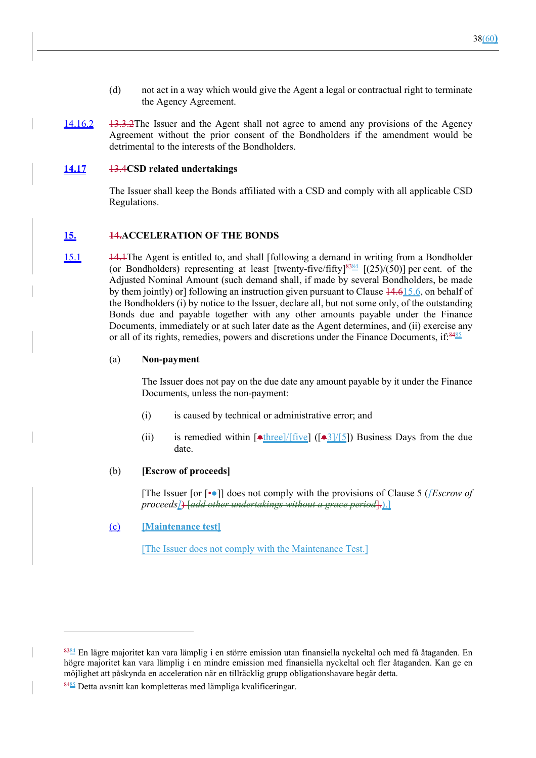(d) not act in a way which would give the Agent a legal or contractual right to terminate the Agency Agreement.

14.16.2 ~~13.3.2~~The Issuer and the Agent shall not agree to amend any provisions of the Agency Agreement without the prior consent of the Bondholders if the amendment would be detrimental to the interests of the Bondholders.

**14.17** ~~13.4~~**CSD related undertakings**

The Issuer shall keep the Bonds affiliated with a CSD and comply with all applicable CSD Regulations.

## 15. ~~14.~~ACCELERATION OF THE BONDS

15.1 ~~14.1~~The Agent is entitled to, and shall [following a demand in writing from a Bondholder (or Bondholders) representing at least [twenty-five/fifty][~~83~~84] [(25)/(50)] per cent. of the Adjusted Nominal Amount (such demand shall, if made by several Bondholders, be made by them jointly) or] following an instruction given pursuant to Clause ~~14.6~~15.6, on behalf of the Bondholders (i) by notice to the Issuer, declare all, but not some only, of the outstanding Bonds due and payable together with any other amounts payable under the Finance Documents, immediately or at such later date as the Agent determines, and (ii) exercise any or all of its rights, remedies, powers and discretions under the Finance Documents, if:[~~84~~85]

(a) **Non-payment**

The Issuer does not pay on the due date any amount payable by it under the Finance Documents, unless the non-payment:

(i) is caused by technical or administrative error; and

(ii) is remedied within [~~●~~three]/[five] ([~~●~~3]/[5]) Business Days from the due date.

(b) **[Escrow of proceeds]**

[The Issuer [or [~~•~~●]] does not comply with the provisions of Clause 5 (*[Escrow of proceeds]*~~) [add other undertakings without a grace period]~~).]

(c) **[Maintenance test]**

[The Issuer does not comply with the Maintenance Test.]

---

[~~83~~84] En lägre majoritet kan vara lämplig i en större emission utan finansiella nyckeltal och med få åtaganden. En högre majoritet kan vara lämplig i en mindre emission med finansiella nyckeltal och fler åtaganden. Kan ge en möjlighet att påskynda en acceleration när en tillräcklig grupp obligationshavare begär detta.

[~~84~~85] Detta avsnitt kan kompletteras med lämpliga kvalificeringar.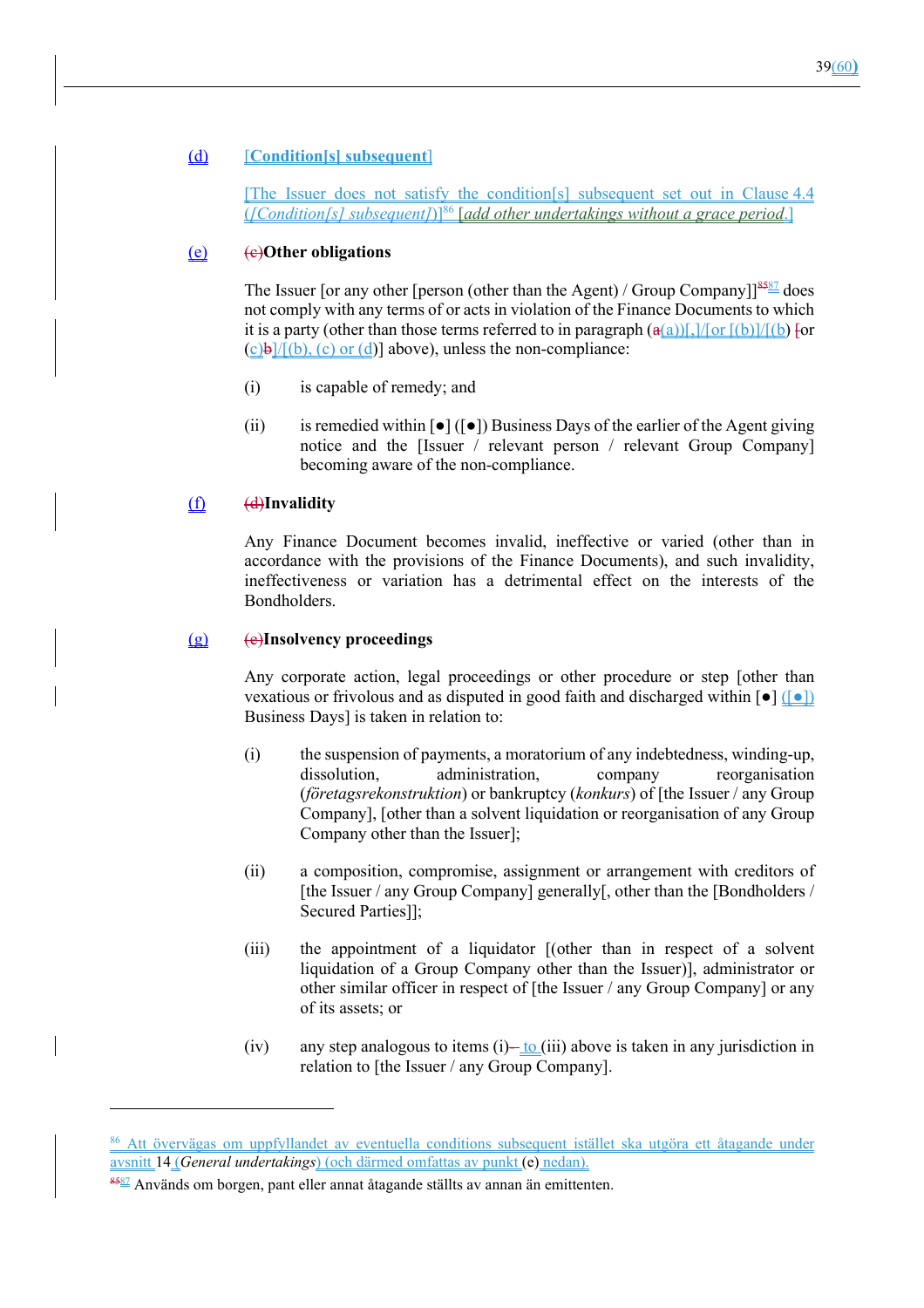(d) **[Condition[s] subsequent]**

[The Issuer does not satisfy the condition[s] subsequent set out in Clause 4.4 (*[Condition[s] subsequent]*)][86] [*add other undertakings without a grace period.*]

(e) **Other obligations**

The Issuer [or any other [person (other than the Agent) / Group Company]][87] does not comply with any terms of or acts in violation of the Finance Documents to which it is a party (other than those terms referred to in paragraph (a))[,]/[or [(b)]/[(b) or (c)]/[(b), (c) or (d)] above), unless the non-compliance:

(i) is capable of remedy; and

(ii) is remedied within [●] ([●]) Business Days of the earlier of the Agent giving notice and the [Issuer / relevant person / relevant Group Company] becoming aware of the non-compliance.

(f) **Invalidity**

Any Finance Document becomes invalid, ineffective or varied (other than in accordance with the provisions of the Finance Documents), and such invalidity, ineffectiveness or variation has a detrimental effect on the interests of the Bondholders.

(g) **Insolvency proceedings**

Any corporate action, legal proceedings or other procedure or step [other than vexatious or frivolous and as disputed in good faith and discharged within [●] ([●]) Business Days] is taken in relation to:

(i) the suspension of payments, a moratorium of any indebtedness, winding-up, dissolution, administration, company reorganisation (*företagsrekonstruktion*) or bankruptcy (*konkurs*) of [the Issuer / any Group Company], [other than a solvent liquidation or reorganisation of any Group Company other than the Issuer];

(ii) a composition, compromise, assignment or arrangement with creditors of [the Issuer / any Group Company] generally[, other than the [Bondholders / Secured Parties]];

(iii) the appointment of a liquidator [(other than in respect of a solvent liquidation of a Group Company other than the Issuer)], administrator or other similar officer in respect of [the Issuer / any Group Company] or any of its assets; or

(iv) any step analogous to items (i) to (iii) above is taken in any jurisdiction in relation to [the Issuer / any Group Company].

---

[86] Att övervägas om uppfyllandet av eventuella conditions subsequent istället ska utgöra ett åtagande under avsnitt 14 (*General undertakings*) (och därmed omfattas av punkt (e) nedan).

[87] Används om borgen, pant eller annat åtagande ställts av annan än emittenten.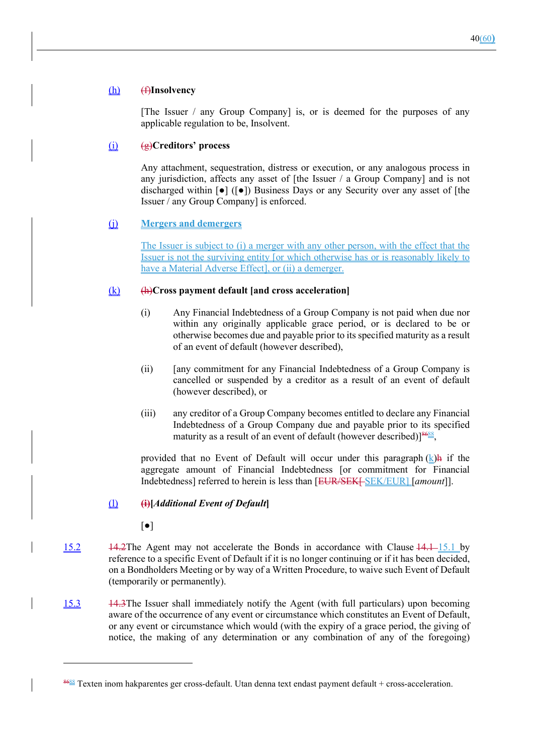(h) ~~(f)~~**Insolvency**

[The Issuer / any Group Company] is, or is deemed for the purposes of any applicable regulation to be, Insolvent.

(i) ~~(g)~~**Creditors' process**

Any attachment, sequestration, distress or execution, or any analogous process in any jurisdiction, affects any asset of [the Issuer / a Group Company] and is not discharged within [●] ([●]) Business Days or any Security over any asset of [the Issuer / any Group Company] is enforced.

(j) **Mergers and demergers**

The Issuer is subject to (i) a merger with any other person, with the effect that the Issuer is not the surviving entity [or which otherwise has or is reasonably likely to have a Material Adverse Effect], or (ii) a demerger.

(k) ~~(h)~~**Cross payment default [and cross acceleration]**

(i) Any Financial Indebtedness of a Group Company is not paid when due nor within any originally applicable grace period, or is declared to be or otherwise becomes due and payable prior to its specified maturity as a result of an event of default (however described),

(ii) [any commitment for any Financial Indebtedness of a Group Company is cancelled or suspended by a creditor as a result of an event of default (however described), or

(iii) any creditor of a Group Company becomes entitled to declare any Financial Indebtedness of a Group Company due and payable prior to its specified maturity as a result of an event of default (however described)][~~86~~88],

provided that no Event of Default will occur under this paragraph (k)~~h~~ if the aggregate amount of Financial Indebtedness [or commitment for Financial Indebtedness] referred to herein is less than [~~EUR/SEK[~~ SEK/EUR] [*amount*]].

(l) ~~(i)~~**[*Additional Event of Default*]**

[●]

15.2 ~~14.2~~The Agent may not accelerate the Bonds in accordance with Clause ~~14.1~~ 15.1 by reference to a specific Event of Default if it is no longer continuing or if it has been decided, on a Bondholders Meeting or by way of a Written Procedure, to waive such Event of Default (temporarily or permanently).

15.3 ~~14.3~~The Issuer shall immediately notify the Agent (with full particulars) upon becoming aware of the occurrence of any event or circumstance which constitutes an Event of Default, or any event or circumstance which would (with the expiry of a grace period, the giving of notice, the making of any determination or any combination of any of the foregoing)

---

[~~86~~88] Texten inom hakparentes ger cross-default. Utan denna text endast payment default + cross-acceleration.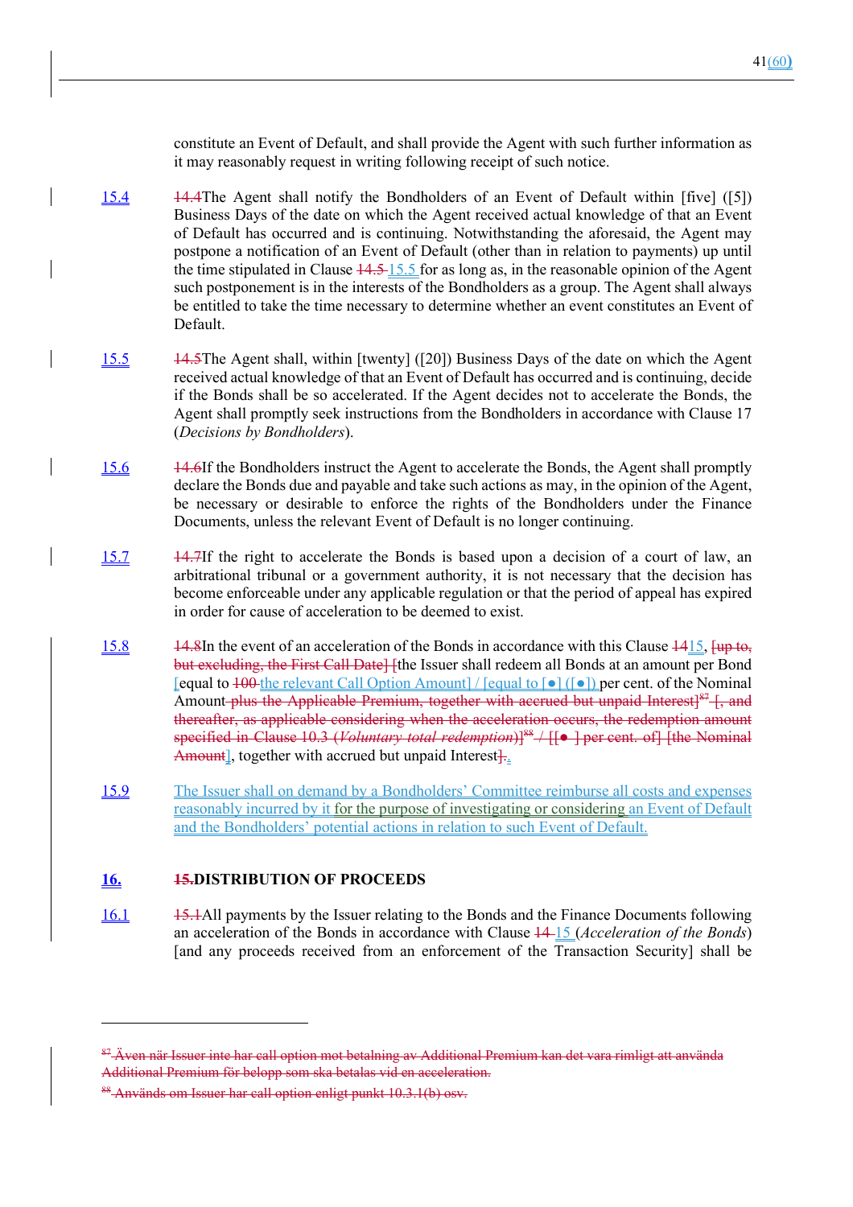constitute an Event of Default, and shall provide the Agent with such further information as it may reasonably request in writing following receipt of such notice.

15.4 ~~14.4~~The Agent shall notify the Bondholders of an Event of Default within [five] ([5]) Business Days of the date on which the Agent received actual knowledge of that an Event of Default has occurred and is continuing. Notwithstanding the aforesaid, the Agent may postpone a notification of an Event of Default (other than in relation to payments) up until the time stipulated in Clause ~~14.5~~ 15.5 for as long as, in the reasonable opinion of the Agent such postponement is in the interests of the Bondholders as a group. The Agent shall always be entitled to take the time necessary to determine whether an event constitutes an Event of Default.

15.5 ~~14.5~~The Agent shall, within [twenty] ([20]) Business Days of the date on which the Agent received actual knowledge of that an Event of Default has occurred and is continuing, decide if the Bonds shall be so accelerated. If the Agent decides not to accelerate the Bonds, the Agent shall promptly seek instructions from the Bondholders in accordance with Clause 17 (*Decisions by Bondholders*).

15.6 ~~14.6~~If the Bondholders instruct the Agent to accelerate the Bonds, the Agent shall promptly declare the Bonds due and payable and take such actions as may, in the opinion of the Agent, be necessary or desirable to enforce the rights of the Bondholders under the Finance Documents, unless the relevant Event of Default is no longer continuing.

15.7 ~~14.7~~If the right to accelerate the Bonds is based upon a decision of a court of law, an arbitrational tribunal or a government authority, it is not necessary that the decision has become enforceable under any applicable regulation or that the period of appeal has expired in order for cause of acceleration to be deemed to exist.

15.8 ~~14.8~~In the event of an acceleration of the Bonds in accordance with this Clause ~~14~~15, ~~[up to, but excluding, the First Call Date] [~~the Issuer shall redeem all Bonds at an amount per Bond [equal to ~~100~~ the relevant Call Option Amount] / [equal to [●] ([●]) per cent. of the Nominal Amount ~~plus the Applicable Premium, together with accrued but unpaid Interest]~~[87] ~~[, and thereafter, as applicable considering when the acceleration occurs, the redemption amount specified in Clause 10.3 (*Voluntary total redemption*)]~~[88] ~~/ [[● ] per cent. of] [the Nominal Amount~~], together with accrued but unpaid Interest~~]~~.

15.9 The Issuer shall on demand by a Bondholders' Committee reimburse all costs and expenses reasonably incurred by it for the purpose of investigating or considering an Event of Default and the Bondholders' potential actions in relation to such Event of Default.

## 16. ~~15.~~DISTRIBUTION OF PROCEEDS

16.1 ~~15.1~~All payments by the Issuer relating to the Bonds and the Finance Documents following an acceleration of the Bonds in accordance with Clause ~~14~~ 15 (*Acceleration of the Bonds*) [and any proceeds received from an enforcement of the Transaction Security] shall be

---

~~[87] Även när Issuer inte har call option mot betalning av Additional Premium kan det vara rimligt att använda Additional Premium för belopp som ska betalas vid en acceleration.~~

~~[88] Används om Issuer har call option enligt punkt 10.3.1(b) osv.~~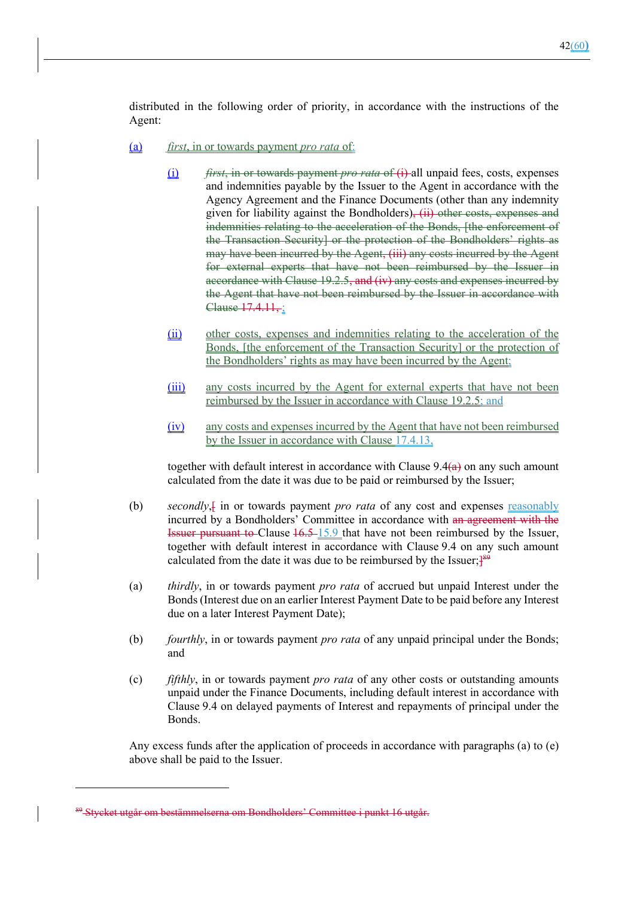distributed in the following order of priority, in accordance with the instructions of the Agent:

(a) *first*, in or towards payment *pro rata* of:

   (i) *first*, in or towards payment *pro rata* of (i) all unpaid fees, costs, expenses and indemnities payable by the Issuer to the Agent in accordance with the Agency Agreement and the Finance Documents (other than any indemnity given for liability against the Bondholders), (ii) other costs, expenses and indemnities relating to the acceleration of the Bonds, [the enforcement of the Transaction Security] or the protection of the Bondholders' rights as may have been incurred by the Agent, (iii) any costs incurred by the Agent for external experts that have not been reimbursed by the Issuer in accordance with Clause 19.2.5, and (iv) any costs and expenses incurred by the Agent that have not been reimbursed by the Issuer in accordance with Clause 17.4.11, ;

   (ii) other costs, expenses and indemnities relating to the acceleration of the Bonds, [the enforcement of the Transaction Security] or the protection of the Bondholders' rights as may have been incurred by the Agent;

   (iii) any costs incurred by the Agent for external experts that have not been reimbursed by the Issuer in accordance with Clause 19.2.5; and

   (iv) any costs and expenses incurred by the Agent that have not been reimbursed by the Issuer in accordance with Clause 17.4.13,

   together with default interest in accordance with Clause 9.4(a) on any such amount calculated from the date it was due to be paid or reimbursed by the Issuer;

(b) *secondly*,[ in or towards payment *pro rata* of any cost and expenses reasonably incurred by a Bondholders' Committee in accordance with an agreement with the Issuer pursuant to Clause 16.5 15.9 that have not been reimbursed by the Issuer, together with default interest in accordance with Clause 9.4 on any such amount calculated from the date it was due to be reimbursed by the Issuer;][89]

(a) *thirdly*, in or towards payment *pro rata* of accrued but unpaid Interest under the Bonds (Interest due on an earlier Interest Payment Date to be paid before any Interest due on a later Interest Payment Date);

(b) *fourthly*, in or towards payment *pro rata* of any unpaid principal under the Bonds; and

(c) *fifthly*, in or towards payment *pro rata* of any other costs or outstanding amounts unpaid under the Finance Documents, including default interest in accordance with Clause 9.4 on delayed payments of Interest and repayments of principal under the Bonds.

Any excess funds after the application of proceeds in accordance with paragraphs (a) to (e) above shall be paid to the Issuer.

---

[89] Stycket utgår om bestämmelserna om Bondholders' Committee i punkt 16 utgår.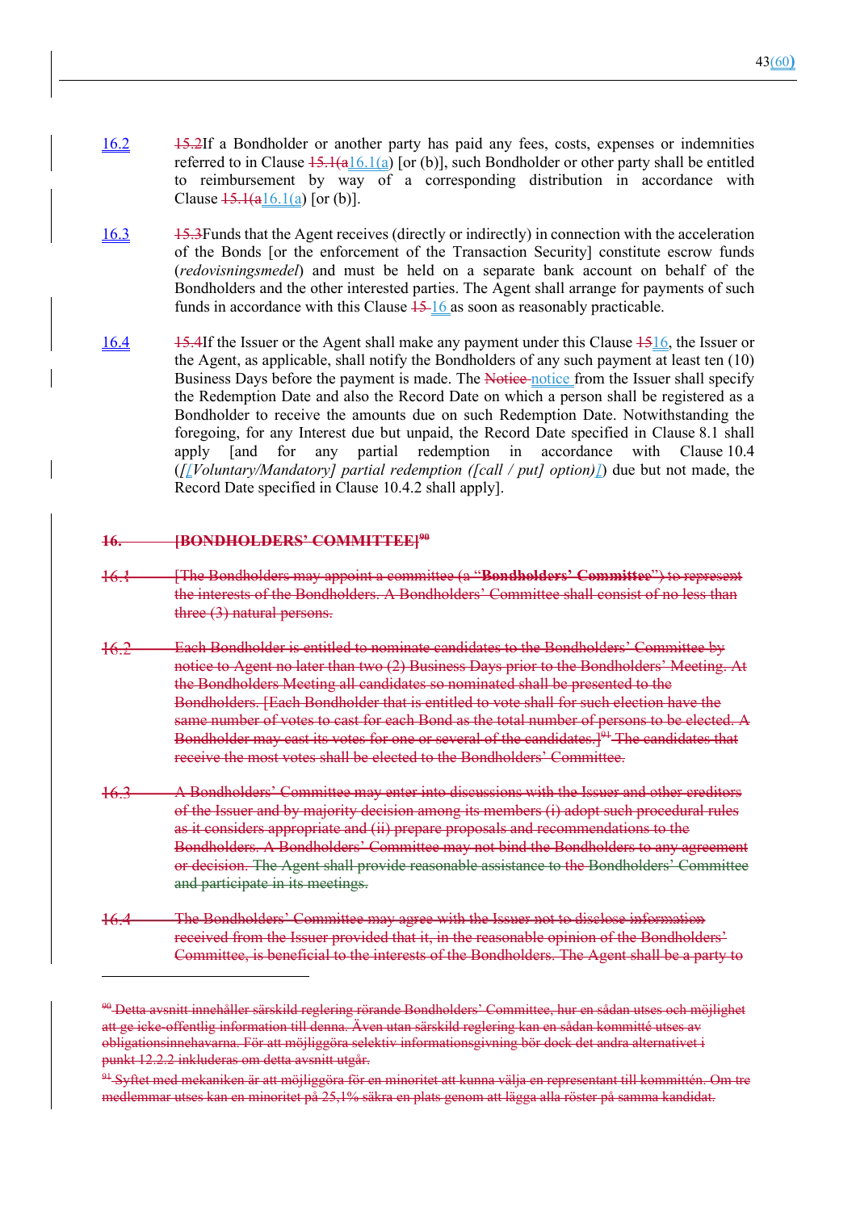16.2 ~~15.2~~If a Bondholder or another party has paid any fees, costs, expenses or indemnities referred to in Clause ~~15.1(a~~16.1(a) [or (b)], such Bondholder or other party shall be entitled to reimbursement by way of a corresponding distribution in accordance with Clause ~~15.1(a~~16.1(a) [or (b)].

16.3 ~~15.3~~Funds that the Agent receives (directly or indirectly) in connection with the acceleration of the Bonds [or the enforcement of the Transaction Security] constitute escrow funds (*redovisningsmedel*) and must be held on a separate bank account on behalf of the Bondholders and the other interested parties. The Agent shall arrange for payments of such funds in accordance with this Clause ~~15~~ 16 as soon as reasonably practicable.

16.4 ~~15.4~~If the Issuer or the Agent shall make any payment under this Clause ~~15~~16, the Issuer or the Agent, as applicable, shall notify the Bondholders of any such payment at least ten (10) Business Days before the payment is made. The ~~Notice~~ notice from the Issuer shall specify the Redemption Date and also the Record Date on which a person shall be registered as a Bondholder to receive the amounts due on such Redemption Date. Notwithstanding the foregoing, for any Interest due but unpaid, the Record Date specified in Clause 8.1 shall apply [and for any partial redemption in accordance with Clause 10.4 (*[[Voluntary/Mandatory] partial redemption ([call / put] option)]*) due but not made, the Record Date specified in Clause 10.4.2 shall apply].

~~**16. [BONDHOLDERS' COMMITTEE]**[90]~~

~~16.1 [The Bondholders may appoint a committee (a "**Bondholders' Committee**") to represent the interests of the Bondholders. A Bondholders' Committee shall consist of no less than three (3) natural persons.~~

~~16.2 Each Bondholder is entitled to nominate candidates to the Bondholders' Committee by notice to Agent no later than two (2) Business Days prior to the Bondholders' Meeting. At the Bondholders Meeting all candidates so nominated shall be presented to the Bondholders. [Each Bondholder that is entitled to vote shall for such election have the same number of votes to cast for each Bond as the total number of persons to be elected. A Bondholder may cast its votes for one or several of the candidates.][91] The candidates that receive the most votes shall be elected to the Bondholders' Committee.~~

~~16.3 A Bondholders' Committee may enter into discussions with the Issuer and other creditors of the Issuer and by majority decision among its members (i) adopt such procedural rules as it considers appropriate and (ii) prepare proposals and recommendations to the Bondholders. A Bondholders' Committee may not bind the Bondholders to any agreement or decision. The Agent shall provide reasonable assistance to the Bondholders' Committee and participate in its meetings.~~

~~16.4 The Bondholders' Committee may agree with the Issuer not to disclose information received from the Issuer provided that it, in the reasonable opinion of the Bondholders' Committee, is beneficial to the interests of the Bondholders. The Agent shall be a party to~~

---

~~[90] Detta avsnitt innehåller särskild reglering rörande Bondholders' Committee, hur en sådan utses och möjlighet att ge icke-offentlig information till denna. Även utan särskild reglering kan en sådan kommitté utses av obligationsinnehavarna. För att möjliggöra selektiv informationsgivning bör dock det andra alternativet i punkt 12.2.2 inkluderas om detta avsnitt utgår.~~

~~[91] Syftet med mekaniken är att möjliggöra för en minoritet att kunna välja en representant till kommittén. Om tre medlemmar utses kan en minoritet på 25,1% säkra en plats genom att lägga alla röster på samma kandidat.~~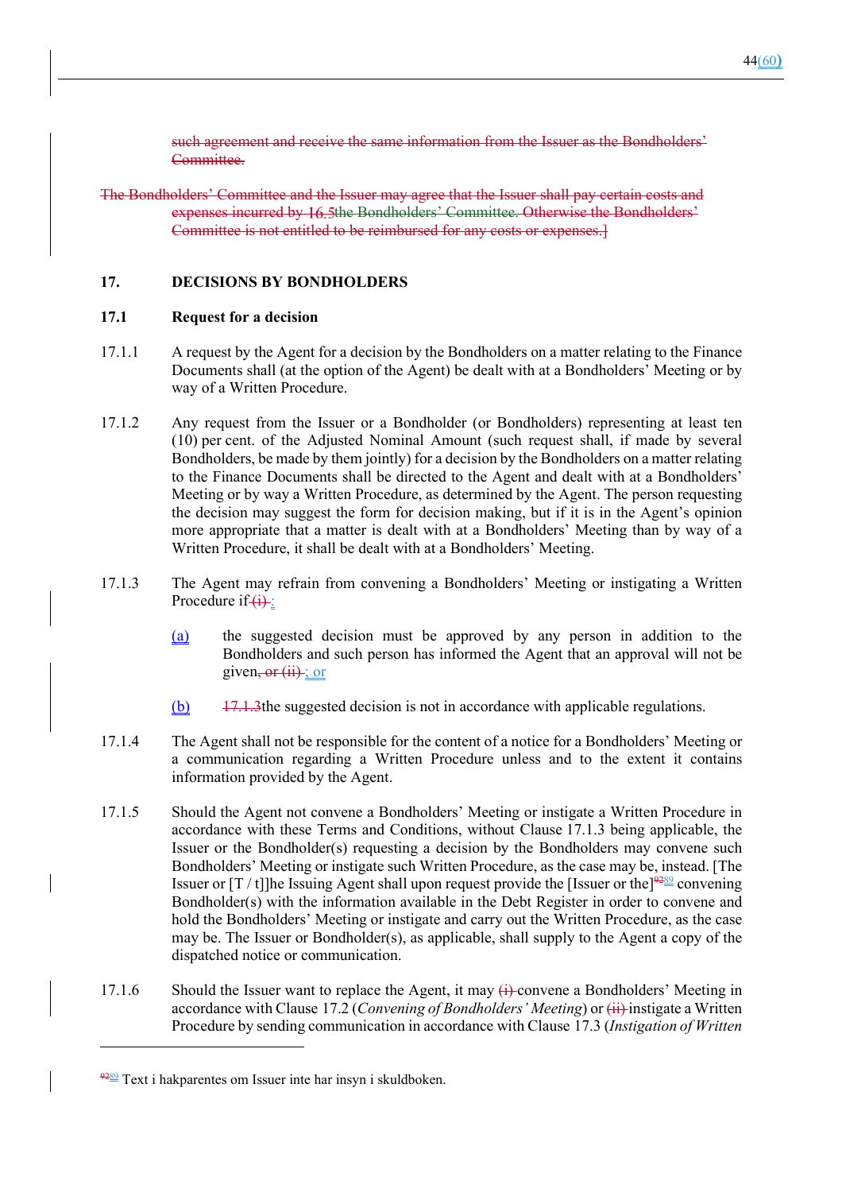~~such agreement and receive the same information from the Issuer as the Bondholders' Committee.~~

~~The Bondholders' Committee and the Issuer may agree that the Issuer shall pay certain costs and expenses incurred by 16.5the Bondholders' Committee. Otherwise the Bondholders' Committee is not entitled to be reimbursed for any costs or expenses.]~~

## 17. DECISIONS BY BONDHOLDERS

### 17.1 Request for a decision

17.1.1 A request by the Agent for a decision by the Bondholders on a matter relating to the Finance Documents shall (at the option of the Agent) be dealt with at a Bondholders' Meeting or by way of a Written Procedure.

17.1.2 Any request from the Issuer or a Bondholder (or Bondholders) representing at least ten (10) per cent. of the Adjusted Nominal Amount (such request shall, if made by several Bondholders, be made by them jointly) for a decision by the Bondholders on a matter relating to the Finance Documents shall be directed to the Agent and dealt with at a Bondholders' Meeting or by way a Written Procedure, as determined by the Agent. The person requesting the decision may suggest the form for decision making, but if it is in the Agent's opinion more appropriate that a matter is dealt with at a Bondholders' Meeting than by way of a Written Procedure, it shall be dealt with at a Bondholders' Meeting.

17.1.3 The Agent may refrain from convening a Bondholders' Meeting or instigating a Written Procedure if ~~(i)~~ :

(a) the suggested decision must be approved by any person in addition to the Bondholders and such person has informed the Agent that an approval will not be given~~, or (ii)~~ ; or

(b) ~~17.1.3~~the suggested decision is not in accordance with applicable regulations.

17.1.4 The Agent shall not be responsible for the content of a notice for a Bondholders' Meeting or a communication regarding a Written Procedure unless and to the extent it contains information provided by the Agent.

17.1.5 Should the Agent not convene a Bondholders' Meeting or instigate a Written Procedure in accordance with these Terms and Conditions, without Clause 17.1.3 being applicable, the Issuer or the Bondholder(s) requesting a decision by the Bondholders may convene such Bondholders' Meeting or instigate such Written Procedure, as the case may be, instead. [The Issuer or [T / t]]he Issuing Agent shall upon request provide the [Issuer or the][~~92~~89] convening Bondholder(s) with the information available in the Debt Register in order to convene and hold the Bondholders' Meeting or instigate and carry out the Written Procedure, as the case may be. The Issuer or Bondholder(s), as applicable, shall supply to the Agent a copy of the dispatched notice or communication.

17.1.6 Should the Issuer want to replace the Agent, it may ~~(i)~~ convene a Bondholders' Meeting in accordance with Clause 17.2 (*Convening of Bondholders' Meeting*) or ~~(ii)~~ instigate a Written Procedure by sending communication in accordance with Clause 17.3 (*Instigation of Written*

[~~92~~89] Text i hakparentes om Issuer inte har insyn i skuldboken.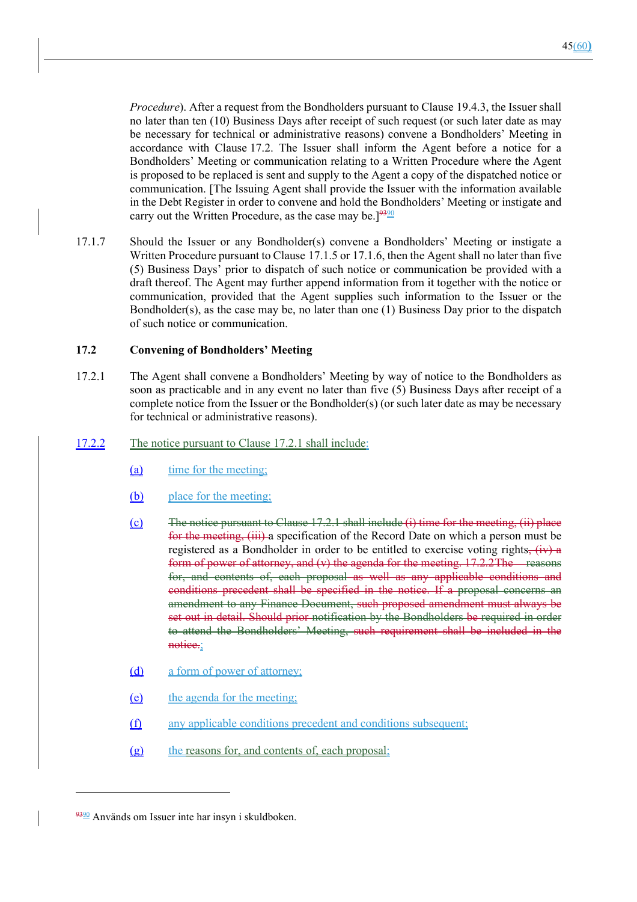*Procedure*). After a request from the Bondholders pursuant to Clause 19.4.3, the Issuer shall no later than ten (10) Business Days after receipt of such request (or such later date as may be necessary for technical or administrative reasons) convene a Bondholders' Meeting in accordance with Clause 17.2. The Issuer shall inform the Agent before a notice for a Bondholders' Meeting or communication relating to a Written Procedure where the Agent is proposed to be replaced is sent and supply to the Agent a copy of the dispatched notice or communication. [The Issuing Agent shall provide the Issuer with the information available in the Debt Register in order to convene and hold the Bondholders' Meeting or instigate and carry out the Written Procedure, as the case may be.][93][90]

17.1.7 Should the Issuer or any Bondholder(s) convene a Bondholders' Meeting or instigate a Written Procedure pursuant to Clause 17.1.5 or 17.1.6, then the Agent shall no later than five (5) Business Days' prior to dispatch of such notice or communication be provided with a draft thereof. The Agent may further append information from it together with the notice or communication, provided that the Agent supplies such information to the Issuer or the Bondholder(s), as the case may be, no later than one (1) Business Day prior to the dispatch of such notice or communication.

### 17.2 Convening of Bondholders' Meeting

17.2.1 The Agent shall convene a Bondholders' Meeting by way of notice to the Bondholders as soon as practicable and in any event no later than five (5) Business Days after receipt of a complete notice from the Issuer or the Bondholder(s) (or such later date as may be necessary for technical or administrative reasons).

17.2.2 The notice pursuant to Clause 17.2.1 shall include:

(a) time for the meeting;

(b) place for the meeting;

(c) ~~The notice pursuant to Clause 17.2.1 shall include (i) time for the meeting, (ii) place for the meeting, (iii)~~ a specification of the Record Date on which a person must be registered as a Bondholder in order to be entitled to exercise voting rights~~, (iv) a form of power of attorney, and (v) the agenda for the meeting. 17.2.2The reasons for, and contents of, each proposal as well as any applicable conditions and conditions precedent shall be specified in the notice. If a proposal concerns an amendment to any Finance Document, such proposed amendment must always be set out in detail. Should prior notification by the Bondholders be required in order to attend the Bondholders' Meeting, such requirement shall be included in the notice.~~;

(d) a form of power of attorney;

(e) the agenda for the meeting;

(f) any applicable conditions precedent and conditions subsequent;

(g) the reasons for, and contents of, each proposal;

---

[93][90] Används om Issuer inte har insyn i skuldboken.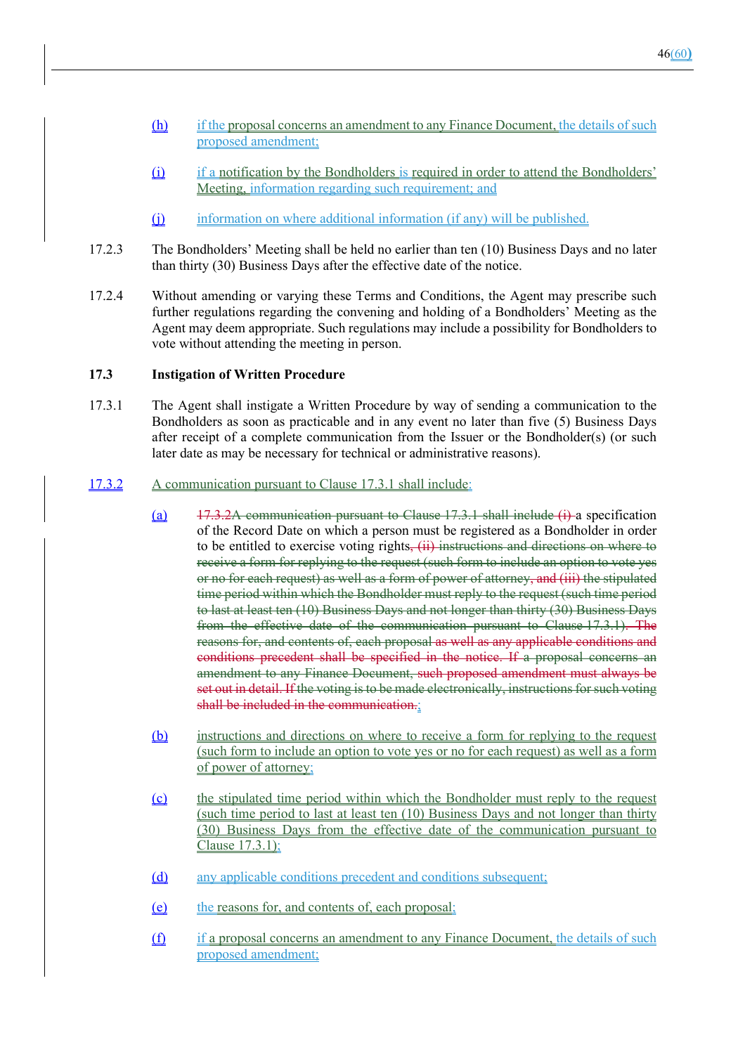(h) if the proposal concerns an amendment to any Finance Document, the details of such proposed amendment;

(i) if a notification by the Bondholders is required in order to attend the Bondholders' Meeting, information regarding such requirement; and

(j) information on where additional information (if any) will be published.

17.2.3 The Bondholders' Meeting shall be held no earlier than ten (10) Business Days and no later than thirty (30) Business Days after the effective date of the notice.

17.2.4 Without amending or varying these Terms and Conditions, the Agent may prescribe such further regulations regarding the convening and holding of a Bondholders' Meeting as the Agent may deem appropriate. Such regulations may include a possibility for Bondholders to vote without attending the meeting in person.

**17.3 Instigation of Written Procedure**

17.3.1 The Agent shall instigate a Written Procedure by way of sending a communication to the Bondholders as soon as practicable and in any event no later than five (5) Business Days after receipt of a complete communication from the Issuer or the Bondholder(s) (or such later date as may be necessary for technical or administrative reasons).

17.3.2 A communication pursuant to Clause 17.3.1 shall include:

(a) ~~17.3.2A communication pursuant to Clause 17.3.1 shall include (i)~~ a specification of the Record Date on which a person must be registered as a Bondholder in order to be entitled to exercise voting rights~~, (ii) instructions and directions on where to receive a form for replying to the request (such form to include an option to vote yes or no for each request) as well as a form of power of attorney, and (iii) the stipulated time period within which the Bondholder must reply to the request (such time period to last at least ten (10) Business Days and not longer than thirty (30) Business Days from the effective date of the communication pursuant to Clause 17.3.1). The reasons for, and contents of, each proposal as well as any applicable conditions and conditions precedent shall be specified in the notice. If a proposal concerns an amendment to any Finance Document, such proposed amendment must always be set out in detail. If the voting is to be made electronically, instructions for such voting shall be included in the communication.~~;

(b) instructions and directions on where to receive a form for replying to the request (such form to include an option to vote yes or no for each request) as well as a form of power of attorney;

(c) the stipulated time period within which the Bondholder must reply to the request (such time period to last at least ten (10) Business Days and not longer than thirty (30) Business Days from the effective date of the communication pursuant to Clause 17.3.1);

(d) any applicable conditions precedent and conditions subsequent;

(e) the reasons for, and contents of, each proposal;

(f) if a proposal concerns an amendment to any Finance Document, the details of such proposed amendment;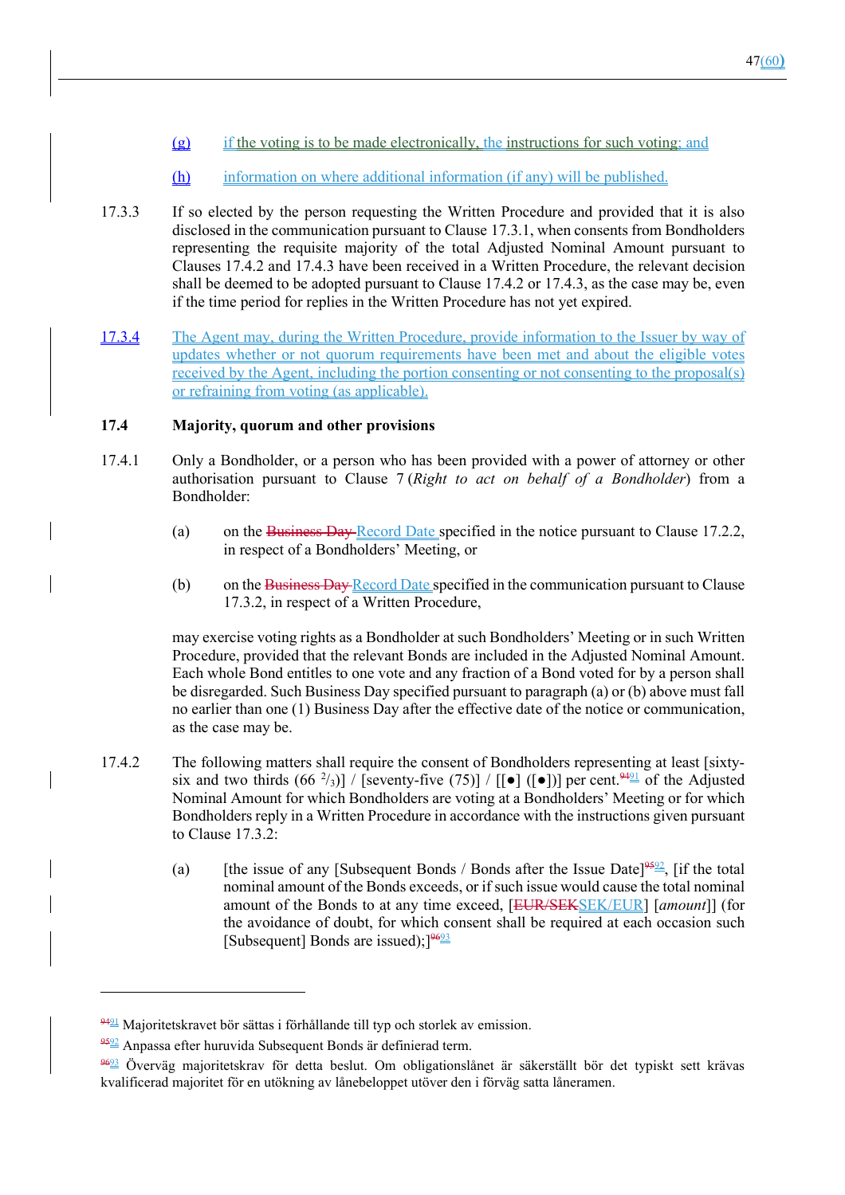(g) if the voting is to be made electronically, the instructions for such voting; and

(h) information on where additional information (if any) will be published.

17.3.3 If so elected by the person requesting the Written Procedure and provided that it is also disclosed in the communication pursuant to Clause 17.3.1, when consents from Bondholders representing the requisite majority of the total Adjusted Nominal Amount pursuant to Clauses 17.4.2 and 17.4.3 have been received in a Written Procedure, the relevant decision shall be deemed to be adopted pursuant to Clause 17.4.2 or 17.4.3, as the case may be, even if the time period for replies in the Written Procedure has not yet expired.

17.3.4 The Agent may, during the Written Procedure, provide information to the Issuer by way of updates whether or not quorum requirements have been met and about the eligible votes received by the Agent, including the portion consenting or not consenting to the proposal(s) or refraining from voting (as applicable).

**17.4 Majority, quorum and other provisions**

17.4.1 Only a Bondholder, or a person who has been provided with a power of attorney or other authorisation pursuant to Clause 7 (*Right to act on behalf of a Bondholder*) from a Bondholder:

(a) on the ~~Business Day~~ Record Date specified in the notice pursuant to Clause 17.2.2, in respect of a Bondholders' Meeting, or

(b) on the ~~Business Day~~ Record Date specified in the communication pursuant to Clause 17.3.2, in respect of a Written Procedure,

may exercise voting rights as a Bondholder at such Bondholders' Meeting or in such Written Procedure, provided that the relevant Bonds are included in the Adjusted Nominal Amount. Each whole Bond entitles to one vote and any fraction of a Bond voted for by a person shall be disregarded. Such Business Day specified pursuant to paragraph (a) or (b) above must fall no earlier than one (1) Business Day after the effective date of the notice or communication, as the case may be.

17.4.2 The following matters shall require the consent of Bondholders representing at least [sixty-six and two thirds (66 $^{2}/_{3}$)] / [seventy-five (75)] / [[●] ([●])] per cent.[~~94~~91] of the Adjusted Nominal Amount for which Bondholders are voting at a Bondholders' Meeting or for which Bondholders reply in a Written Procedure in accordance with the instructions given pursuant to Clause 17.3.2:

(a) [the issue of any [Subsequent Bonds / Bonds after the Issue Date][~~95~~92], [if the total nominal amount of the Bonds exceeds, or if such issue would cause the total nominal amount of the Bonds to at any time exceed, [~~EUR/SEK~~SEK/EUR] [*amount*]] (for the avoidance of doubt, for which consent shall be required at each occasion such [Subsequent] Bonds are issued);][~~96~~93]

---

[~~94~~91] Majoritetskravet bör sättas i förhållande till typ och storlek av emission.

[~~95~~92] Anpassa efter huruvida Subsequent Bonds är definierad term.

[~~96~~93] Överväg majoritetskrav för detta beslut. Om obligationslånet är säkerställt bör det typiskt sett krävas kvalificerad majoritet för en utökning av lånebeloppet utöver den i förväg satta låneramen.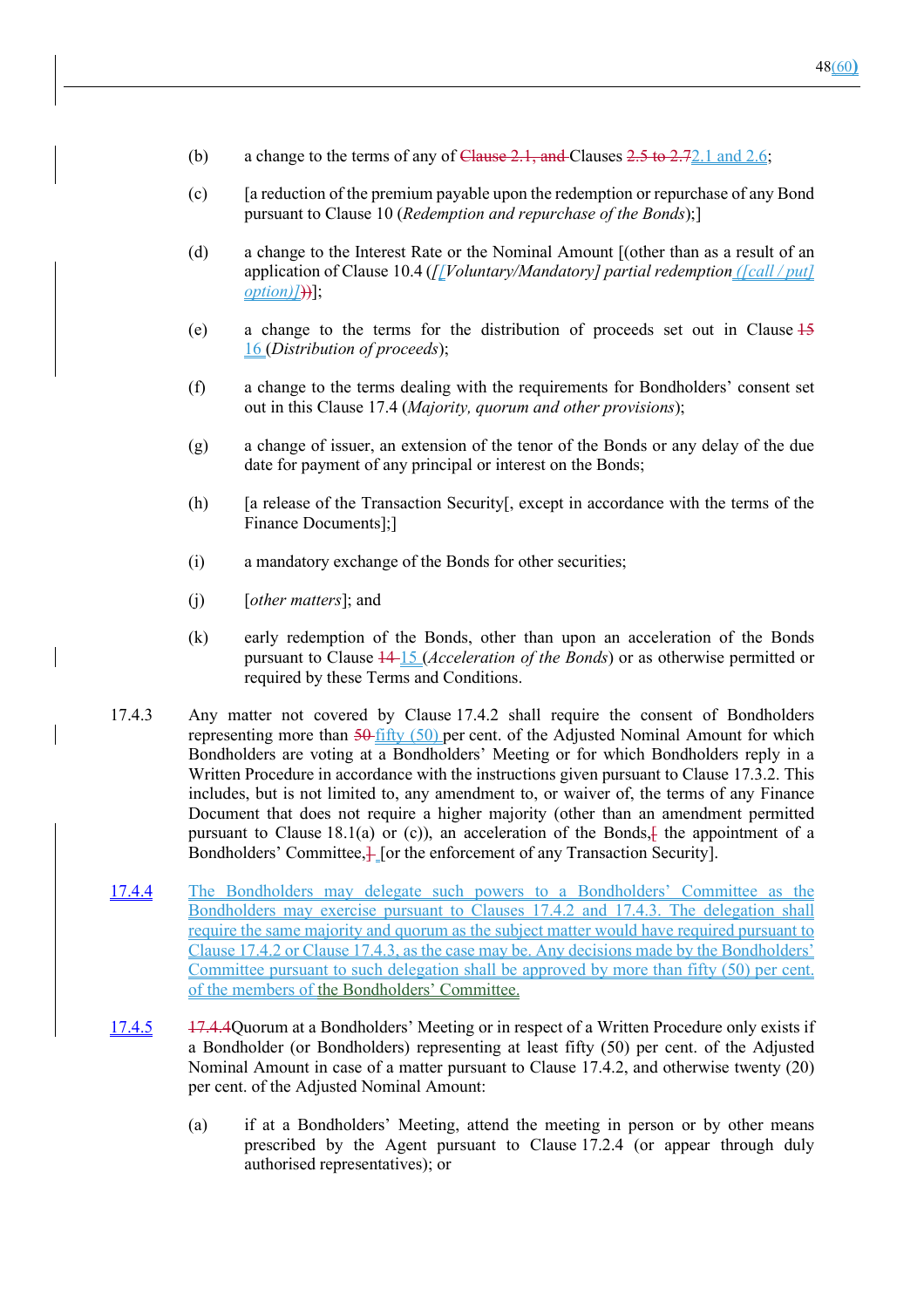(b) a change to the terms of any of Clause 2.1, and Clauses 2.5 to 2.72.1 and 2.6;

(c) [a reduction of the premium payable upon the redemption or repurchase of any Bond pursuant to Clause 10 (*Redemption and repurchase of the Bonds*);]

(d) a change to the Interest Rate or the Nominal Amount [(other than as a result of an application of Clause 10.4 (*[[Voluntary/Mandatory] partial redemption ([call / put] option)]*))];

(e) a change to the terms for the distribution of proceeds set out in Clause 15 16 (*Distribution of proceeds*);

(f) a change to the terms dealing with the requirements for Bondholders' consent set out in this Clause 17.4 (*Majority, quorum and other provisions*);

(g) a change of issuer, an extension of the tenor of the Bonds or any delay of the due date for payment of any principal or interest on the Bonds;

(h) [a release of the Transaction Security[, except in accordance with the terms of the Finance Documents];]

(i) a mandatory exchange of the Bonds for other securities;

(j) [*other matters*]; and

(k) early redemption of the Bonds, other than upon an acceleration of the Bonds pursuant to Clause 14 15 (*Acceleration of the Bonds*) or as otherwise permitted or required by these Terms and Conditions.

17.4.3 Any matter not covered by Clause 17.4.2 shall require the consent of Bondholders representing more than 50 fifty (50) per cent. of the Adjusted Nominal Amount for which Bondholders are voting at a Bondholders' Meeting or for which Bondholders reply in a Written Procedure in accordance with the instructions given pursuant to Clause 17.3.2. This includes, but is not limited to, any amendment to, or waiver of, the terms of any Finance Document that does not require a higher majority (other than an amendment permitted pursuant to Clause 18.1(a) or (c)), an acceleration of the Bonds,[ the appointment of a Bondholders' Committee,] [or the enforcement of any Transaction Security].

17.4.4 The Bondholders may delegate such powers to a Bondholders' Committee as the Bondholders may exercise pursuant to Clauses 17.4.2 and 17.4.3. The delegation shall require the same majority and quorum as the subject matter would have required pursuant to Clause 17.4.2 or Clause 17.4.3, as the case may be. Any decisions made by the Bondholders' Committee pursuant to such delegation shall be approved by more than fifty (50) per cent. of the members of the Bondholders' Committee.

17.4.5 17.4.4Quorum at a Bondholders' Meeting or in respect of a Written Procedure only exists if a Bondholder (or Bondholders) representing at least fifty (50) per cent. of the Adjusted Nominal Amount in case of a matter pursuant to Clause 17.4.2, and otherwise twenty (20) per cent. of the Adjusted Nominal Amount:

(a) if at a Bondholders' Meeting, attend the meeting in person or by other means prescribed by the Agent pursuant to Clause 17.2.4 (or appear through duly authorised representatives); or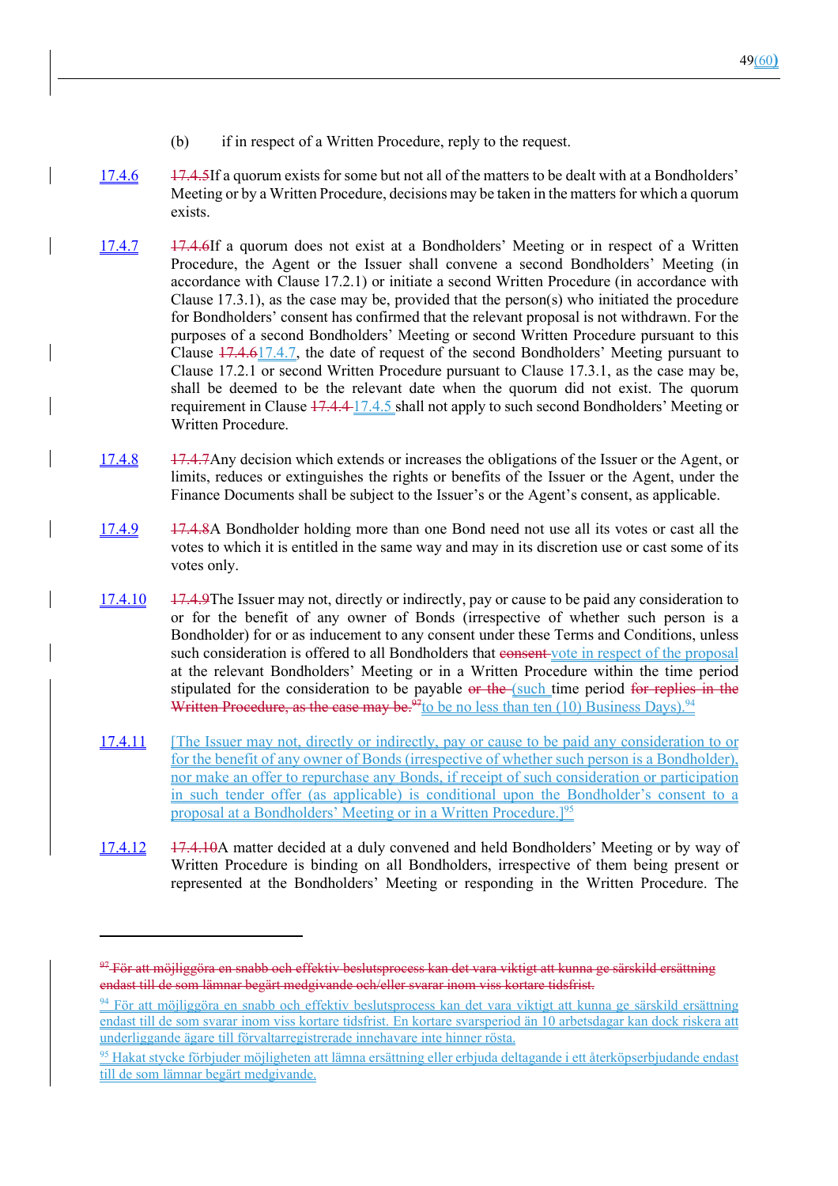(b) if in respect of a Written Procedure, reply to the request.

17.4.6 ~~17.4.5~~If a quorum exists for some but not all of the matters to be dealt with at a Bondholders' Meeting or by a Written Procedure, decisions may be taken in the matters for which a quorum exists.

17.4.7 ~~17.4.6~~If a quorum does not exist at a Bondholders' Meeting or in respect of a Written Procedure, the Agent or the Issuer shall convene a second Bondholders' Meeting (in accordance with Clause 17.2.1) or initiate a second Written Procedure (in accordance with Clause 17.3.1), as the case may be, provided that the person(s) who initiated the procedure for Bondholders' consent has confirmed that the relevant proposal is not withdrawn. For the purposes of a second Bondholders' Meeting or second Written Procedure pursuant to this Clause ~~17.4.6~~17.4.7, the date of request of the second Bondholders' Meeting pursuant to Clause 17.2.1 or second Written Procedure pursuant to Clause 17.3.1, as the case may be, shall be deemed to be the relevant date when the quorum did not exist. The quorum requirement in Clause ~~17.4.4~~ 17.4.5 shall not apply to such second Bondholders' Meeting or Written Procedure.

17.4.8 ~~17.4.7~~Any decision which extends or increases the obligations of the Issuer or the Agent, or limits, reduces or extinguishes the rights or benefits of the Issuer or the Agent, under the Finance Documents shall be subject to the Issuer's or the Agent's consent, as applicable.

17.4.9 ~~17.4.8~~A Bondholder holding more than one Bond need not use all its votes or cast all the votes to which it is entitled in the same way and may in its discretion use or cast some of its votes only.

17.4.10 ~~17.4.9~~The Issuer may not, directly or indirectly, pay or cause to be paid any consideration to or for the benefit of any owner of Bonds (irrespective of whether such person is a Bondholder) for or as inducement to any consent under these Terms and Conditions, unless such consideration is offered to all Bondholders that ~~consent~~ vote in respect of the proposal at the relevant Bondholders' Meeting or in a Written Procedure within the time period stipulated for the consideration to be payable ~~or the~~ (such time period ~~for replies in the Written Procedure, as the case may be.~~[97]to be no less than ten (10) Business Days).[94]

17.4.11 [The Issuer may not, directly or indirectly, pay or cause to be paid any consideration to or for the benefit of any owner of Bonds (irrespective of whether such person is a Bondholder), nor make an offer to repurchase any Bonds, if receipt of such consideration or participation in such tender offer (as applicable) is conditional upon the Bondholder's consent to a proposal at a Bondholders' Meeting or in a Written Procedure.][95]

17.4.12 ~~17.4.10~~A matter decided at a duly convened and held Bondholders' Meeting or by way of Written Procedure is binding on all Bondholders, irrespective of them being present or represented at the Bondholders' Meeting or responding in the Written Procedure. The

---

[97] ~~För att möjliggöra en snabb och effektiv beslutsprocess kan det vara viktigt att kunna ge särskild ersättning endast till de som lämnar begärt medgivande och/eller svarar inom viss kortare tidsfrist.~~

[94] För att möjliggöra en snabb och effektiv beslutsprocess kan det vara viktigt att kunna ge särskild ersättning endast till de som svarar inom viss kortare tidsfrist. En kortare svarsperiod än 10 arbetsdagar kan dock riskera att underliggande ägare till förvaltarregistrerade innehavare inte hinner rösta.

[95] Hakat stycke förbjuder möjligheten att lämna ersättning eller erbjuda deltagande i ett återköpserbjudande endast till de som lämnar begärt medgivande.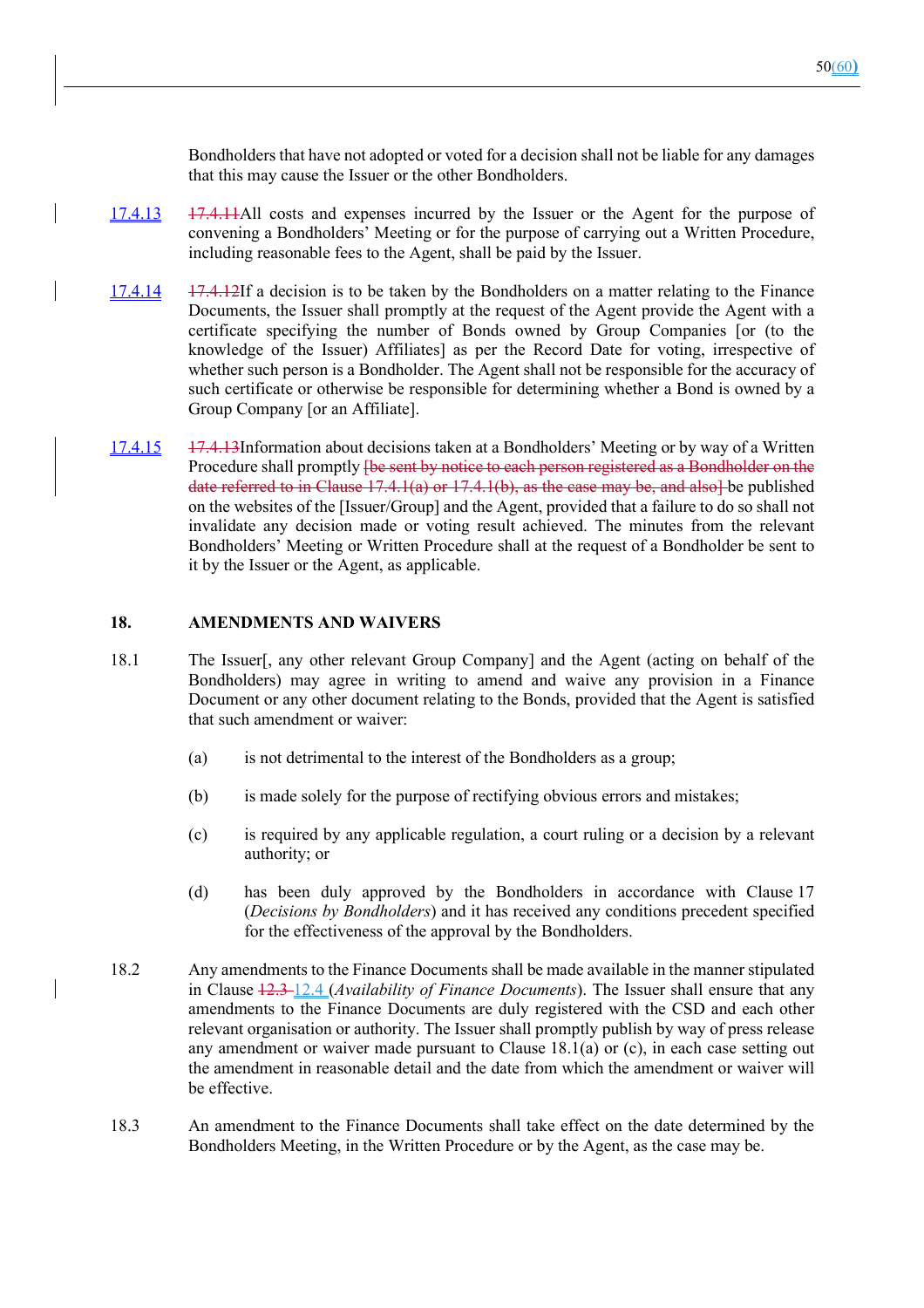Bondholders that have not adopted or voted for a decision shall not be liable for any damages that this may cause the Issuer or the other Bondholders.

17.4.13 ~~17.4.11~~All costs and expenses incurred by the Issuer or the Agent for the purpose of convening a Bondholders' Meeting or for the purpose of carrying out a Written Procedure, including reasonable fees to the Agent, shall be paid by the Issuer.

17.4.14 ~~17.4.12~~If a decision is to be taken by the Bondholders on a matter relating to the Finance Documents, the Issuer shall promptly at the request of the Agent provide the Agent with a certificate specifying the number of Bonds owned by Group Companies [or (to the knowledge of the Issuer) Affiliates] as per the Record Date for voting, irrespective of whether such person is a Bondholder. The Agent shall not be responsible for the accuracy of such certificate or otherwise be responsible for determining whether a Bond is owned by a Group Company [or an Affiliate].

17.4.15 ~~17.4.13~~Information about decisions taken at a Bondholders' Meeting or by way of a Written Procedure shall promptly ~~[be sent by notice to each person registered as a Bondholder on the date referred to in Clause 17.4.1(a) or 17.4.1(b), as the case may be, and also]~~ be published on the websites of the [Issuer/Group] and the Agent, provided that a failure to do so shall not invalidate any decision made or voting result achieved. The minutes from the relevant Bondholders' Meeting or Written Procedure shall at the request of a Bondholder be sent to it by the Issuer or the Agent, as applicable.

## 18. AMENDMENTS AND WAIVERS

18.1 The Issuer[, any other relevant Group Company] and the Agent (acting on behalf of the Bondholders) may agree in writing to amend and waive any provision in a Finance Document or any other document relating to the Bonds, provided that the Agent is satisfied that such amendment or waiver:

(a) is not detrimental to the interest of the Bondholders as a group;

(b) is made solely for the purpose of rectifying obvious errors and mistakes;

(c) is required by any applicable regulation, a court ruling or a decision by a relevant authority; or

(d) has been duly approved by the Bondholders in accordance with Clause 17 (*Decisions by Bondholders*) and it has received any conditions precedent specified for the effectiveness of the approval by the Bondholders.

18.2 Any amendments to the Finance Documents shall be made available in the manner stipulated in Clause ~~12.3~~ 12.4 (*Availability of Finance Documents*). The Issuer shall ensure that any amendments to the Finance Documents are duly registered with the CSD and each other relevant organisation or authority. The Issuer shall promptly publish by way of press release any amendment or waiver made pursuant to Clause 18.1(a) or (c), in each case setting out the amendment in reasonable detail and the date from which the amendment or waiver will be effective.

18.3 An amendment to the Finance Documents shall take effect on the date determined by the Bondholders Meeting, in the Written Procedure or by the Agent, as the case may be.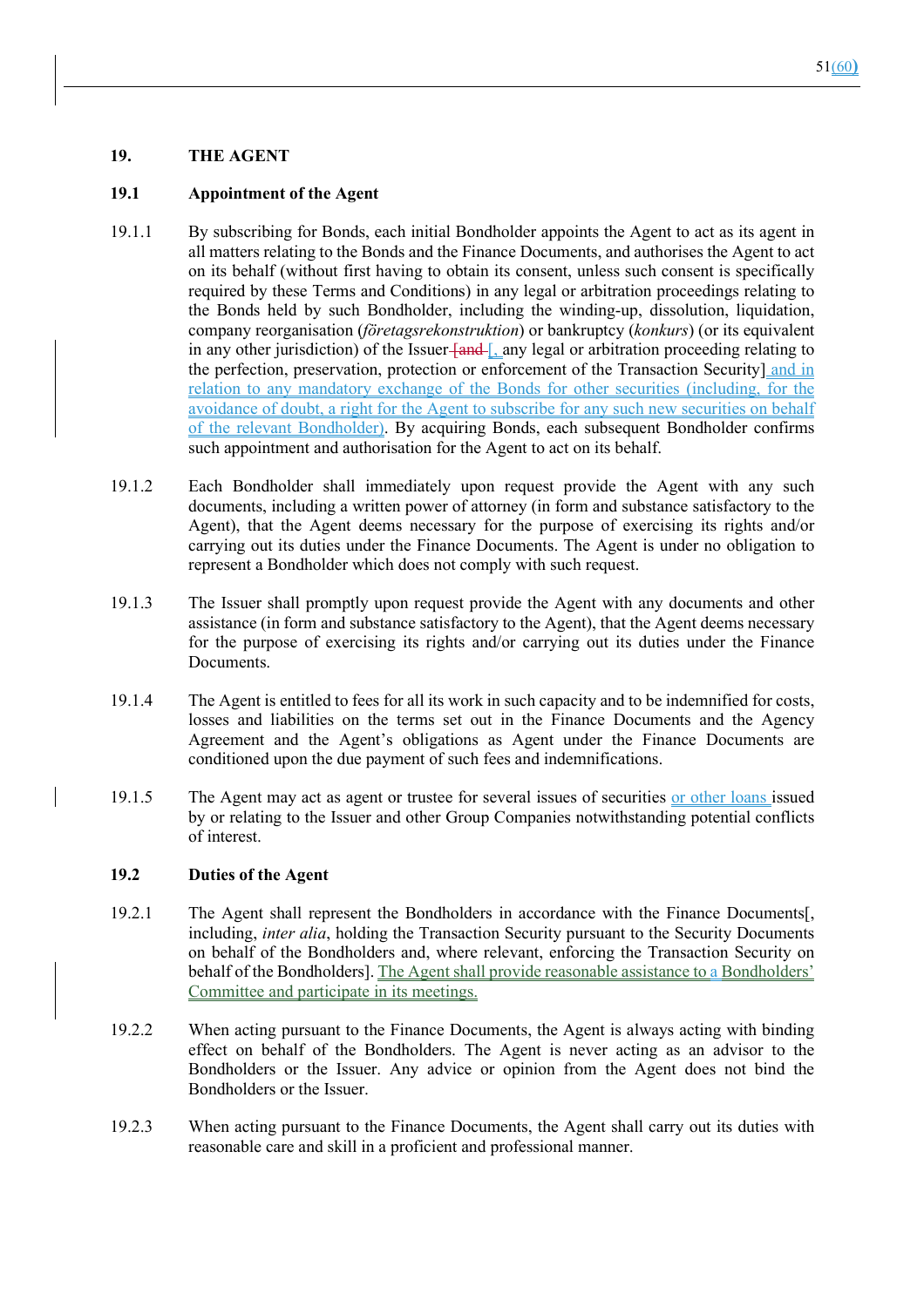## 19. THE AGENT

### 19.1 Appointment of the Agent

19.1.1 By subscribing for Bonds, each initial Bondholder appoints the Agent to act as its agent in all matters relating to the Bonds and the Finance Documents, and authorises the Agent to act on its behalf (without first having to obtain its consent, unless such consent is specifically required by these Terms and Conditions) in any legal or arbitration proceedings relating to the Bonds held by such Bondholder, including the winding-up, dissolution, liquidation, company reorganisation (*företagsrekonstruktion*) or bankruptcy (*konkurs*) (or its equivalent in any other jurisdiction) of the Issuer [and [, any legal or arbitration proceeding relating to the perfection, preservation, protection or enforcement of the Transaction Security] and in relation to any mandatory exchange of the Bonds for other securities (including, for the avoidance of doubt, a right for the Agent to subscribe for any such new securities on behalf of the relevant Bondholder). By acquiring Bonds, each subsequent Bondholder confirms such appointment and authorisation for the Agent to act on its behalf.

19.1.2 Each Bondholder shall immediately upon request provide the Agent with any such documents, including a written power of attorney (in form and substance satisfactory to the Agent), that the Agent deems necessary for the purpose of exercising its rights and/or carrying out its duties under the Finance Documents. The Agent is under no obligation to represent a Bondholder which does not comply with such request.

19.1.3 The Issuer shall promptly upon request provide the Agent with any documents and other assistance (in form and substance satisfactory to the Agent), that the Agent deems necessary for the purpose of exercising its rights and/or carrying out its duties under the Finance Documents.

19.1.4 The Agent is entitled to fees for all its work in such capacity and to be indemnified for costs, losses and liabilities on the terms set out in the Finance Documents and the Agency Agreement and the Agent's obligations as Agent under the Finance Documents are conditioned upon the due payment of such fees and indemnifications.

19.1.5 The Agent may act as agent or trustee for several issues of securities or other loans issued by or relating to the Issuer and other Group Companies notwithstanding potential conflicts of interest.

### 19.2 Duties of the Agent

19.2.1 The Agent shall represent the Bondholders in accordance with the Finance Documents[, including, *inter alia*, holding the Transaction Security pursuant to the Security Documents on behalf of the Bondholders and, where relevant, enforcing the Transaction Security on behalf of the Bondholders]. The Agent shall provide reasonable assistance to a Bondholders' Committee and participate in its meetings.

19.2.2 When acting pursuant to the Finance Documents, the Agent is always acting with binding effect on behalf of the Bondholders. The Agent is never acting as an advisor to the Bondholders or the Issuer. Any advice or opinion from the Agent does not bind the Bondholders or the Issuer.

19.2.3 When acting pursuant to the Finance Documents, the Agent shall carry out its duties with reasonable care and skill in a proficient and professional manner.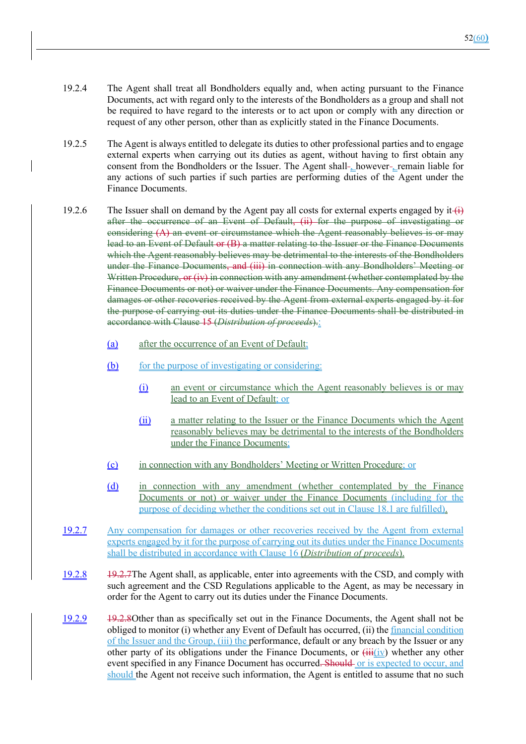19.2.4 The Agent shall treat all Bondholders equally and, when acting pursuant to the Finance Documents, act with regard only to the interests of the Bondholders as a group and shall not be required to have regard to the interests or to act upon or comply with any direction or request of any other person, other than as explicitly stated in the Finance Documents.

19.2.5 The Agent is always entitled to delegate its duties to other professional parties and to engage external experts when carrying out its duties as agent, without having to first obtain any consent from the Bondholders or the Issuer. The Agent shall~~-~~, however~~-~~, remain liable for any actions of such parties if such parties are performing duties of the Agent under the Finance Documents.

19.2.6 The Issuer shall on demand by the Agent pay all costs for external experts engaged by it ~~(i) after the occurrence of an Event of Default, (ii) for the purpose of investigating or considering (A) an event or circumstance which the Agent reasonably believes is or may lead to an Event of Default or (B) a matter relating to the Issuer or the Finance Documents which the Agent reasonably believes may be detrimental to the interests of the Bondholders under the Finance Documents, and (iii) in connection with any Bondholders' Meeting or Written Procedure, or (iv) in connection with any amendment (whether contemplated by the Finance Documents or not) or waiver under the Finance Documents. Any compensation for damages or other recoveries received by the Agent from external experts engaged by it for the purpose of carrying out its duties under the Finance Documents shall be distributed in accordance with Clause 15 (*Distribution of proceeds*).~~:

(a) after the occurrence of an Event of Default;

(b) for the purpose of investigating or considering:

  (i) an event or circumstance which the Agent reasonably believes is or may lead to an Event of Default; or

  (ii) a matter relating to the Issuer or the Finance Documents which the Agent reasonably believes may be detrimental to the interests of the Bondholders under the Finance Documents;

(c) in connection with any Bondholders' Meeting or Written Procedure; or

(d) in connection with any amendment (whether contemplated by the Finance Documents or not) or waiver under the Finance Documents (including for the purpose of deciding whether the conditions set out in Clause 18.1 are fulfilled).

19.2.7 Any compensation for damages or other recoveries received by the Agent from external experts engaged by it for the purpose of carrying out its duties under the Finance Documents shall be distributed in accordance with Clause 16 (*Distribution of proceeds*).

19.2.8 ~~19.2.7~~The Agent shall, as applicable, enter into agreements with the CSD, and comply with such agreement and the CSD Regulations applicable to the Agent, as may be necessary in order for the Agent to carry out its duties under the Finance Documents.

19.2.9 ~~19.2.8~~Other than as specifically set out in the Finance Documents, the Agent shall not be obliged to monitor (i) whether any Event of Default has occurred, (ii) the financial condition of the Issuer and the Group, (iii) the performance, default or any breach by the Issuer or any other party of its obligations under the Finance Documents, or ~~(iii~~(iv) whether any other event specified in any Finance Document has occurred~~. Should~~ or is expected to occur, and should the Agent not receive such information, the Agent is entitled to assume that no such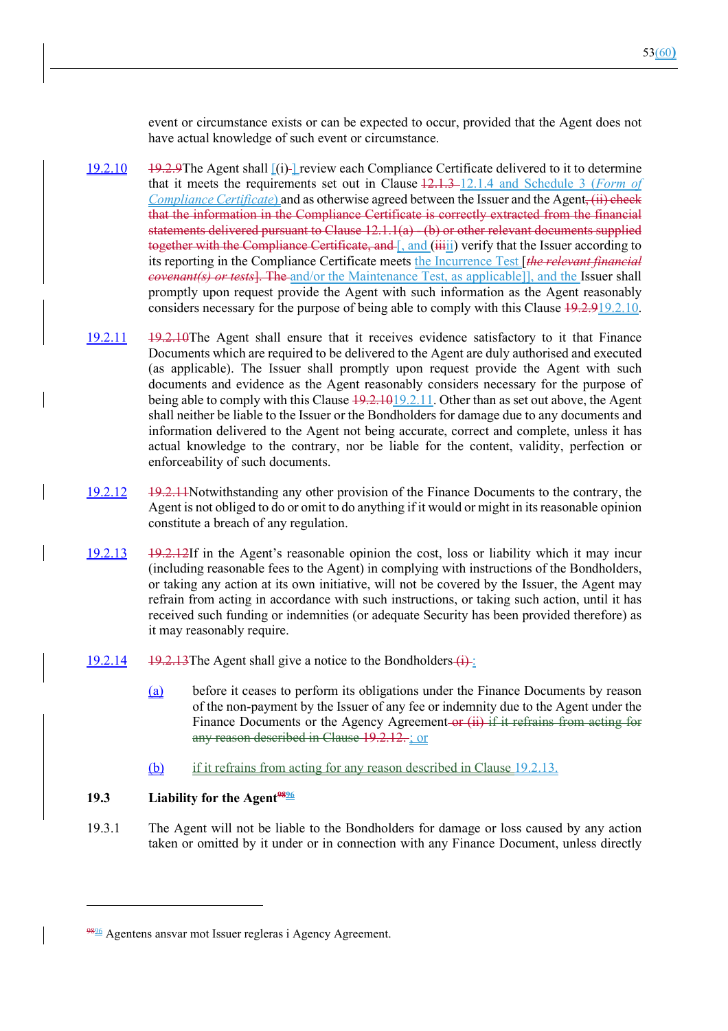event or circumstance exists or can be expected to occur, provided that the Agent does not have actual knowledge of such event or circumstance.

19.2.10 19.2.9The Agent shall [(i) ] review each Compliance Certificate delivered to it to determine that it meets the requirements set out in Clause 12.1.3 12.1.4 and Schedule 3 (*Form of Compliance Certificate*) and as otherwise agreed between the Issuer and the Agent, (ii) check that the information in the Compliance Certificate is correctly extracted from the financial statements delivered pursuant to Clause 12.1.1(a) - (b) or other relevant documents supplied together with the Compliance Certificate, and [, and (iiiii) verify that the Issuer according to its reporting in the Compliance Certificate meets the Incurrence Test [*the relevant financial covenant(s) or tests*]. The and/or the Maintenance Test, as applicable]], and the Issuer shall promptly upon request provide the Agent with such information as the Agent reasonably considers necessary for the purpose of being able to comply with this Clause 19.2.919.2.10.

19.2.11 19.2.10The Agent shall ensure that it receives evidence satisfactory to it that Finance Documents which are required to be delivered to the Agent are duly authorised and executed (as applicable). The Issuer shall promptly upon request provide the Agent with such documents and evidence as the Agent reasonably considers necessary for the purpose of being able to comply with this Clause 19.2.1019.2.11. Other than as set out above, the Agent shall neither be liable to the Issuer or the Bondholders for damage due to any documents and information delivered to the Agent not being accurate, correct and complete, unless it has actual knowledge to the contrary, nor be liable for the content, validity, perfection or enforceability of such documents.

19.2.12 19.2.11Notwithstanding any other provision of the Finance Documents to the contrary, the Agent is not obliged to do or omit to do anything if it would or might in its reasonable opinion constitute a breach of any regulation.

19.2.13 19.2.12If in the Agent's reasonable opinion the cost, loss or liability which it may incur (including reasonable fees to the Agent) in complying with instructions of the Bondholders, or taking any action at its own initiative, will not be covered by the Issuer, the Agent may refrain from acting in accordance with such instructions, or taking such action, until it has received such funding or indemnities (or adequate Security has been provided therefore) as it may reasonably require.

19.2.14 19.2.13The Agent shall give a notice to the Bondholders (i) :

(a) before it ceases to perform its obligations under the Finance Documents by reason of the non-payment by the Issuer of any fee or indemnity due to the Agent under the Finance Documents or the Agency Agreement or (ii) if it refrains from acting for any reason described in Clause 19.2.12. ; or

(b) if it refrains from acting for any reason described in Clause 19.2.13.

### 19.3 Liability for the Agent[9896]

19.3.1 The Agent will not be liable to the Bondholders for damage or loss caused by any action taken or omitted by it under or in connection with any Finance Document, unless directly

---

[9896] Agentens ansvar mot Issuer regleras i Agency Agreement.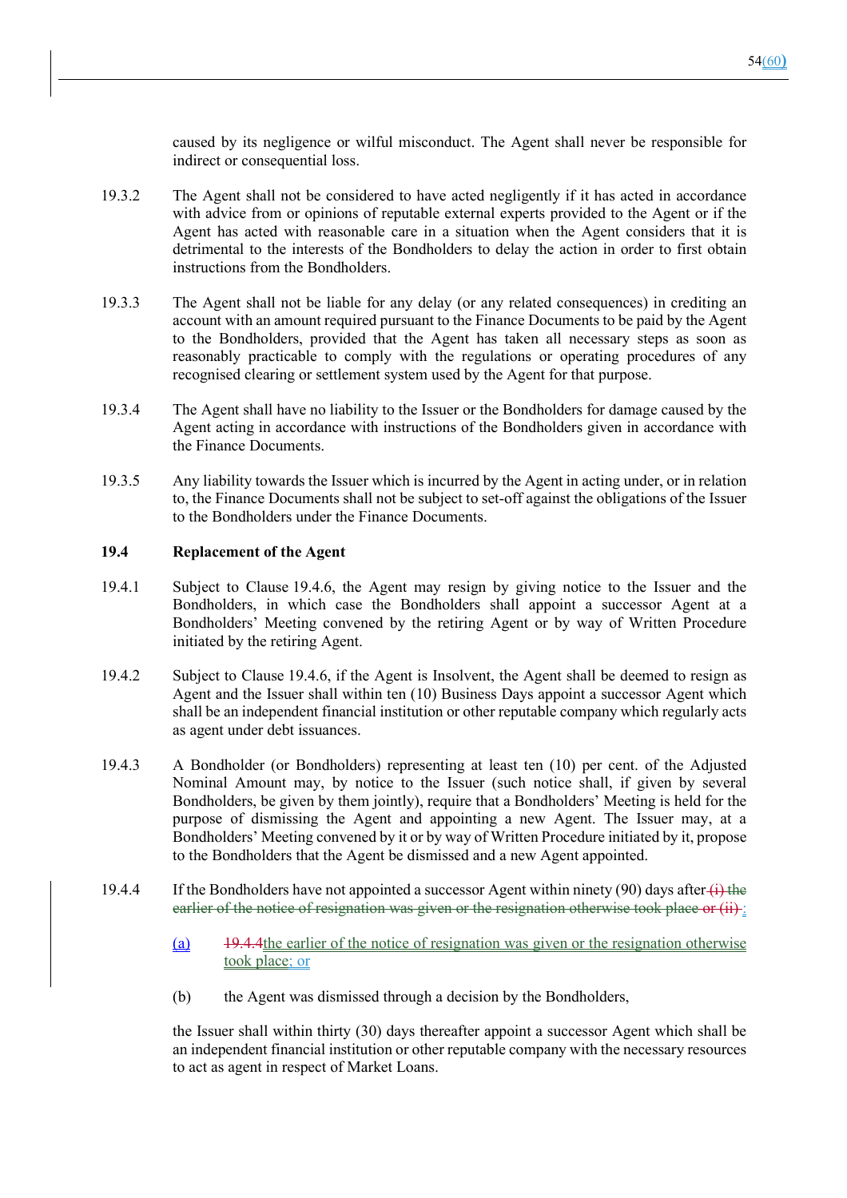caused by its negligence or wilful misconduct. The Agent shall never be responsible for indirect or consequential loss.

19.3.2 The Agent shall not be considered to have acted negligently if it has acted in accordance with advice from or opinions of reputable external experts provided to the Agent or if the Agent has acted with reasonable care in a situation when the Agent considers that it is detrimental to the interests of the Bondholders to delay the action in order to first obtain instructions from the Bondholders.

19.3.3 The Agent shall not be liable for any delay (or any related consequences) in crediting an account with an amount required pursuant to the Finance Documents to be paid by the Agent to the Bondholders, provided that the Agent has taken all necessary steps as soon as reasonably practicable to comply with the regulations or operating procedures of any recognised clearing or settlement system used by the Agent for that purpose.

19.3.4 The Agent shall have no liability to the Issuer or the Bondholders for damage caused by the Agent acting in accordance with instructions of the Bondholders given in accordance with the Finance Documents.

19.3.5 Any liability towards the Issuer which is incurred by the Agent in acting under, or in relation to, the Finance Documents shall not be subject to set-off against the obligations of the Issuer to the Bondholders under the Finance Documents.

**19.4 Replacement of the Agent**

19.4.1 Subject to Clause 19.4.6, the Agent may resign by giving notice to the Issuer and the Bondholders, in which case the Bondholders shall appoint a successor Agent at a Bondholders' Meeting convened by the retiring Agent or by way of Written Procedure initiated by the retiring Agent.

19.4.2 Subject to Clause 19.4.6, if the Agent is Insolvent, the Agent shall be deemed to resign as Agent and the Issuer shall within ten (10) Business Days appoint a successor Agent which shall be an independent financial institution or other reputable company which regularly acts as agent under debt issuances.

19.4.3 A Bondholder (or Bondholders) representing at least ten (10) per cent. of the Adjusted Nominal Amount may, by notice to the Issuer (such notice shall, if given by several Bondholders, be given by them jointly), require that a Bondholders' Meeting is held for the purpose of dismissing the Agent and appointing a new Agent. The Issuer may, at a Bondholders' Meeting convened by it or by way of Written Procedure initiated by it, propose to the Bondholders that the Agent be dismissed and a new Agent appointed.

19.4.4 If the Bondholders have not appointed a successor Agent within ninety (90) days after ~~(i) the earlier of the notice of resignation was given or the resignation otherwise took place or (ii)~~ :

(a) ~~19.4.4~~the earlier of the notice of resignation was given or the resignation otherwise took place; or

(b) the Agent was dismissed through a decision by the Bondholders,

the Issuer shall within thirty (30) days thereafter appoint a successor Agent which shall be an independent financial institution or other reputable company with the necessary resources to act as agent in respect of Market Loans.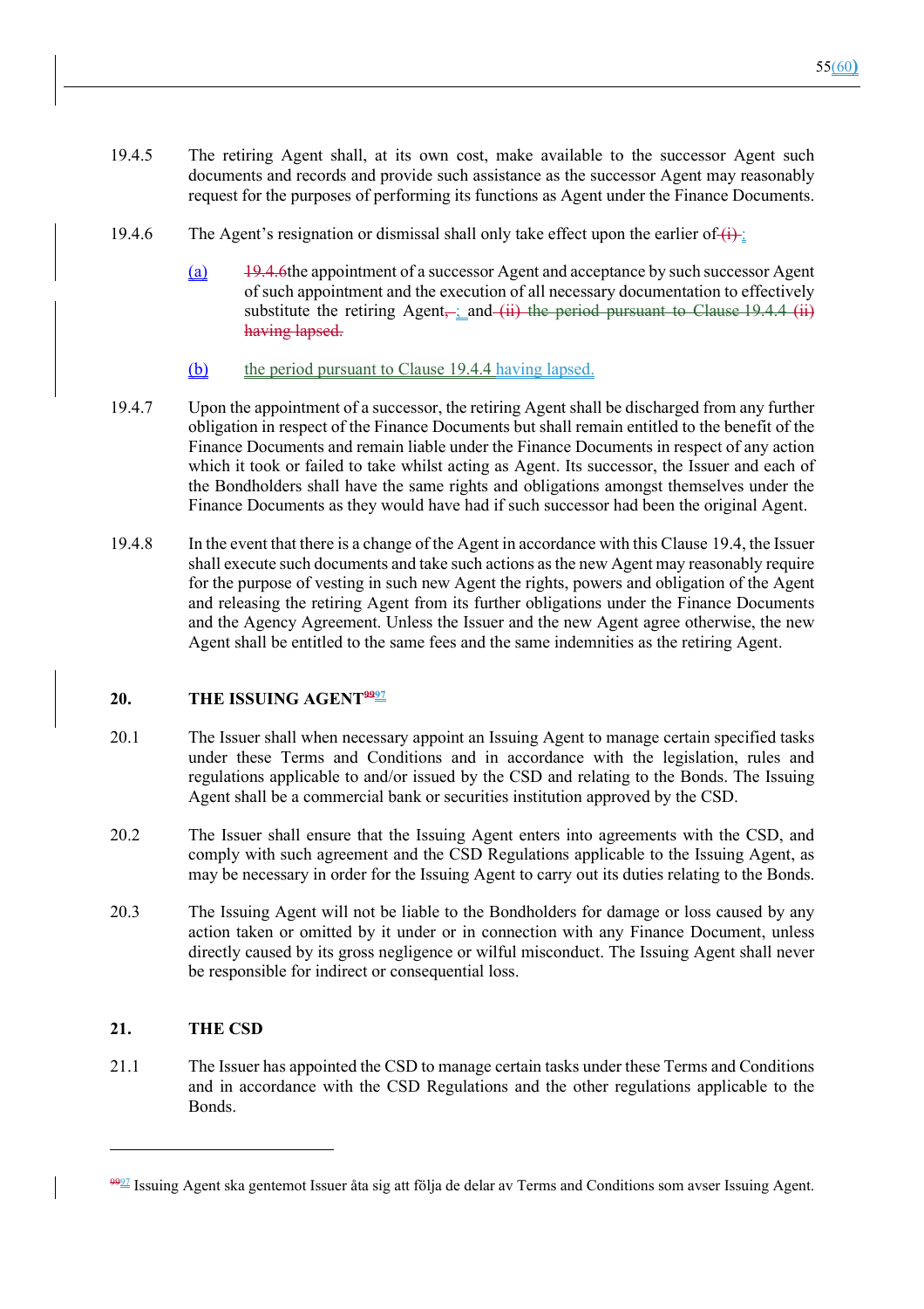19.4.5 The retiring Agent shall, at its own cost, make available to the successor Agent such documents and records and provide such assistance as the successor Agent may reasonably request for the purposes of performing its functions as Agent under the Finance Documents.

19.4.6 The Agent's resignation or dismissal shall only take effect upon the earlier of (i) :

(a) 19.4.6the appointment of a successor Agent and acceptance by such successor Agent of such appointment and the execution of all necessary documentation to effectively substitute the retiring Agent, ; and (ii) the period pursuant to Clause 19.4.4 (ii) having lapsed.

(b) the period pursuant to Clause 19.4.4 having lapsed.

19.4.7 Upon the appointment of a successor, the retiring Agent shall be discharged from any further obligation in respect of the Finance Documents but shall remain entitled to the benefit of the Finance Documents and remain liable under the Finance Documents in respect of any action which it took or failed to take whilst acting as Agent. Its successor, the Issuer and each of the Bondholders shall have the same rights and obligations amongst themselves under the Finance Documents as they would have had if such successor had been the original Agent.

19.4.8 In the event that there is a change of the Agent in accordance with this Clause 19.4, the Issuer shall execute such documents and take such actions as the new Agent may reasonably require for the purpose of vesting in such new Agent the rights, powers and obligation of the Agent and releasing the retiring Agent from its further obligations under the Finance Documents and the Agency Agreement. Unless the Issuer and the new Agent agree otherwise, the new Agent shall be entitled to the same fees and the same indemnities as the retiring Agent.

## 20. THE ISSUING AGENT[99][97]

20.1 The Issuer shall when necessary appoint an Issuing Agent to manage certain specified tasks under these Terms and Conditions and in accordance with the legislation, rules and regulations applicable to and/or issued by the CSD and relating to the Bonds. The Issuing Agent shall be a commercial bank or securities institution approved by the CSD.

20.2 The Issuer shall ensure that the Issuing Agent enters into agreements with the CSD, and comply with such agreement and the CSD Regulations applicable to the Issuing Agent, as may be necessary in order for the Issuing Agent to carry out its duties relating to the Bonds.

20.3 The Issuing Agent will not be liable to the Bondholders for damage or loss caused by any action taken or omitted by it under or in connection with any Finance Document, unless directly caused by its gross negligence or wilful misconduct. The Issuing Agent shall never be responsible for indirect or consequential loss.

## 21. THE CSD

21.1 The Issuer has appointed the CSD to manage certain tasks under these Terms and Conditions and in accordance with the CSD Regulations and the other regulations applicable to the Bonds.

---

[99][97] Issuing Agent ska gentemot Issuer åta sig att följa de delar av Terms and Conditions som avser Issuing Agent.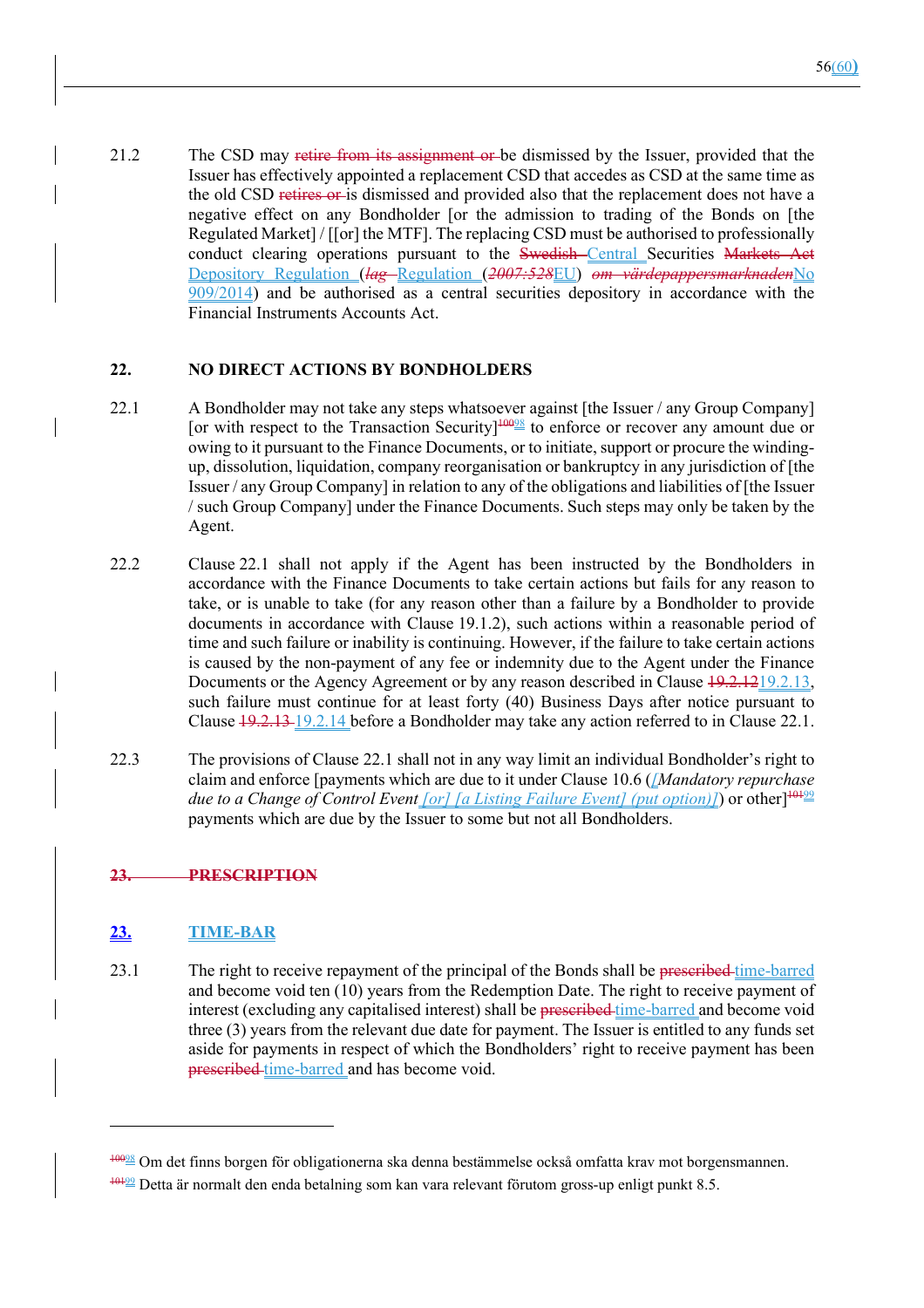21.2 The CSD may ~~retire from its assignment or~~ be dismissed by the Issuer, provided that the Issuer has effectively appointed a replacement CSD that accedes as CSD at the same time as the old CSD ~~retires or~~ is dismissed and provided also that the replacement does not have a negative effect on any Bondholder [or the admission to trading of the Bonds on [the Regulated Market] / [[or] the MTF]. The replacing CSD must be authorised to professionally conduct clearing operations pursuant to the ~~Swedish~~ Central Securities ~~Markets Act~~ Depository Regulation (~~*lag*~~ Regulation (~~*2007:528*~~EU) ~~*om värdepappersmarknaden*~~No 909/2014) and be authorised as a central securities depository in accordance with the Financial Instruments Accounts Act.

## 22. NO DIRECT ACTIONS BY BONDHOLDERS

22.1 A Bondholder may not take any steps whatsoever against [the Issuer / any Group Company] [or with respect to the Transaction Security][~~100~~98] to enforce or recover any amount due or owing to it pursuant to the Finance Documents, or to initiate, support or procure the winding-up, dissolution, liquidation, company reorganisation or bankruptcy in any jurisdiction of [the Issuer / any Group Company] in relation to any of the obligations and liabilities of [the Issuer / such Group Company] under the Finance Documents. Such steps may only be taken by the Agent.

22.2 Clause 22.1 shall not apply if the Agent has been instructed by the Bondholders in accordance with the Finance Documents to take certain actions but fails for any reason to take, or is unable to take (for any reason other than a failure by a Bondholder to provide documents in accordance with Clause 19.1.2), such actions within a reasonable period of time and such failure or inability is continuing. However, if the failure to take certain actions is caused by the non-payment of any fee or indemnity due to the Agent under the Finance Documents or the Agency Agreement or by any reason described in Clause ~~19.2.12~~19.2.13, such failure must continue for at least forty (40) Business Days after notice pursuant to Clause ~~19.2.13~~ 19.2.14 before a Bondholder may take any action referred to in Clause 22.1.

22.3 The provisions of Clause 22.1 shall not in any way limit an individual Bondholder's right to claim and enforce [payments which are due to it under Clause 10.6 ([*Mandatory repurchase due to a Change of Control Event [or] [a Listing Failure Event] (put option)]*) or other][~~101~~99] payments which are due by the Issuer to some but not all Bondholders.

## ~~23. PRESCRIPTION~~

## 23. TIME-BAR

23.1 The right to receive repayment of the principal of the Bonds shall be ~~prescribed~~ time-barred and become void ten (10) years from the Redemption Date. The right to receive payment of interest (excluding any capitalised interest) shall be ~~prescribed~~ time-barred and become void three (3) years from the relevant due date for payment. The Issuer is entitled to any funds set aside for payments in respect of which the Bondholders' right to receive payment has been ~~prescribed~~ time-barred and has become void.

---

[~~100~~98] Om det finns borgen för obligationerna ska denna bestämmelse också omfatta krav mot borgensmannen.

[~~101~~99] Detta är normalt den enda betalning som kan vara relevant förutom gross-up enligt punkt 8.5.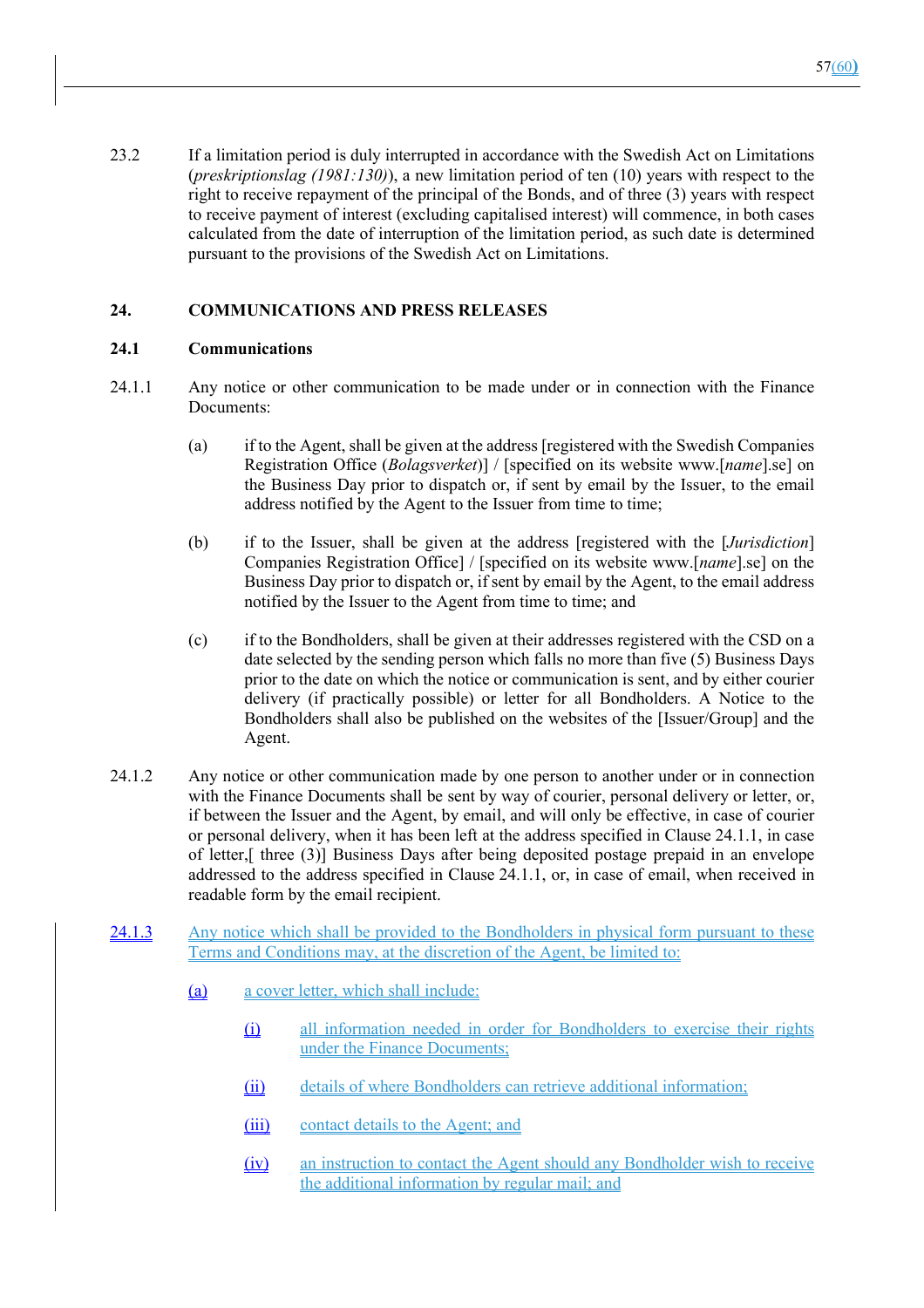23.2 If a limitation period is duly interrupted in accordance with the Swedish Act on Limitations (*preskriptionslag (1981:130)*), a new limitation period of ten (10) years with respect to the right to receive repayment of the principal of the Bonds, and of three (3) years with respect to receive payment of interest (excluding capitalised interest) will commence, in both cases calculated from the date of interruption of the limitation period, as such date is determined pursuant to the provisions of the Swedish Act on Limitations.

## 24. COMMUNICATIONS AND PRESS RELEASES

### 24.1 Communications

24.1.1 Any notice or other communication to be made under or in connection with the Finance Documents:

(a) if to the Agent, shall be given at the address [registered with the Swedish Companies Registration Office (*Bolagsverket*)] / [specified on its website www.[*name*].se] on the Business Day prior to dispatch or, if sent by email by the Issuer, to the email address notified by the Agent to the Issuer from time to time;

(b) if to the Issuer, shall be given at the address [registered with the [*Jurisdiction*] Companies Registration Office] / [specified on its website www.[*name*].se] on the Business Day prior to dispatch or, if sent by email by the Agent, to the email address notified by the Issuer to the Agent from time to time; and

(c) if to the Bondholders, shall be given at their addresses registered with the CSD on a date selected by the sending person which falls no more than five (5) Business Days prior to the date on which the notice or communication is sent, and by either courier delivery (if practically possible) or letter for all Bondholders. A Notice to the Bondholders shall also be published on the websites of the [Issuer/Group] and the Agent.

24.1.2 Any notice or other communication made by one person to another under or in connection with the Finance Documents shall be sent by way of courier, personal delivery or letter, or, if between the Issuer and the Agent, by email, and will only be effective, in case of courier or personal delivery, when it has been left at the address specified in Clause 24.1.1, in case of letter,[ three (3)] Business Days after being deposited postage prepaid in an envelope addressed to the address specified in Clause 24.1.1, or, in case of email, when received in readable form by the email recipient.

24.1.3 Any notice which shall be provided to the Bondholders in physical form pursuant to these Terms and Conditions may, at the discretion of the Agent, be limited to:

(a) a cover letter, which shall include:

(i) all information needed in order for Bondholders to exercise their rights under the Finance Documents;

(ii) details of where Bondholders can retrieve additional information;

(iii) contact details to the Agent; and

(iv) an instruction to contact the Agent should any Bondholder wish to receive the additional information by regular mail; and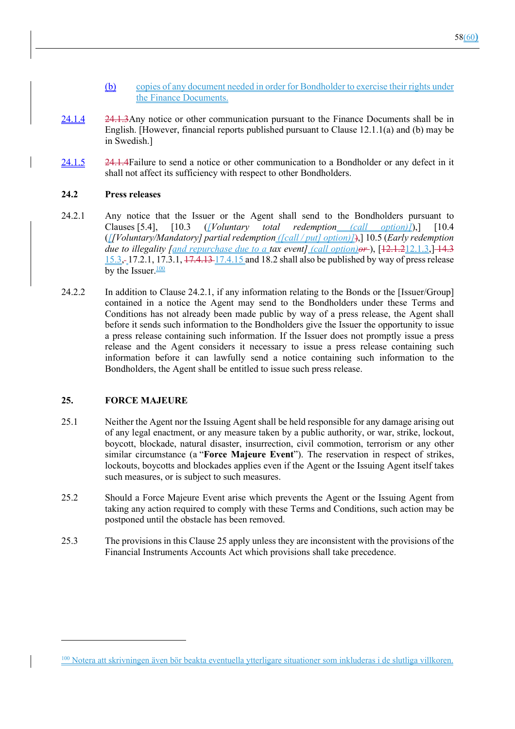(b) copies of any document needed in order for Bondholder to exercise their rights under the Finance Documents.

24.1.4 ~~24.1.3~~Any notice or other communication pursuant to the Finance Documents shall be in English. [However, financial reports published pursuant to Clause 12.1.1(a) and (b) may be in Swedish.]

24.1.5 ~~24.1.4~~Failure to send a notice or other communication to a Bondholder or any defect in it shall not affect its sufficiency with respect to other Bondholders.

**24.2 Press releases**

24.2.1 Any notice that the Issuer or the Agent shall send to the Bondholders pursuant to Clauses [5.4], [10.3 (*[Voluntary total redemption (call option)]*),] [10.4 (*[[Voluntary/Mandatory] partial redemption ([call / put] option)]*),] 10.5 (*Early redemption due to illegality [and repurchase due to a tax event] (call option)~~or~~*), [~~12.1.2~~12.1.3,] ~~14.3~~ 15.3, 17.2.1, 17.3.1, ~~17.4.13~~ 17.4.15 and 18.2 shall also be published by way of press release by the Issuer.[100]

24.2.2 In addition to Clause 24.2.1, if any information relating to the Bonds or the [Issuer/Group] contained in a notice the Agent may send to the Bondholders under these Terms and Conditions has not already been made public by way of a press release, the Agent shall before it sends such information to the Bondholders give the Issuer the opportunity to issue a press release containing such information. If the Issuer does not promptly issue a press release and the Agent considers it necessary to issue a press release containing such information before it can lawfully send a notice containing such information to the Bondholders, the Agent shall be entitled to issue such press release.

## 25. FORCE MAJEURE

25.1 Neither the Agent nor the Issuing Agent shall be held responsible for any damage arising out of any legal enactment, or any measure taken by a public authority, or war, strike, lockout, boycott, blockade, natural disaster, insurrection, civil commotion, terrorism or any other similar circumstance (a "**Force Majeure Event**"). The reservation in respect of strikes, lockouts, boycotts and blockades applies even if the Agent or the Issuing Agent itself takes such measures, or is subject to such measures.

25.2 Should a Force Majeure Event arise which prevents the Agent or the Issuing Agent from taking any action required to comply with these Terms and Conditions, such action may be postponed until the obstacle has been removed.

25.3 The provisions in this Clause 25 apply unless they are inconsistent with the provisions of the Financial Instruments Accounts Act which provisions shall take precedence.

---

[100] Notera att skrivningen även bör beakta eventuella ytterligare situationer som inkluderas i de slutliga villkoren.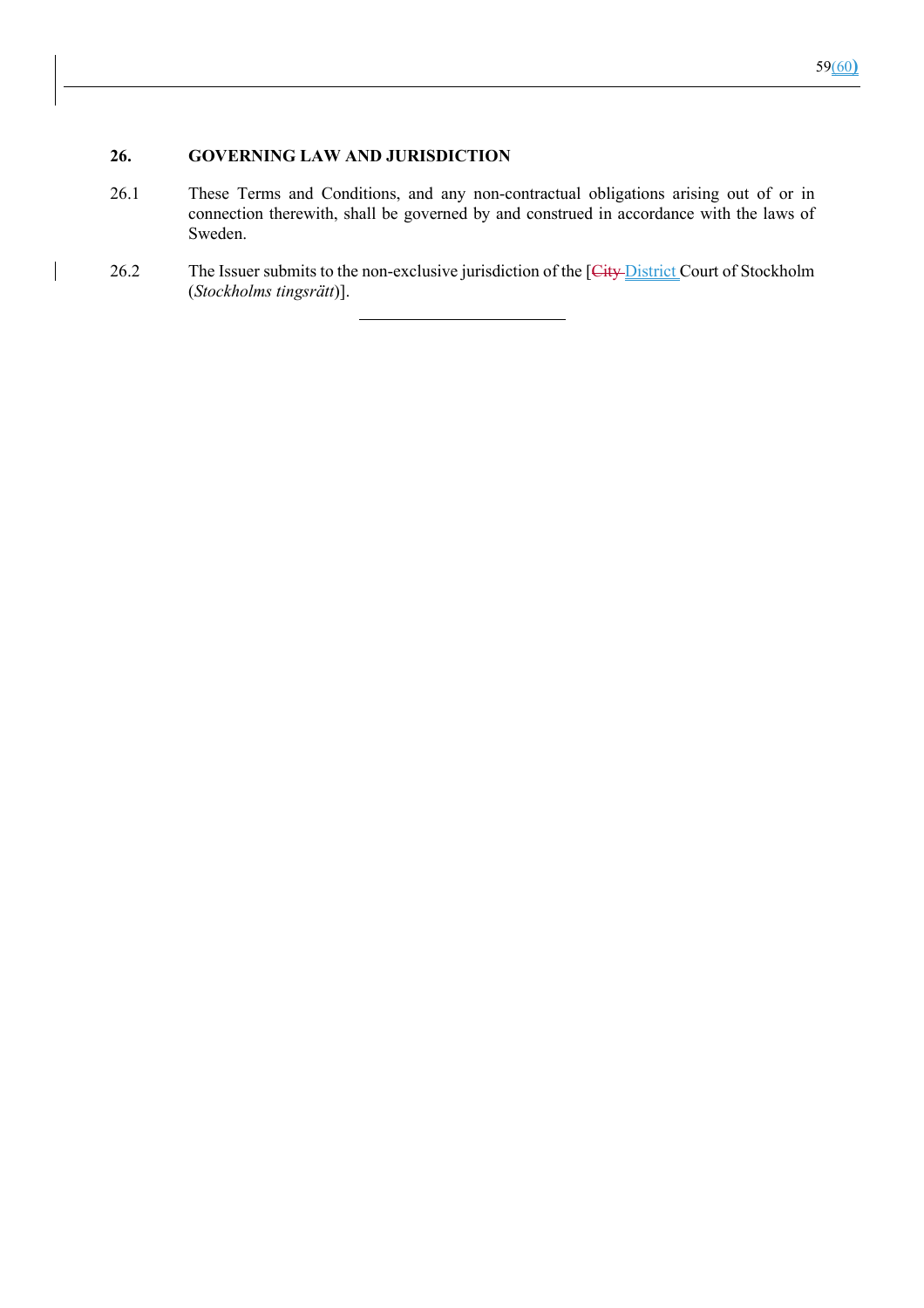## 26. GOVERNING LAW AND JURISDICTION

26.1 These Terms and Conditions, and any non-contractual obligations arising out of or in connection therewith, shall be governed by and construed in accordance with the laws of Sweden.

26.2 The Issuer submits to the non-exclusive jurisdiction of the [~~City~~ District Court of Stockholm (*Stockholms tingsrätt*)].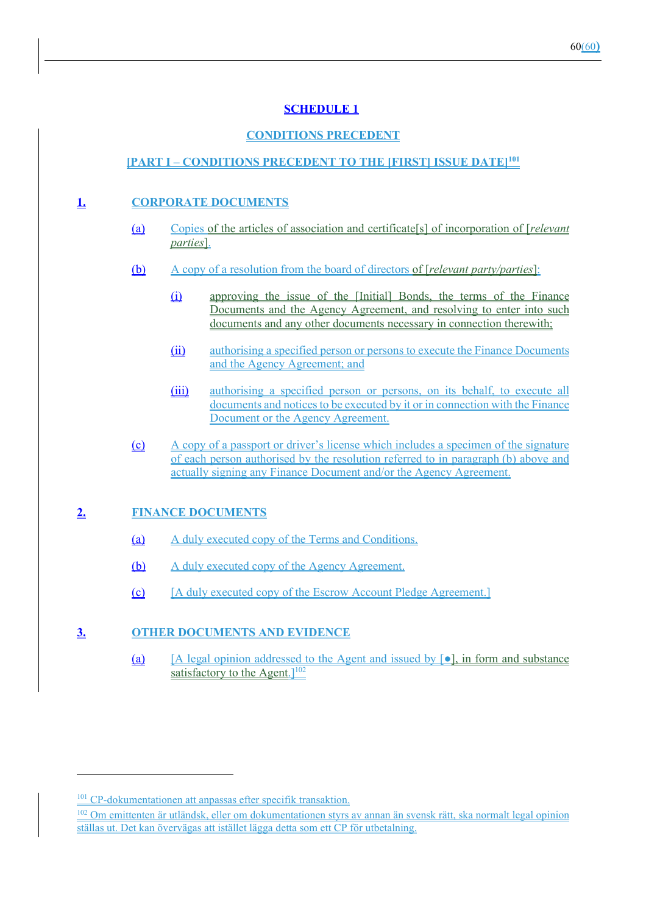# SCHEDULE 1

## CONDITIONS PRECEDENT

## [PART I – CONDITIONS PRECEDENT TO THE [FIRST] ISSUE DATE][101]

### 1. CORPORATE DOCUMENTS

(a) Copies of the articles of association and certificate[s] of incorporation of [*relevant parties*].

(b) A copy of a resolution from the board of directors of [*relevant party/parties*]:

(i) approving the issue of the [Initial] Bonds, the terms of the Finance Documents and the Agency Agreement, and resolving to enter into such documents and any other documents necessary in connection therewith;

(ii) authorising a specified person or persons to execute the Finance Documents and the Agency Agreement; and

(iii) authorising a specified person or persons, on its behalf, to execute all documents and notices to be executed by it or in connection with the Finance Document or the Agency Agreement.

(c) A copy of a passport or driver's license which includes a specimen of the signature of each person authorised by the resolution referred to in paragraph (b) above and actually signing any Finance Document and/or the Agency Agreement.

### 2. FINANCE DOCUMENTS

(a) A duly executed copy of the Terms and Conditions.

(b) A duly executed copy of the Agency Agreement.

(c) [A duly executed copy of the Escrow Account Pledge Agreement.]

### 3. OTHER DOCUMENTS AND EVIDENCE

(a) [A legal opinion addressed to the Agent and issued by [●], in form and substance satisfactory to the Agent.][102]

---

[101] CP-dokumentationen att anpassas efter specifik transaktion.

[102] Om emittenten är utländsk, eller om dokumentationen styrs av annan än svensk rätt, ska normalt legal opinion ställas ut. Det kan övervägas att istället lägga detta som ett CP för utbetalning.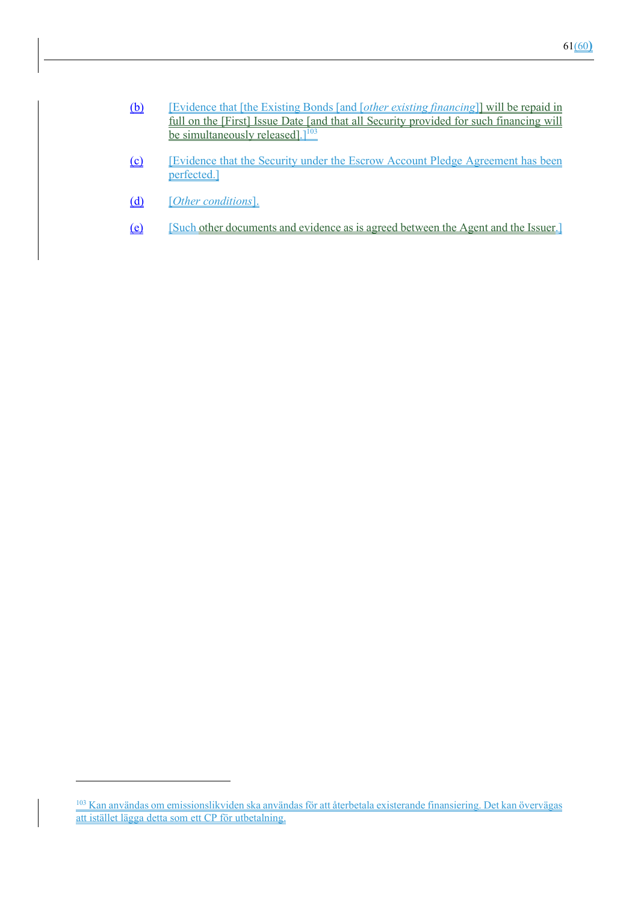(b) [Evidence that [the Existing Bonds [and [*other existing financing*]] will be repaid in full on the [First] Issue Date [and that all Security provided for such financing will be simultaneously released].][103]

(c) [Evidence that the Security under the Escrow Account Pledge Agreement has been perfected.]

(d) [*Other conditions*].

(e) [Such other documents and evidence as is agreed between the Agent and the Issuer.]

---

[103] Kan användas om emissionslikviden ska användas för att återbetala existerande finansiering. Det kan övervägas att istället lägga detta som ett CP för utbetalning.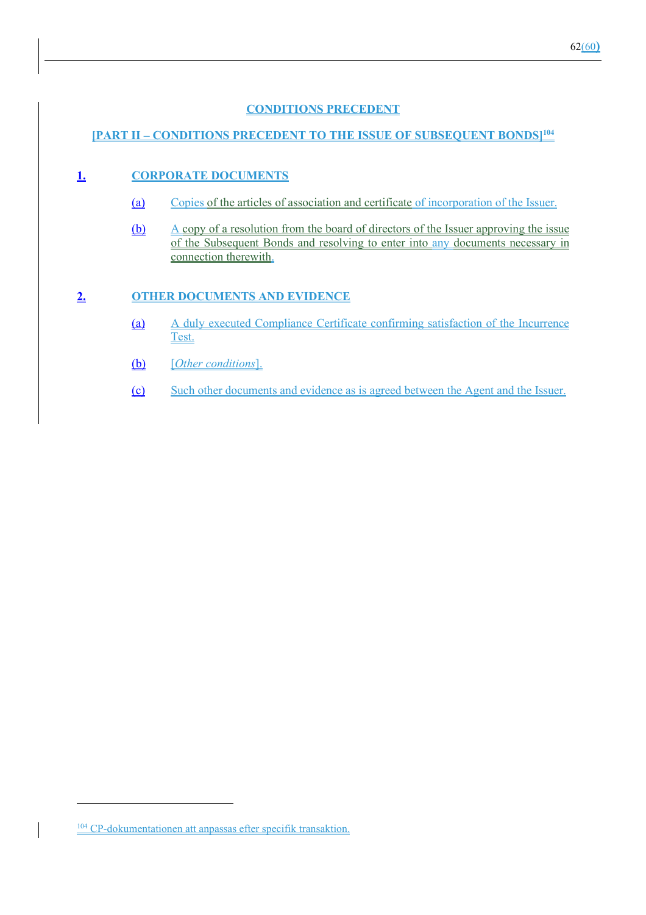# CONDITIONS PRECEDENT

## [PART II – CONDITIONS PRECEDENT TO THE ISSUE OF SUBSEQUENT BONDS][104]

### 1. CORPORATE DOCUMENTS

(a) Copies of the articles of association and certificate of incorporation of the Issuer.

(b) A copy of a resolution from the board of directors of the Issuer approving the issue of the Subsequent Bonds and resolving to enter into any documents necessary in connection therewith.

### 2. OTHER DOCUMENTS AND EVIDENCE

(a) A duly executed Compliance Certificate confirming satisfaction of the Incurrence Test.

(b) [*Other conditions*].

(c) Such other documents and evidence as is agreed between the Agent and the Issuer.

---

[104] CP-dokumentationen att anpassas efter specifik transaktion.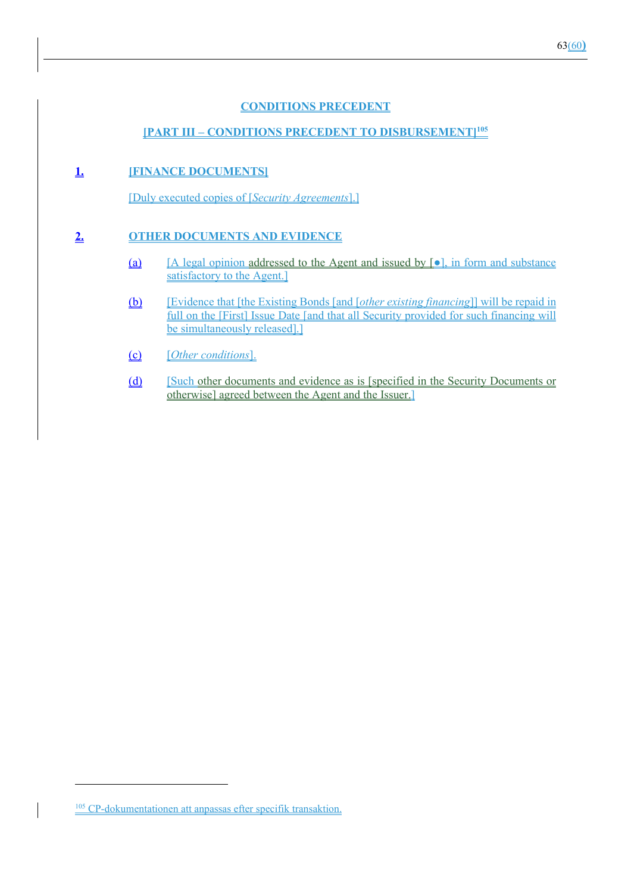# CONDITIONS PRECEDENT

## [PART III – CONDITIONS PRECEDENT TO DISBURSEMENT][105]

**1. [FINANCE DOCUMENTS]**

[Duly executed copies of [*Security Agreements*].]

**2. OTHER DOCUMENTS AND EVIDENCE**

(a) [A legal opinion addressed to the Agent and issued by [●], in form and substance satisfactory to the Agent.]

(b) [Evidence that [the Existing Bonds [and [*other existing financing*]] will be repaid in full on the [First] Issue Date [and that all Security provided for such financing will be simultaneously released].]

(c) [*Other conditions*].

(d) [Such other documents and evidence as is [specified in the Security Documents or otherwise] agreed between the Agent and the Issuer.]

---

[105] CP-dokumentationen att anpassas efter specifik transaktion.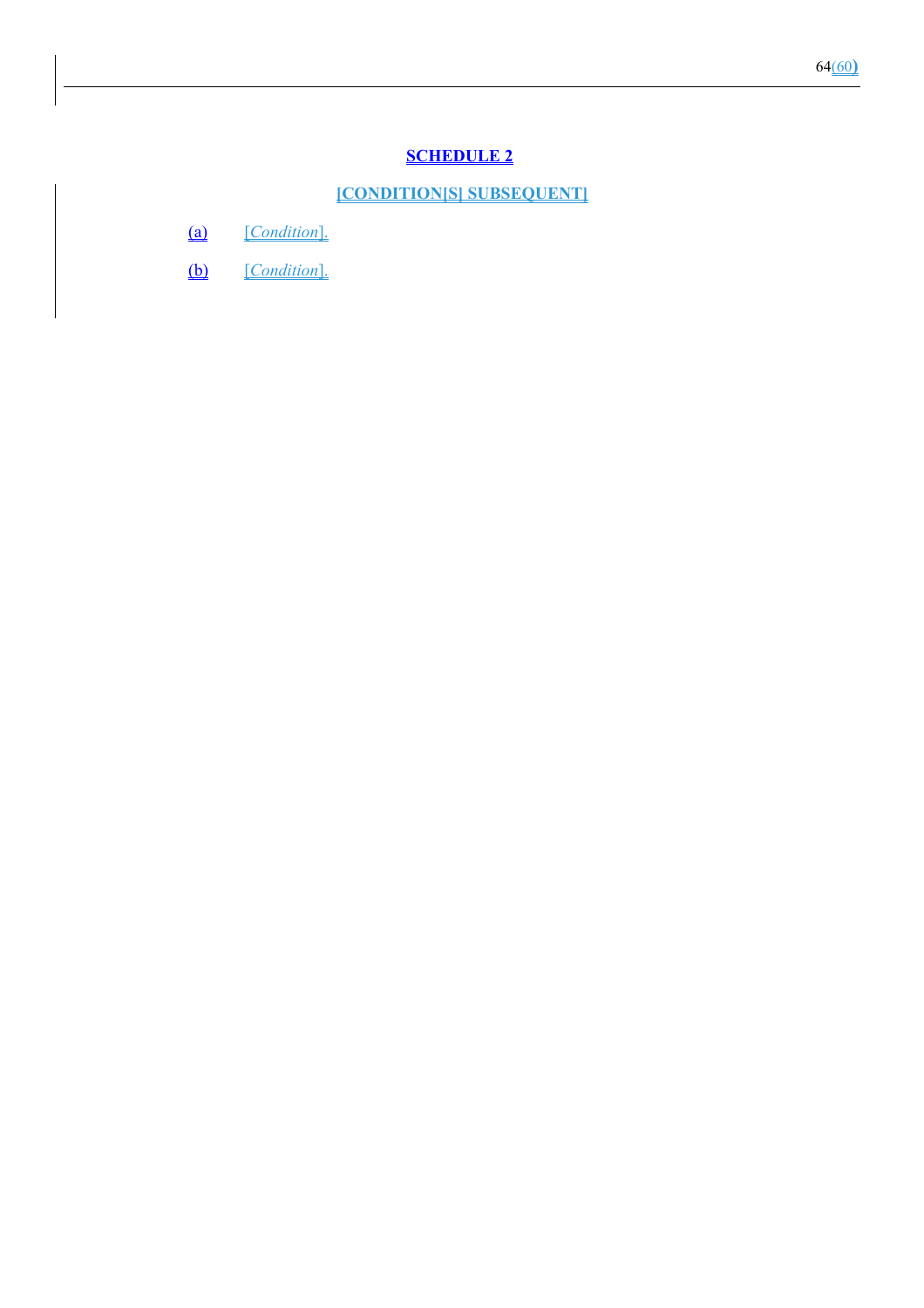## SCHEDULE 2

### [CONDITION[S] SUBSEQUENT]

(a) [*Condition*].

(b) [*Condition*].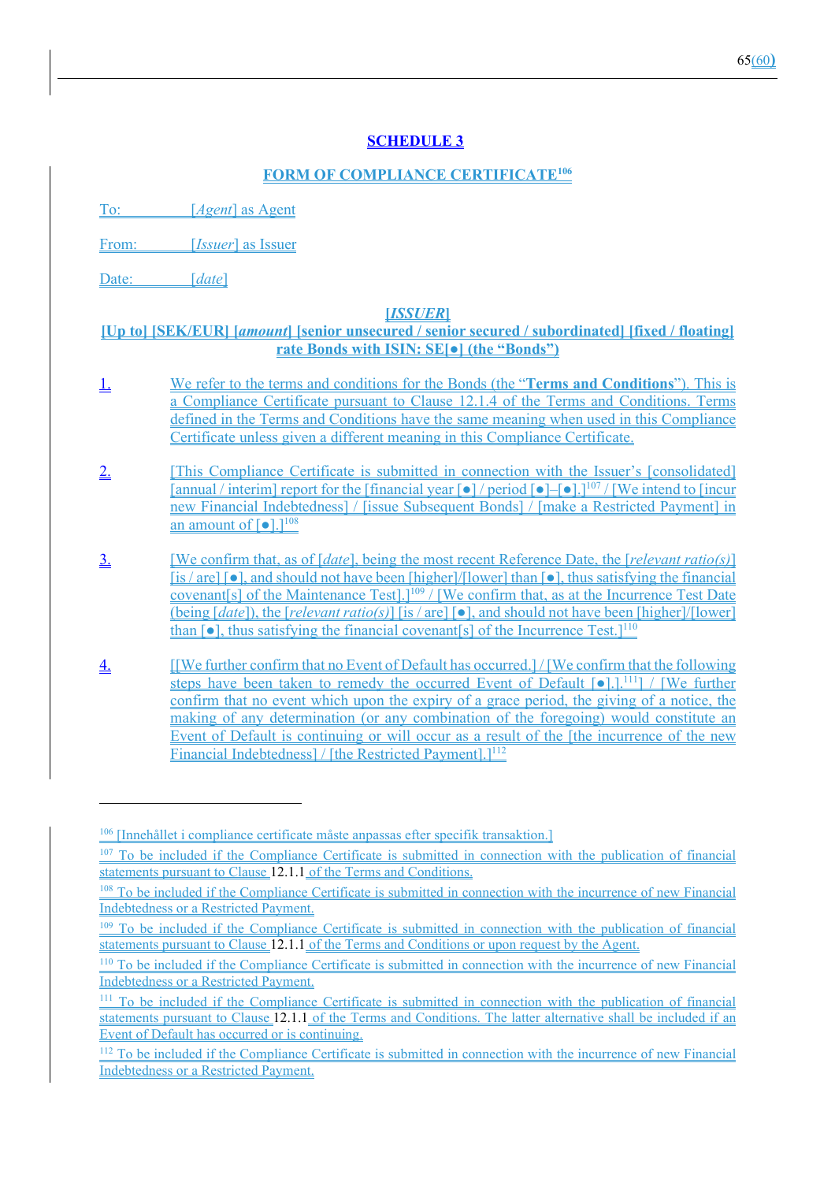# SCHEDULE 3

## FORM OF COMPLIANCE CERTIFICATE[106]

To: [*Agent*] as Agent

From: [*Issuer*] as Issuer

Date: [*date*]

**[*ISSUER*]**
**[Up to] [SEK/EUR] [*amount*] [senior unsecured / senior secured / subordinated] [fixed / floating] rate Bonds with ISIN: SE[●] (the "Bonds")**

1. We refer to the terms and conditions for the Bonds (the "**Terms and Conditions**"). This is a Compliance Certificate pursuant to Clause 12.1.4 of the Terms and Conditions. Terms defined in the Terms and Conditions have the same meaning when used in this Compliance Certificate unless given a different meaning in this Compliance Certificate.

2. [This Compliance Certificate is submitted in connection with the Issuer's [consolidated] [annual / interim] report for the [financial year [●] / period [●]–[●].][107] / [We intend to [incur new Financial Indebtedness] / [issue Subsequent Bonds] / [make a Restricted Payment] in an amount of [●].][108]

3. [We confirm that, as of [*date*], being the most recent Reference Date, the [*relevant ratio(s)*] [is / are] [●], and should not have been [higher]/[lower] than [●], thus satisfying the financial covenant[s] of the Maintenance Test].][109] / [We confirm that, as at the Incurrence Test Date (being [*date*]), the [*relevant ratio(s)*] [is / are] [●], and should not have been [higher]/[lower] than [●], thus satisfying the financial covenant[s] of the Incurrence Test.][110]

4. [[We further confirm that no Event of Default has occurred.] / [We confirm that the following steps have been taken to remedy the occurred Event of Default [●].].[111]] / [We further confirm that no event which upon the expiry of a grace period, the giving of a notice, the making of any determination (or any combination of the foregoing) would constitute an Event of Default is continuing or will occur as a result of the [the incurrence of the new Financial Indebtedness] / [the Restricted Payment].][112]

---

[106] [Innehållet i compliance certificate måste anpassas efter specifik transaktion.]

[107] To be included if the Compliance Certificate is submitted in connection with the publication of financial statements pursuant to Clause 12.1.1 of the Terms and Conditions.

[108] To be included if the Compliance Certificate is submitted in connection with the incurrence of new Financial Indebtedness or a Restricted Payment.

[109] To be included if the Compliance Certificate is submitted in connection with the publication of financial statements pursuant to Clause 12.1.1 of the Terms and Conditions or upon request by the Agent.

[110] To be included if the Compliance Certificate is submitted in connection with the incurrence of new Financial Indebtedness or a Restricted Payment.

[111] To be included if the Compliance Certificate is submitted in connection with the publication of financial statements pursuant to Clause 12.1.1 of the Terms and Conditions. The latter alternative shall be included if an Event of Default has occurred or is continuing.

[112] To be included if the Compliance Certificate is submitted in connection with the incurrence of new Financial Indebtedness or a Restricted Payment.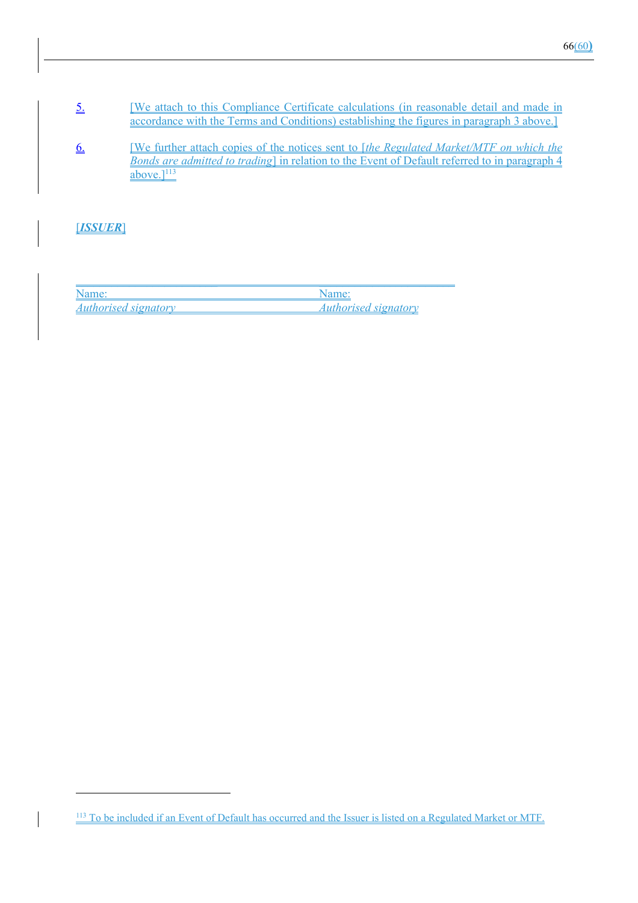5. [We attach to this Compliance Certificate calculations (in reasonable detail and made in accordance with the Terms and Conditions) establishing the figures in paragraph 3 above.]

6. [We further attach copies of the notices sent to [*the Regulated Market/MTF on which the Bonds are admitted to trading*] in relation to the Event of Default referred to in paragraph 4 above.][113]

[***ISSUER***]

| | |
|---|---|
| Name: | Name: |
| *Authorised signatory* | *Authorised signatory* |

---

[113] To be included if an Event of Default has occurred and the Issuer is listed on a Regulated Market or MTF.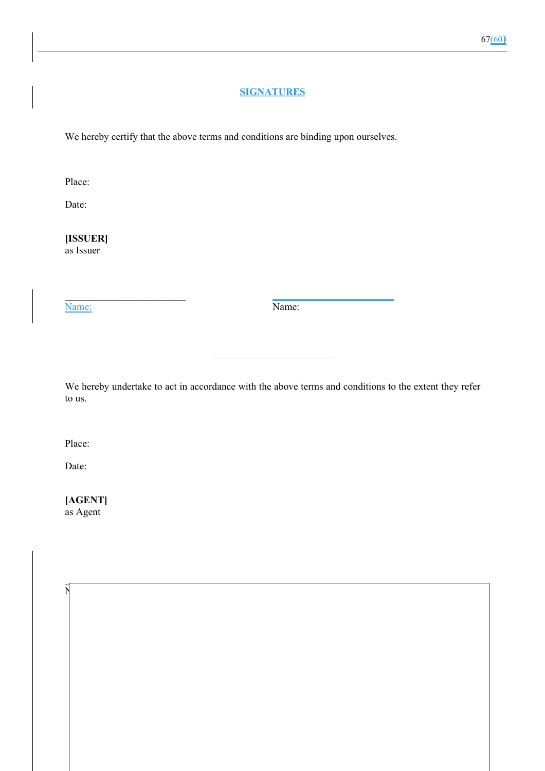## SIGNATURES

We hereby certify that the above terms and conditions are binding upon ourselves.

Place:

Date:

**[ISSUER]**
as Issuer

\_\_\_\_\_\_\_\_\_\_\_\_\_\_\_\_\_\_\_\_\_\_\_\_ \_\_\_\_\_\_\_\_\_\_\_\_\_\_\_\_\_\_\_\_\_\_\_\_
Name: Name:

\_\_\_\_\_\_\_\_\_\_\_\_\_\_\_\_\_\_\_\_\_\_\_\_

We hereby undertake to act in accordance with the above terms and conditions to the extent they refer to us.

Place:

Date:

**[AGENT]**
as Agent

N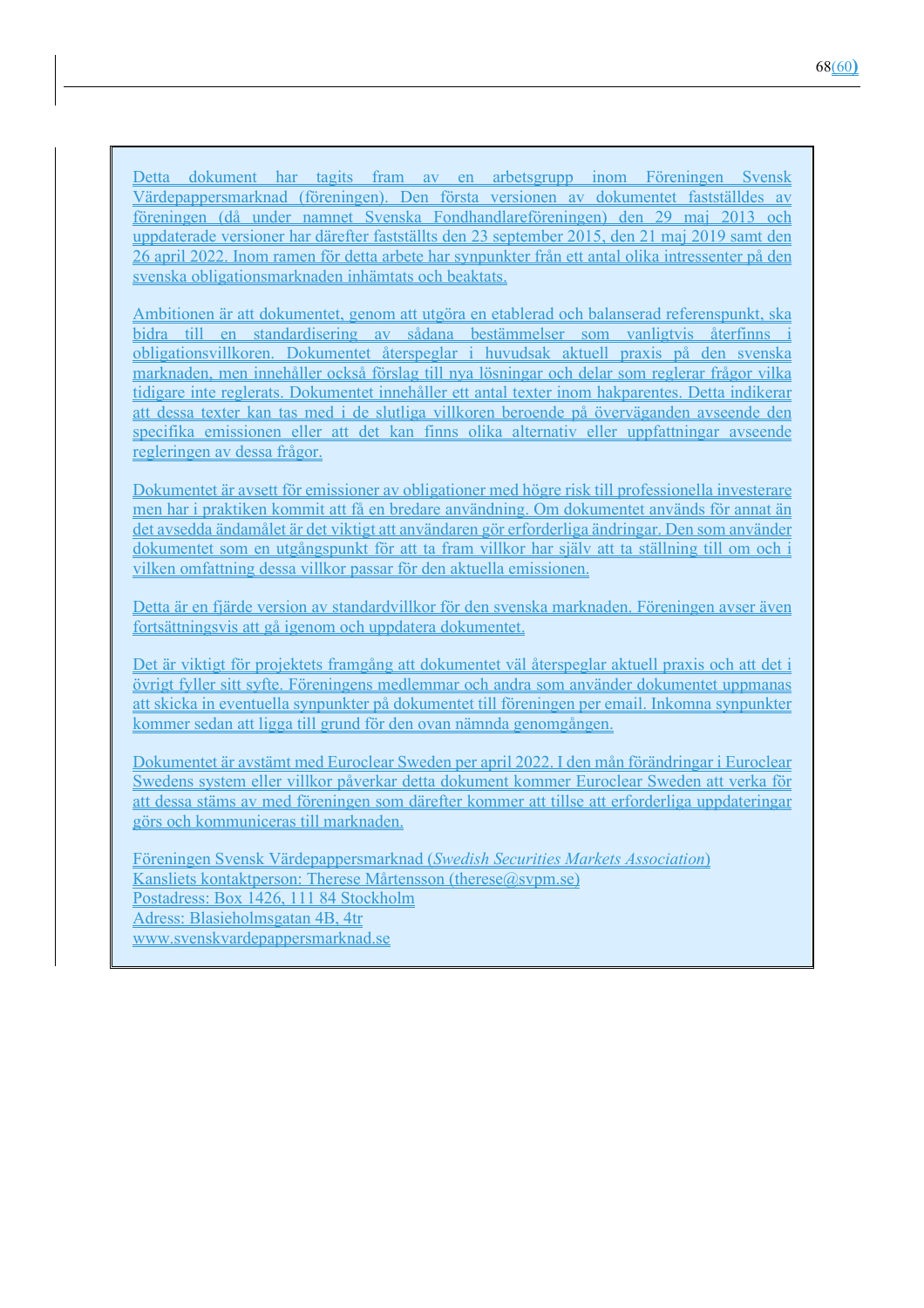Detta dokument har tagits fram av en arbetsgrupp inom Föreningen Svensk Värdepappersmarknad (föreningen). Den första versionen av dokumentet fastställdes av föreningen (då under namnet Svenska Fondhandlareföreningen) den 29 maj 2013 och uppdaterade versioner har därefter fastställts den 23 september 2015, den 21 maj 2019 samt den 26 april 2022. Inom ramen för detta arbete har synpunkter från ett antal olika intressenter på den svenska obligationsmarknaden inhämtats och beaktats.

Ambitionen är att dokumentet, genom att utgöra en etablerad och balanserad referenspunkt, ska bidra till en standardisering av sådana bestämmelser som vanligtvis återfinns i obligationsvillkoren. Dokumentet återspeglar i huvudsak aktuell praxis på den svenska marknaden, men innehåller också förslag till nya lösningar och delar som reglerar frågor vilka tidigare inte reglerats. Dokumentet innehåller ett antal texter inom hakparentes. Detta indikerar att dessa texter kan tas med i de slutliga villkoren beroende på överväganden avseende den specifika emissionen eller att det kan finns olika alternativ eller uppfattningar avseende regleringen av dessa frågor.

Dokumentet är avsett för emissioner av obligationer med högre risk till professionella investerare men har i praktiken kommit att få en bredare användning. Om dokumentet används för annat än det avsedda ändamålet är det viktigt att användaren gör erforderliga ändringar. Den som använder dokumentet som en utgångspunkt för att ta fram villkor har själv att ta ställning till om och i vilken omfattning dessa villkor passar för den aktuella emissionen.

Detta är en fjärde version av standardvillkor för den svenska marknaden. Föreningen avser även fortsättningsvis att gå igenom och uppdatera dokumentet.

Det är viktigt för projektets framgång att dokumentet väl återspeglar aktuell praxis och att det i övrigt fyller sitt syfte. Föreningens medlemmar och andra som använder dokumentet uppmanas att skicka in eventuella synpunkter på dokumentet till föreningen per email. Inkomna synpunkter kommer sedan att ligga till grund för den ovan nämnda genomgången.

Dokumentet är avstämt med Euroclear Sweden per april 2022. I den mån förändringar i Euroclear Swedens system eller villkor påverkar detta dokument kommer Euroclear Sweden att verka för att dessa stäms av med föreningen som därefter kommer att tillse att erforderliga uppdateringar görs och kommuniceras till marknaden.

Föreningen Svensk Värdepappersmarknad (*Swedish Securities Markets Association*)
Kansliets kontaktperson: Therese Mårtensson (therese@svpm.se)
Postadress: Box 1426, 111 84 Stockholm
Adress: Blasieholmsgatan 4B, 4tr
www.svenskvardepappersmarknad.se